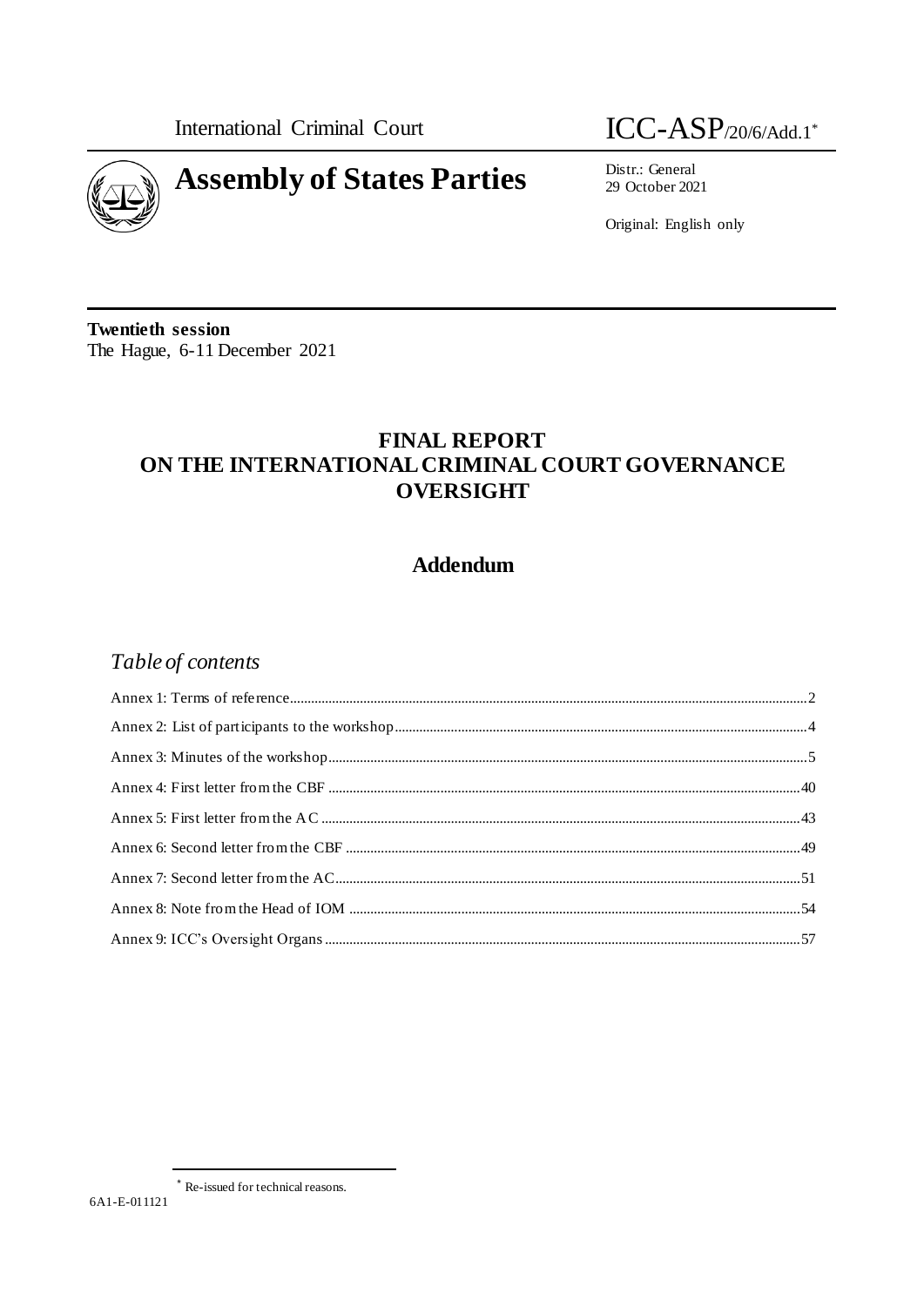International Criminal Court

ICC-ASP/20/6/Add.1[*]

# Assembly of States Parties

Distr.: General
29 October 2021

Original: English only

**Twentieth session**
The Hague, 6-11 December 2021

## FINAL REPORT ON THE INTERNATIONAL CRIMINAL COURT GOVERNANCE OVERSIGHT

## Addendum

### *Table of contents*

| | |
|---|---|
| Annex 1: Terms of reference | 2 |
| Annex 2: List of participants to the workshop | 4 |
| Annex 3: Minutes of the workshop | 5 |
| Annex 4: First letter from the CBF | 40 |
| Annex 5: First letter from the AC | 43 |
| Annex 6: Second letter from the CBF | 49 |
| Annex 7: Second letter from the AC | 51 |
| Annex 8: Note from the Head of IOM | 54 |
| Annex 9: ICC's Oversight Organs | 57 |

[*] Re-issued for technical reasons.

6A1-E-011121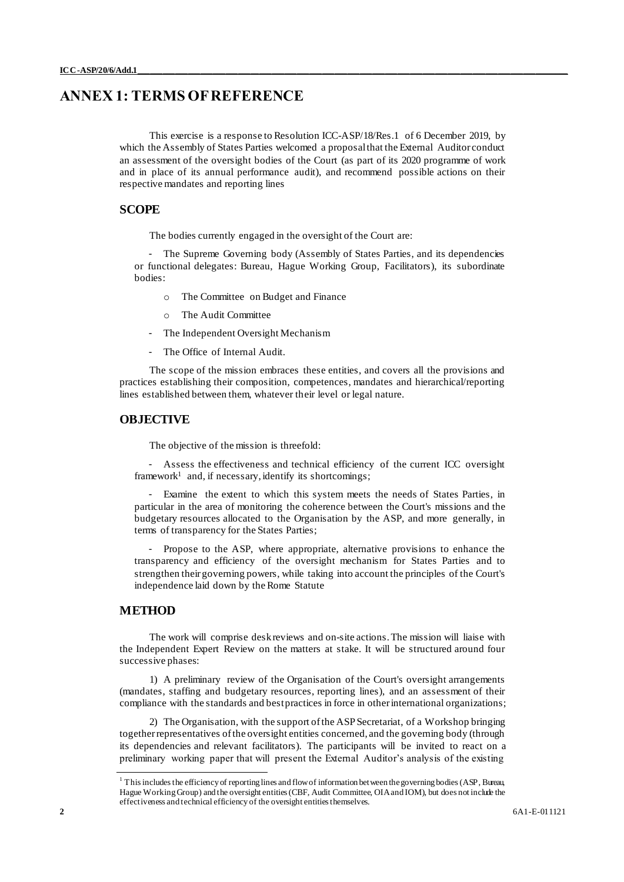# ANNEX 1: TERMS OF REFERENCE

This exercise is a response to Resolution ICC-ASP/18/Res.1 of 6 December 2019, by which the Assembly of States Parties welcomed a proposal that the External Auditor conduct an assessment of the oversight bodies of the Court (as part of its 2020 programme of work and in place of its annual performance audit), and recommend possible actions on their respective mandates and reporting lines

## SCOPE

The bodies currently engaged in the oversight of the Court are:

- The Supreme Governing body (Assembly of States Parties, and its dependencies or functional delegates: Bureau, Hague Working Group, Facilitators), its subordinate bodies:
  - The Committee on Budget and Finance
  - The Audit Committee
- The Independent Oversight Mechanism
- The Office of Internal Audit.

The scope of the mission embraces these entities, and covers all the provisions and practices establishing their composition, competences, mandates and hierarchical/reporting lines established between them, whatever their level or legal nature.

## OBJECTIVE

The objective of the mission is threefold:

- Assess the effectiveness and technical efficiency of the current ICC oversight framework[1] and, if necessary, identify its shortcomings;
- Examine the extent to which this system meets the needs of States Parties, in particular in the area of monitoring the coherence between the Court's missions and the budgetary resources allocated to the Organisation by the ASP, and more generally, in terms of transparency for the States Parties;
- Propose to the ASP, where appropriate, alternative provisions to enhance the transparency and efficiency of the oversight mechanism for States Parties and to strengthen their governing powers, while taking into account the principles of the Court's independence laid down by the Rome Statute

## METHOD

The work will comprise desk reviews and on-site actions. The mission will liaise with the Independent Expert Review on the matters at stake. It will be structured around four successive phases:

1) A preliminary review of the Organisation of the Court's oversight arrangements (mandates, staffing and budgetary resources, reporting lines), and an assessment of their compliance with the standards and best practices in force in other international organizations;

2) The Organisation, with the support of the ASP Secretariat, of a Workshop bringing together representatives of the oversight entities concerned, and the governing body (through its dependencies and relevant facilitators). The participants will be invited to react on a preliminary working paper that will present the External Auditor's analysis of the existing

---

[1] This includes the efficiency of reporting lines and flow of information between the governing bodies (ASP, Bureau, Hague Working Group) and the oversight entities (CBF, Audit Committee, OIA and IOM), but does not include the effectiveness and technical efficiency of the oversight entities themselves.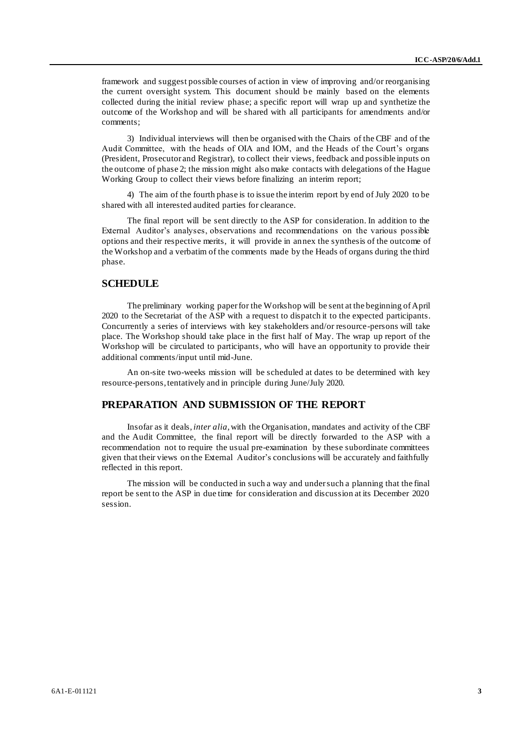framework and suggest possible courses of action in view of improving and/or reorganising the current oversight system. This document should be mainly based on the elements collected during the initial review phase; a specific report will wrap up and synthetize the outcome of the Workshop and will be shared with all participants for amendments and/or comments;

3) Individual interviews will then be organised with the Chairs of the CBF and of the Audit Committee, with the heads of OIA and IOM, and the Heads of the Court's organs (President, Prosecutor and Registrar), to collect their views, feedback and possible inputs on the outcome of phase 2; the mission might also make contacts with delegations of the Hague Working Group to collect their views before finalizing an interim report;

4) The aim of the fourth phase is to issue the interim report by end of July 2020 to be shared with all interested audited parties for clearance.

The final report will be sent directly to the ASP for consideration. In addition to the External Auditor's analyses, observations and recommendations on the various possible options and their respective merits, it will provide in annex the synthesis of the outcome of the Workshop and a verbatim of the comments made by the Heads of organs during the third phase.

## SCHEDULE

The preliminary working paper for the Workshop will be sent at the beginning of April 2020 to the Secretariat of the ASP with a request to dispatch it to the expected participants. Concurrently a series of interviews with key stakeholders and/or resource-persons will take place. The Workshop should take place in the first half of May. The wrap up report of the Workshop will be circulated to participants, who will have an opportunity to provide their additional comments/input until mid-June.

An on-site two-weeks mission will be scheduled at dates to be determined with key resource-persons, tentatively and in principle during June/July 2020.

## PREPARATION AND SUBMISSION OF THE REPORT

Insofar as it deals, *inter alia*, with the Organisation, mandates and activity of the CBF and the Audit Committee, the final report will be directly forwarded to the ASP with a recommendation not to require the usual pre-examination by these subordinate committees given that their views on the External Auditor's conclusions will be accurately and faithfully reflected in this report.

The mission will be conducted in such a way and under such a planning that the final report be sent to the ASP in due time for consideration and discussion at its December 2020 session.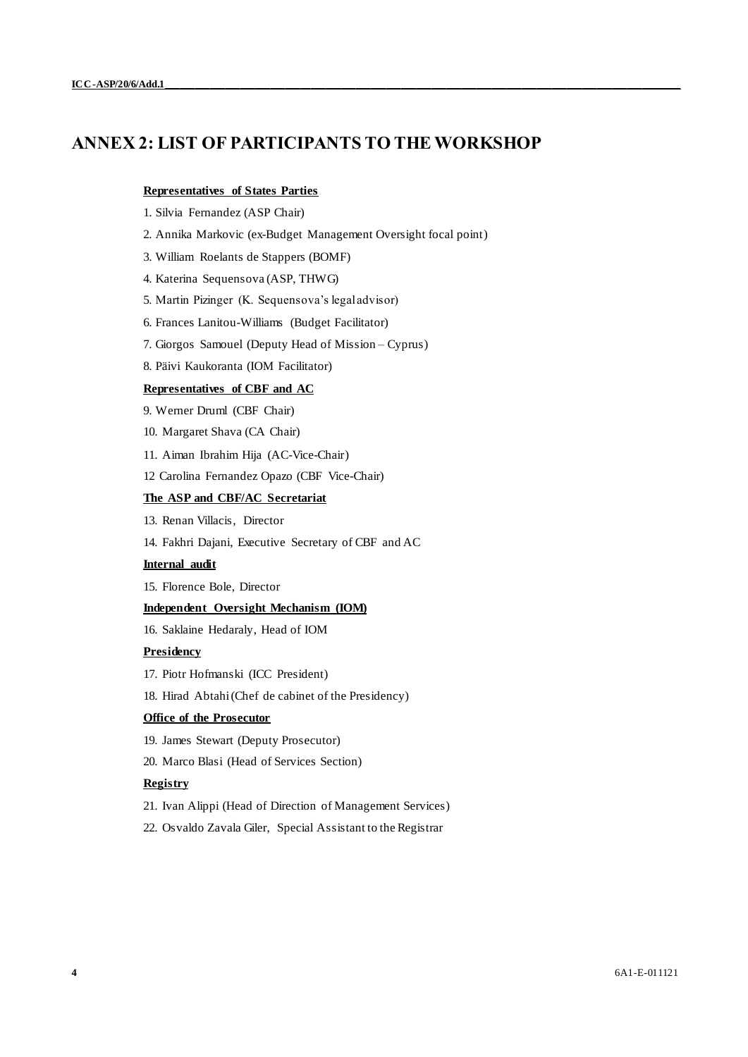## ANNEX 2: LIST OF PARTICIPANTS TO THE WORKSHOP

**Representatives of States Parties**

1. Silvia Fernandez (ASP Chair)
2. Annika Markovic (ex-Budget Management Oversight focal point)
3. William Roelants de Stappers (BOMF)
4. Katerina Sequensova (ASP, THWG)
5. Martin Pizinger (K. Sequensova's legal advisor)
6. Frances Lanitou-Williams (Budget Facilitator)
7. Giorgos Samouel (Deputy Head of Mission – Cyprus)
8. Päivi Kaukoranta (IOM Facilitator)

**Representatives of CBF and AC**

9. Werner Druml (CBF Chair)
10. Margaret Shava (CA Chair)
11. Aiman Ibrahim Hija (AC-Vice-Chair)
12 Carolina Fernandez Opazo (CBF Vice-Chair)

**The ASP and CBF/AC Secretariat**

13. Renan Villacis, Director
14. Fakhri Dajani, Executive Secretary of CBF and AC

**Internal audit**

15. Florence Bole, Director

**Independent Oversight Mechanism (IOM)**

16. Saklaine Hedaraly, Head of IOM

**Presidency**

17. Piotr Hofmanski (ICC President)
18. Hirad Abtahi (Chef de cabinet of the Presidency)

**Office of the Prosecutor**

19. James Stewart (Deputy Prosecutor)
20. Marco Blasi (Head of Services Section)

**Registry**

21. Ivan Alippi (Head of Direction of Management Services)
22. Osvaldo Zavala Giler, Special Assistant to the Registrar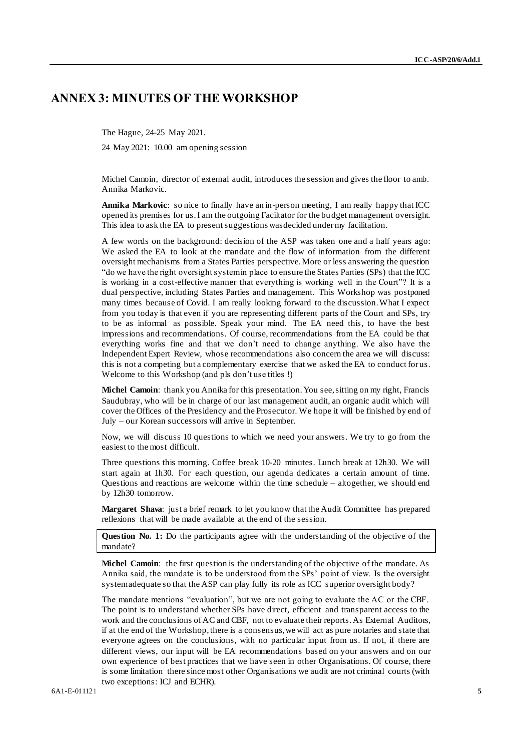# ANNEX 3: MINUTES OF THE WORKSHOP

The Hague, 24-25 May 2021.

24 May 2021: 10.00 am opening session

Michel Camoin, director of external audit, introduces the session and gives the floor to amb. Annika Markovic.

**Annika Markovic**: so nice to finally have an in-person meeting, I am really happy that ICC opened its premises for us. I am the outgoing Faciltator for the budget management oversight. This idea to ask the EA to present suggestions was decided under my facilitation.

A few words on the background: decision of the ASP was taken one and a half years ago: We asked the EA to look at the mandate and the flow of information from the different oversight mechanisms from a States Parties perspective. More or less answering the question "do we have the right oversight system in place to ensure the States Parties (SPs) that the ICC is working in a cost-effective manner that everything is working well in the Court"? It is a dual perspective, including States Parties and management. This Workshop was postponed many times because of Covid. I am really looking forward to the discussion. What I expect from you today is that even if you are representing different parts of the Court and SPs, try to be as informal as possible. Speak your mind. The EA need this, to have the best impressions and recommendations. Of course, recommendations from the EA could be that everything works fine and that we don't need to change anything. We also have the Independent Expert Review, whose recommendations also concern the area we will discuss: this is not a competing but a complementary exercise that we asked the EA to conduct for us. Welcome to this Workshop (and pls don't use titles !)

**Michel Camoin**: thank you Annika for this presentation. You see, sitting on my right, Francis Saudubray, who will be in charge of our last management audit, an organic audit which will cover the Offices of the Presidency and the Prosecutor. We hope it will be finished by end of July – our Korean successors will arrive in September.

Now, we will discuss 10 questions to which we need your answers. We try to go from the easiest to the most difficult.

Three questions this morning. Coffee break 10-20 minutes. Lunch break at 12h30. We will start again at 1h30. For each question, our agenda dedicates a certain amount of time. Questions and reactions are welcome within the time schedule – altogether, we should end by 12h30 tomorrow.

**Margaret Shava**: just a brief remark to let you know that the Audit Committee has prepared reflexions that will be made available at the end of the session.

**Question No. 1:** Do the participants agree with the understanding of the objective of the mandate?

**Michel Camoin**: the first question is the understanding of the objective of the mandate. As Annika said, the mandate is to be understood from the SPs' point of view. Is the oversight system adequate so that the ASP can play fully its role as ICC superior oversight body?

The mandate mentions "evaluation", but we are not going to evaluate the AC or the CBF. The point is to understand whether SPs have direct, efficient and transparent access to the work and the conclusions of AC and CBF, not to evaluate their reports. As External Auditors, if at the end of the Workshop, there is a consensus, we will act as pure notaries and state that everyone agrees on the conclusions, with no particular input from us. If not, if there are different views, our input will be EA recommendations based on your answers and on our own experience of best practices that we have seen in other Organisations. Of course, there is some limitation there since most other Organisations we audit are not criminal courts (with two exceptions: ICJ and ECHR).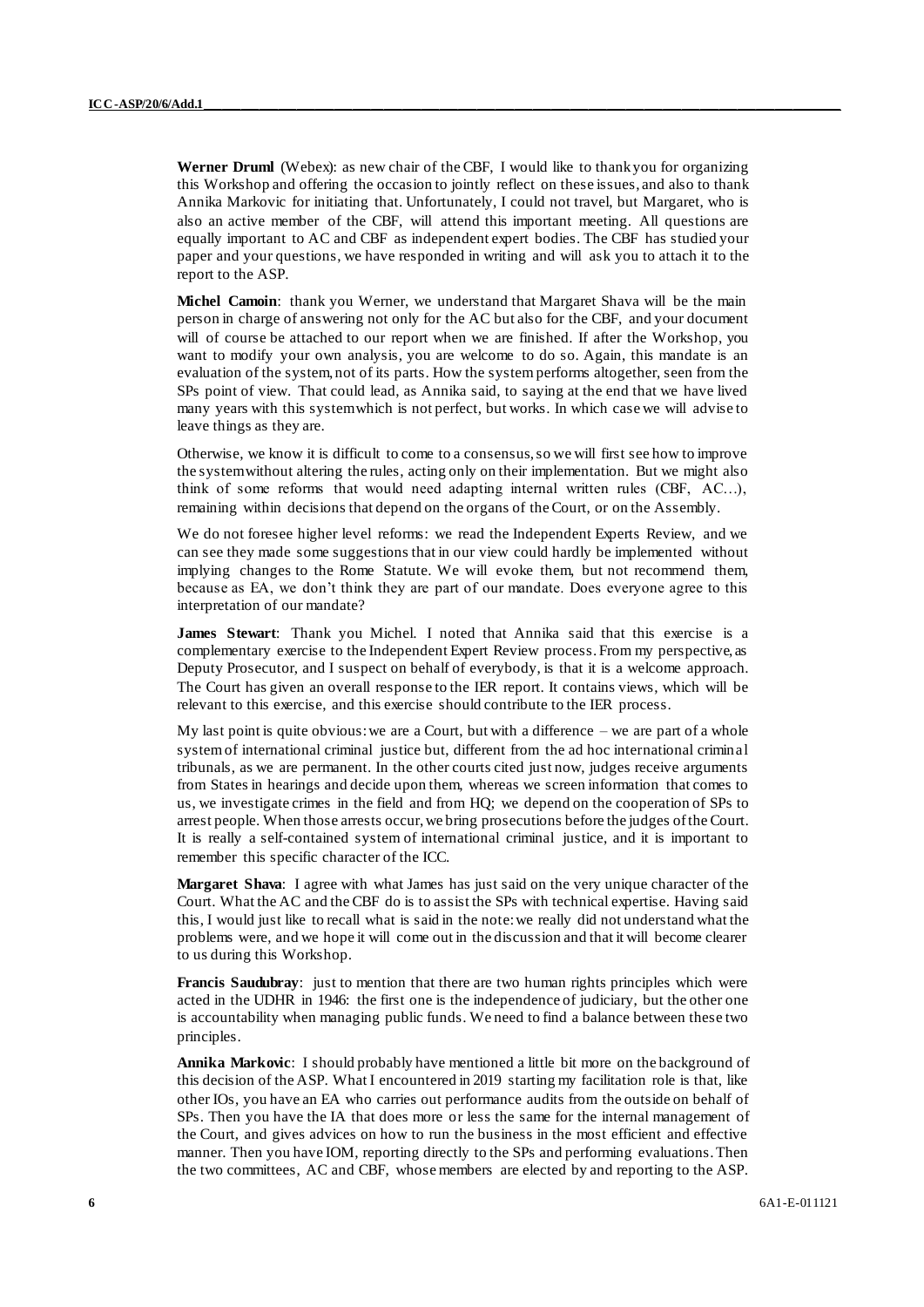**Werner Druml** (Webex): as new chair of the CBF, I would like to thank you for organizing this Workshop and offering the occasion to jointly reflect on these issues, and also to thank Annika Markovic for initiating that. Unfortunately, I could not travel, but Margaret, who is also an active member of the CBF, will attend this important meeting. All questions are equally important to AC and CBF as independent expert bodies. The CBF has studied your paper and your questions, we have responded in writing and will ask you to attach it to the report to the ASP.

**Michel Camoin**: thank you Werner, we understand that Margaret Shava will be the main person in charge of answering not only for the AC but also for the CBF, and your document will of course be attached to our report when we are finished. If after the Workshop, you want to modify your own analysis, you are welcome to do so. Again, this mandate is an evaluation of the system, not of its parts. How the system performs altogether, seen from the SPs point of view. That could lead, as Annika said, to saying at the end that we have lived many years with this system which is not perfect, but works. In which case we will advise to leave things as they are.

Otherwise, we know it is difficult to come to a consensus, so we will first see how to improve the system without altering the rules, acting only on their implementation. But we might also think of some reforms that would need adapting internal written rules (CBF, AC…), remaining within decisions that depend on the organs of the Court, or on the Assembly.

We do not foresee higher level reforms: we read the Independent Experts Review, and we can see they made some suggestions that in our view could hardly be implemented without implying changes to the Rome Statute. We will evoke them, but not recommend them, because as EA, we don't think they are part of our mandate. Does everyone agree to this interpretation of our mandate?

**James Stewart**: Thank you Michel. I noted that Annika said that this exercise is a complementary exercise to the Independent Expert Review process. From my perspective, as Deputy Prosecutor, and I suspect on behalf of everybody, is that it is a welcome approach. The Court has given an overall response to the IER report. It contains views, which will be relevant to this exercise, and this exercise should contribute to the IER process.

My last point is quite obvious: we are a Court, but with a difference – we are part of a whole system of international criminal justice but, different from the ad hoc international criminal tribunals, as we are permanent. In the other courts cited just now, judges receive arguments from States in hearings and decide upon them, whereas we screen information that comes to us, we investigate crimes in the field and from HQ; we depend on the cooperation of SPs to arrest people. When those arrests occur, we bring prosecutions before the judges of the Court. It is really a self-contained system of international criminal justice, and it is important to remember this specific character of the ICC.

**Margaret Shava**: I agree with what James has just said on the very unique character of the Court. What the AC and the CBF do is to assist the SPs with technical expertise. Having said this, I would just like to recall what is said in the note: we really did not understand what the problems were, and we hope it will come out in the discussion and that it will become clearer to us during this Workshop.

**Francis Saudubray**: just to mention that there are two human rights principles which were acted in the UDHR in 1946: the first one is the independence of judiciary, but the other one is accountability when managing public funds. We need to find a balance between these two principles.

**Annika Markovic**: I should probably have mentioned a little bit more on the background of this decision of the ASP. What I encountered in 2019 starting my facilitation role is that, like other IOs, you have an EA who carries out performance audits from the outside on behalf of SPs. Then you have the IA that does more or less the same for the internal management of the Court, and gives advices on how to run the business in the most efficient and effective manner. Then you have IOM, reporting directly to the SPs and performing evaluations. Then the two committees, AC and CBF, whose members are elected by and reporting to the ASP.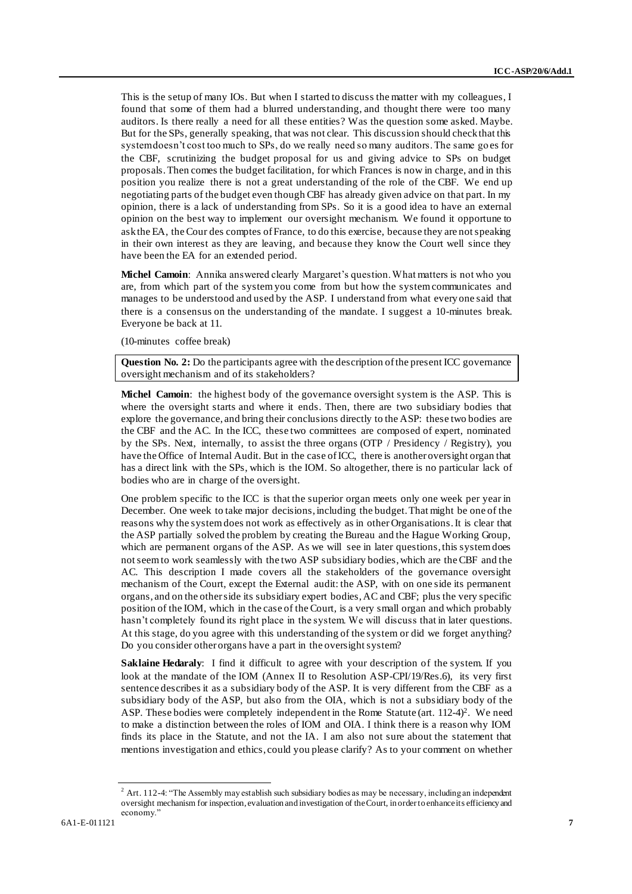This is the setup of many IOs. But when I started to discuss the matter with my colleagues, I found that some of them had a blurred understanding, and thought there were too many auditors. Is there really a need for all these entities? Was the question some asked. Maybe. But for the SPs, generally speaking, that was not clear. This discussion should check that this system doesn't cost too much to SPs, do we really need so many auditors. The same goes for the CBF, scrutinizing the budget proposal for us and giving advice to SPs on budget proposals. Then comes the budget facilitation, for which France is now in charge, and in this position you realize there is not a great understanding of the role of the CBF. We end up negotiating parts of the budget even though CBF has already given advice on that part. In my opinion, there is a lack of understanding from SPs. So it is a good idea to have an external opinion on the best way to implement our oversight mechanism. We found it opportune to ask the EA, the Cour des comptes of France, to do this exercise, because they are not speaking in their own interest as they are leaving, and because they know the Court well since they have been the EA for an extended period.

**Michel Camoin**: Annika answered clearly Margaret's question. What matters is not who you are, from which part of the system you come from but how the system communicates and manages to be understood and used by the ASP. I understand from what everyone said that there is a consensus on the understanding of the mandate. I suggest a 10-minutes break. Everyone be back at 11.

(10-minutes coffee break)

**Question No. 2:** Do the participants agree with the description of the present ICC governance oversight mechanism and of its stakeholders?

**Michel Camoin**: the highest body of the governance oversight system is the ASP. This is where the oversight starts and where it ends. Then, there are two subsidiary bodies that explore the governance, and bring their conclusions directly to the ASP: these two bodies are the CBF and the AC. In the ICC, these two committees are composed of expert, nominated by the SPs. Next, internally, to assist the three organs (OTP / Presidency / Registry), you have the Office of Internal Audit. But in the case of ICC, there is another oversight organ that has a direct link with the SPs, which is the IOM. So altogether, there is no particular lack of bodies who are in charge of the oversight.

One problem specific to the ICC is that the superior organ meets only one week per year in December. One week to take major decisions, including the budget. That might be one of the reasons why the system does not work as effectively as in other Organisations. It is clear that the ASP partially solved the problem by creating the Bureau and the Hague Working Group, which are permanent organs of the ASP. As we will see in later questions, this system does not seem to work seamlessly with the two ASP subsidiary bodies, which are the CBF and the AC. This description I made covers all the stakeholders of the governance oversight mechanism of the Court, except the External audit: the ASP, with on one side its permanent organs, and on the other side its subsidiary expert bodies, AC and CBF; plus the very specific position of the IOM, which in the case of the Court, is a very small organ and which probably hasn't completely found its right place in the system. We will discuss that in later questions. At this stage, do you agree with this understanding of the system or did we forget anything? Do you consider other organs have a part in the oversight system?

**Saklaine Hedaraly**: I find it difficult to agree with your description of the system. If you look at the mandate of the IOM (Annex II to Resolution ASP-CPI/19/Res.6), its very first sentence describes it as a subsidiary body of the ASP. It is very different from the CBF as a subsidiary body of the ASP, but also from the OIA, which is not a subsidiary body of the ASP. These bodies were completely independent in the Rome Statute (art. 112-4)[2]. We need to make a distinction between the roles of IOM and OIA. I think there is a reason why IOM finds its place in the Statute, and not the IA. I am also not sure about the statement that mentions investigation and ethics, could you please clarify? As to your comment on whether

[2] Art. 112-4: "The Assembly may establish such subsidiary bodies as may be necessary, including an independent oversight mechanism for inspection, evaluation and investigation of the Court, in order to enhance its efficiency and economy."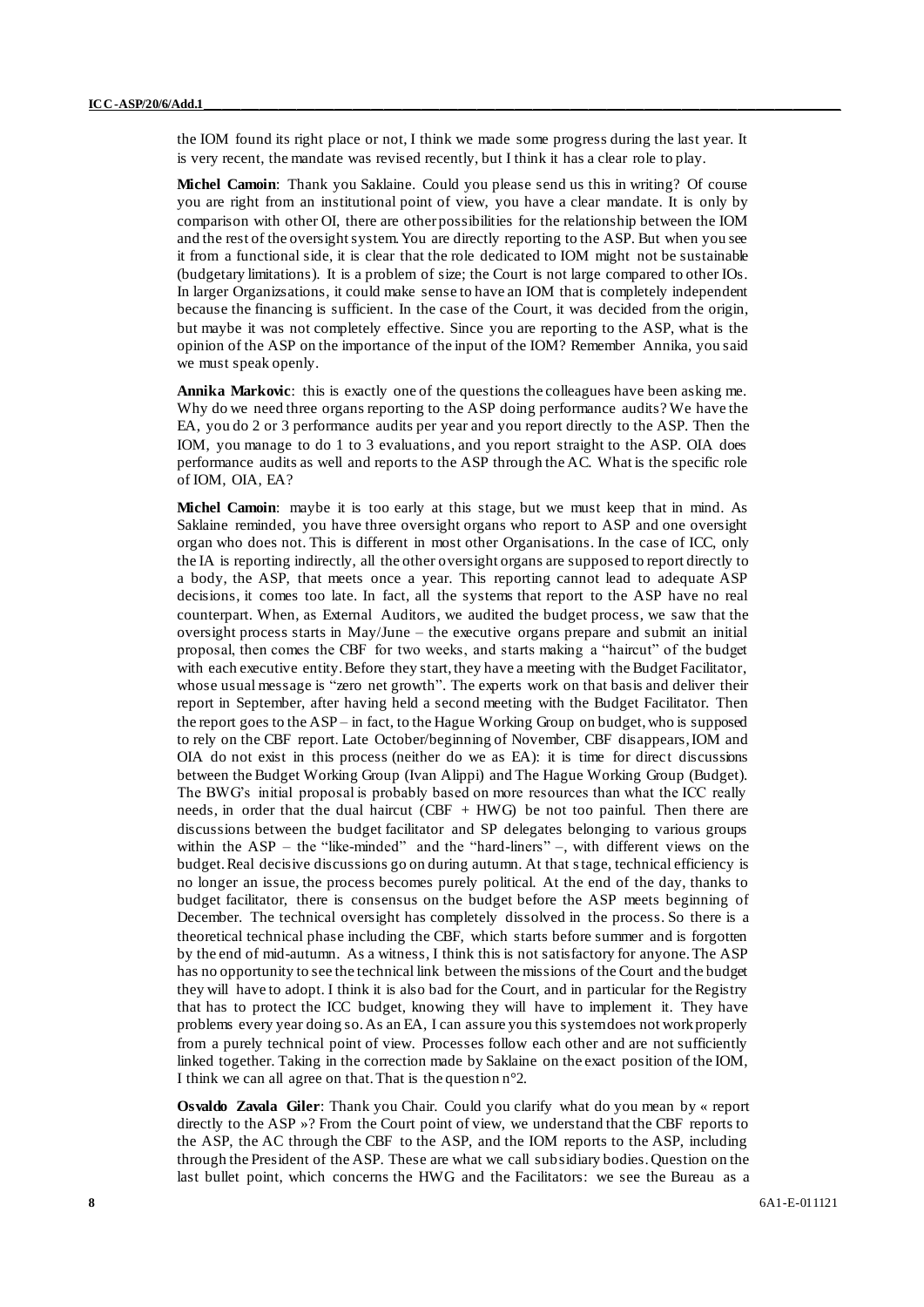the IOM found its right place or not, I think we made some progress during the last year. It is very recent, the mandate was revised recently, but I think it has a clear role to play.

**Michel Camoin**: Thank you Saklaine. Could you please send us this in writing? Of course you are right from an institutional point of view, you have a clear mandate. It is only by comparison with other OI, there are other possibilities for the relationship between the IOM and the rest of the oversight system. You are directly reporting to the ASP. But when you see it from a functional side, it is clear that the role dedicated to IOM might not be sustainable (budgetary limitations). It is a problem of size; the Court is not large compared to other IOs. In larger Organizsations, it could make sense to have an IOM that is completely independent because the financing is sufficient. In the case of the Court, it was decided from the origin, but maybe it was not completely effective. Since you are reporting to the ASP, what is the opinion of the ASP on the importance of the input of the IOM? Remember Annika, you said we must speak openly.

**Annika Markovic**: this is exactly one of the questions the colleagues have been asking me. Why do we need three organs reporting to the ASP doing performance audits? We have the EA, you do 2 or 3 performance audits per year and you report directly to the ASP. Then the IOM, you manage to do 1 to 3 evaluations, and you report straight to the ASP. OIA does performance audits as well and reports to the ASP through the AC. What is the specific role of IOM, OIA, EA?

**Michel Camoin**: maybe it is too early at this stage, but we must keep that in mind. As Saklaine reminded, you have three oversight organs who report to ASP and one oversight organ who does not. This is different in most other Organisations. In the case of ICC, only the IA is reporting indirectly, all the other oversight organs are supposed to report directly to a body, the ASP, that meets once a year. This reporting cannot lead to adequate ASP decisions, it comes too late. In fact, all the systems that report to the ASP have no real counterpart. When, as External Auditors, we audited the budget process, we saw that the oversight process starts in May/June – the executive organs prepare and submit an initial proposal, then comes the CBF for two weeks, and starts making a "haircut" of the budget with each executive entity. Before they start, they have a meeting with the Budget Facilitator, whose usual message is "zero net growth". The experts work on that basis and deliver their report in September, after having held a second meeting with the Budget Facilitator. Then the report goes to the ASP – in fact, to the Hague Working Group on budget, who is supposed to rely on the CBF report. Late October/beginning of November, CBF disappears, IOM and OIA do not exist in this process (neither do we as EA): it is time for direct discussions between the Budget Working Group (Ivan Alippi) and The Hague Working Group (Budget). The BWG's initial proposal is probably based on more resources than what the ICC really needs, in order that the dual haircut (CBF + HWG) be not too painful. Then there are discussions between the budget facilitator and SP delegates belonging to various groups within the ASP – the "like-minded" and the "hard-liners" –, with different views on the budget. Real decisive discussions go on during autumn. At that stage, technical efficiency is no longer an issue, the process becomes purely political. At the end of the day, thanks to budget facilitator, there is consensus on the budget before the ASP meets beginning of December. The technical oversight has completely dissolved in the process. So there is a theoretical technical phase including the CBF, which starts before summer and is forgotten by the end of mid-autumn. As a witness, I think this is not satisfactory for anyone. The ASP has no opportunity to see the technical link between the missions of the Court and the budget they will have to adopt. I think it is also bad for the Court, and in particular for the Registry that has to protect the ICC budget, knowing they will have to implement it. They have problems every year doing so. As an EA, I can assure you this system does not work properly from a purely technical point of view. Processes follow each other and are not sufficiently linked together. Taking in the correction made by Saklaine on the exact position of the IOM, I think we can all agree on that. That is the question n°2.

**Osvaldo Zavala Giler**: Thank you Chair. Could you clarify what do you mean by « report directly to the ASP »? From the Court point of view, we understand that the CBF reports to the ASP, the AC through the CBF to the ASP, and the IOM reports to the ASP, including through the President of the ASP. These are what we call subsidiary bodies. Question on the last bullet point, which concerns the HWG and the Facilitators: we see the Bureau as a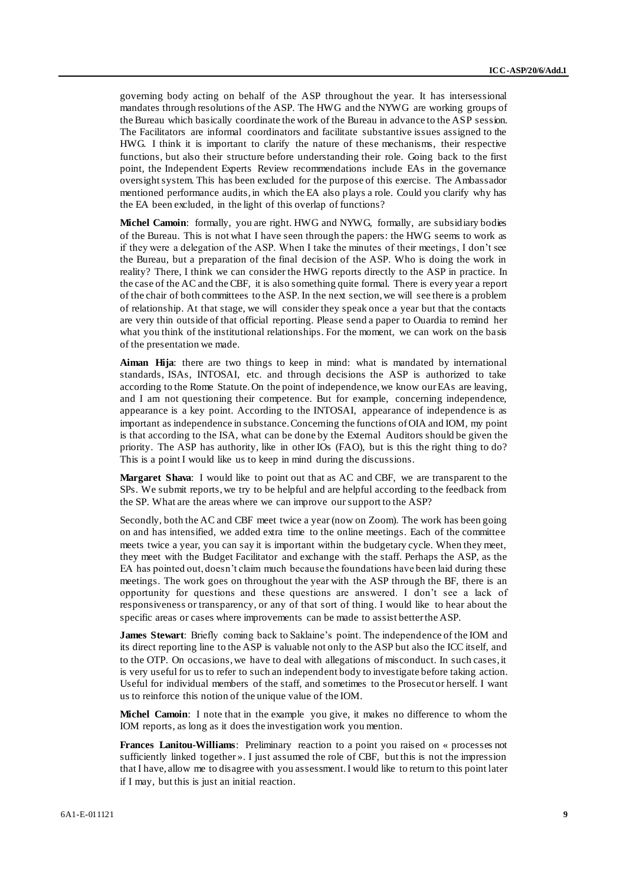governing body acting on behalf of the ASP throughout the year. It has intersessional mandates through resolutions of the ASP. The HWG and the NYWG are working groups of the Bureau which basically coordinate the work of the Bureau in advance to the ASP session. The Facilitators are informal coordinators and facilitate substantive issues assigned to the HWG. I think it is important to clarify the nature of these mechanisms, their respective functions, but also their structure before understanding their role. Going back to the first point, the Independent Experts Review recommendations include EAs in the governance oversight system. This has been excluded for the purpose of this exercise. The Ambassador mentioned performance audits, in which the EA also plays a role. Could you clarify why has the EA been excluded, in the light of this overlap of functions?

**Michel Camoin**: formally, you are right. HWG and NYWG, formally, are subsidiary bodies of the Bureau. This is not what I have seen through the papers: the HWG seems to work as if they were a delegation of the ASP. When I take the minutes of their meetings, I don't see the Bureau, but a preparation of the final decision of the ASP. Who is doing the work in reality? There, I think we can consider the HWG reports directly to the ASP in practice. In the case of the AC and the CBF, it is also something quite formal. There is every year a report of the chair of both committees to the ASP. In the next section, we will see there is a problem of relationship. At that stage, we will consider they speak once a year but that the contacts are very thin outside of that official reporting. Please send a paper to Ouardia to remind her what you think of the institutional relationships. For the moment, we can work on the basis of the presentation we made.

**Aiman Hija**: there are two things to keep in mind: what is mandated by international standards, ISAs, INTOSAI, etc. and through decisions the ASP is authorized to take according to the Rome Statute. On the point of independence, we know our EAs are leaving, and I am not questioning their competence. But for example, concerning independence, appearance is a key point. According to the INTOSAI, appearance of independence is as important as independence in substance. Concerning the functions of OIA and IOM, my point is that according to the ISA, what can be done by the External Auditors should be given the priority. The ASP has authority, like in other IOs (FAO), but is this the right thing to do? This is a point I would like us to keep in mind during the discussions.

**Margaret Shava**: I would like to point out that as AC and CBF, we are transparent to the SPs. We submit reports, we try to be helpful and are helpful according to the feedback from the SP. What are the areas where we can improve our support to the ASP?

Secondly, both the AC and CBF meet twice a year (now on Zoom). The work has been going on and has intensified, we added extra time to the online meetings. Each of the committee meets twice a year, you can say it is important within the budgetary cycle. When they meet, they meet with the Budget Facilitator and exchange with the staff. Perhaps the ASP, as the EA has pointed out, doesn't claim much because the foundations have been laid during these meetings. The work goes on throughout the year with the ASP through the BF, there is an opportunity for questions and these questions are answered. I don't see a lack of responsiveness or transparency, or any of that sort of thing. I would like to hear about the specific areas or cases where improvements can be made to assist better the ASP.

**James Stewart**: Briefly coming back to Saklaine's point. The independence of the IOM and its direct reporting line to the ASP is valuable not only to the ASP but also the ICC itself, and to the OTP. On occasions, we have to deal with allegations of misconduct. In such cases, it is very useful for us to refer to such an independent body to investigate before taking action. Useful for individual members of the staff, and sometimes to the Prosecutor herself. I want us to reinforce this notion of the unique value of the IOM.

**Michel Camoin**: I note that in the example you give, it makes no difference to whom the IOM reports, as long as it does the investigation work you mention.

**Frances Lanitou-Williams**: Preliminary reaction to a point you raised on « processes not sufficiently linked together ». I just assumed the role of CBF, but this is not the impression that I have, allow me to disagree with you assessment. I would like to return to this point later if I may, but this is just an initial reaction.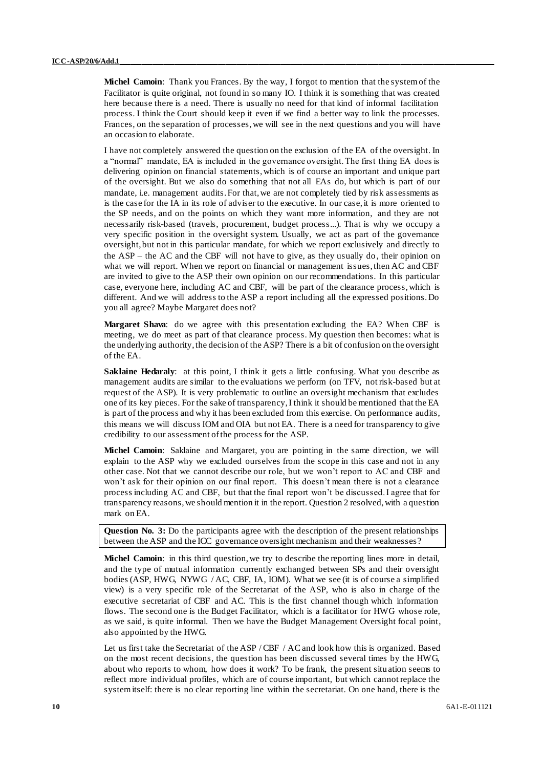**Michel Camoin**: Thank you Frances. By the way, I forgot to mention that the system of the Facilitator is quite original, not found in so many IO. I think it is something that was created here because there is a need. There is usually no need for that kind of informal facilitation process. I think the Court should keep it even if we find a better way to link the processes. Frances, on the separation of processes, we will see in the next questions and you will have an occasion to elaborate.

I have not completely answered the question on the exclusion of the EA of the oversight. In a "normal" mandate, EA is included in the governance oversight. The first thing EA does is delivering opinion on financial statements, which is of course an important and unique part of the oversight. But we also do something that not all EAs do, but which is part of our mandate, i.e. management audits. For that, we are not completely tied by risk assessments as is the case for the IA in its role of adviser to the executive. In our case, it is more oriented to the SP needs, and on the points on which they want more information, and they are not necessarily risk-based (travels, procurement, budget process...). That is why we occupy a very specific position in the oversight system. Usually, we act as part of the governance oversight, but not in this particular mandate, for which we report exclusively and directly to the ASP – the AC and the CBF will not have to give, as they usually do, their opinion on what we will report. When we report on financial or management issues, then AC and CBF are invited to give to the ASP their own opinion on our recommendations. In this particular case, everyone here, including AC and CBF, will be part of the clearance process, which is different. And we will address to the ASP a report including all the expressed positions. Do you all agree? Maybe Margaret does not?

**Margaret Shava**: do we agree with this presentation excluding the EA? When CBF is meeting, we do meet as part of that clearance process. My question then becomes: what is the underlying authority, the decision of the ASP? There is a bit of confusion on the oversight of the EA.

**Saklaine Hedaraly**: at this point, I think it gets a little confusing. What you describe as management audits are similar to the evaluations we perform (on TFV, not risk-based but at request of the ASP). It is very problematic to outline an oversight mechanism that excludes one of its key pieces. For the sake of transparency, I think it should be mentioned that the EA is part of the process and why it has been excluded from this exercise. On performance audits, this means we will discuss IOM and OIA but not EA. There is a need for transparency to give credibility to our assessment of the process for the ASP.

**Michel Camoin**: Saklaine and Margaret, you are pointing in the same direction, we will explain to the ASP why we excluded ourselves from the scope in this case and not in any other case. Not that we cannot describe our role, but we won't report to AC and CBF and won't ask for their opinion on our final report. This doesn't mean there is not a clearance process including AC and CBF, but that the final report won't be discussed. I agree that for transparency reasons, we should mention it in the report. Question 2 resolved, with a question mark on EA.

**Question No. 3:** Do the participants agree with the description of the present relationships between the ASP and the ICC governance oversight mechanism and their weaknesses?

**Michel Camoin**: in this third question, we try to describe the reporting lines more in detail, and the type of mutual information currently exchanged between SPs and their oversight bodies (ASP, HWG, NYWG / AC, CBF, IA, IOM). What we see (it is of course a simplified view) is a very specific role of the Secretariat of the ASP, who is also in charge of the executive secretariat of CBF and AC. This is the first channel though which information flows. The second one is the Budget Facilitator, which is a facilitator for HWG whose role, as we said, is quite informal. Then we have the Budget Management Oversight focal point, also appointed by the HWG.

Let us first take the Secretariat of the ASP / CBF / AC and look how this is organized. Based on the most recent decisions, the question has been discussed several times by the HWG, about who reports to whom, how does it work? To be frank, the present situation seems to reflect more individual profiles, which are of course important, but which cannot replace the system itself: there is no clear reporting line within the secretariat. On one hand, there is the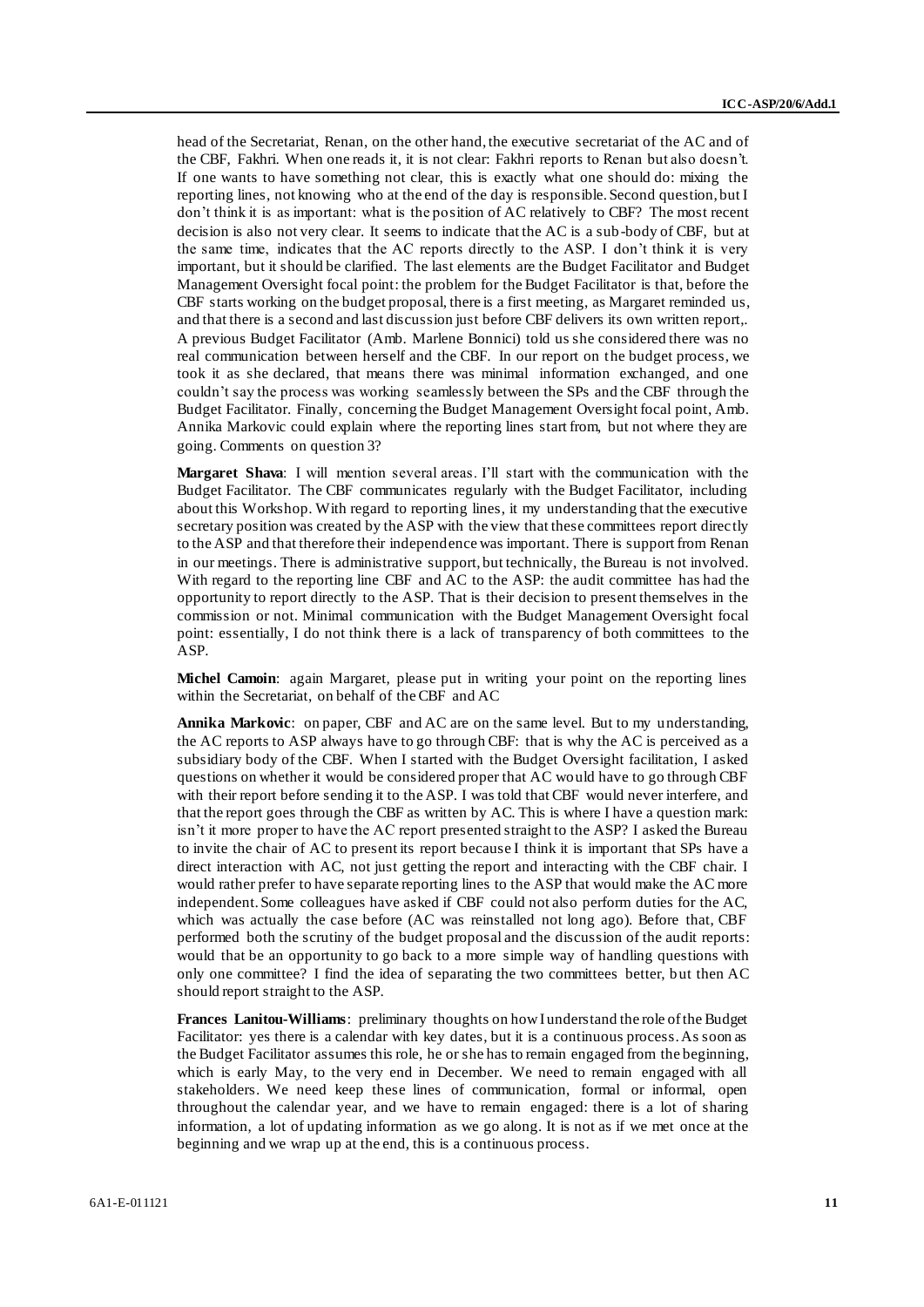head of the Secretariat, Renan, on the other hand, the executive secretariat of the AC and of the CBF, Fakhri. When one reads it, it is not clear: Fakhri reports to Renan but also doesn't. If one wants to have something not clear, this is exactly what one should do: mixing the reporting lines, not knowing who at the end of the day is responsible. Second question, but I don't think it is as important: what is the position of AC relatively to CBF? The most recent decision is also not very clear. It seems to indicate that the AC is a sub-body of CBF, but at the same time, indicates that the AC reports directly to the ASP. I don't think it is very important, but it should be clarified. The last elements are the Budget Facilitator and Budget Management Oversight focal point: the problem for the Budget Facilitator is that, before the CBF starts working on the budget proposal, there is a first meeting, as Margaret reminded us, and that there is a second and last discussion just before CBF delivers its own written report,. A previous Budget Facilitator (Amb. Marlene Bonnici) told us she considered there was no real communication between herself and the CBF. In our report on the budget process, we took it as she declared, that means there was minimal information exchanged, and one couldn't say the process was working seamlessly between the SPs and the CBF through the Budget Facilitator. Finally, concerning the Budget Management Oversight focal point, Amb. Annika Markovic could explain where the reporting lines start from, but not where they are going. Comments on question 3?

**Margaret Shava**: I will mention several areas. I'll start with the communication with the Budget Facilitator. The CBF communicates regularly with the Budget Facilitator, including about this Workshop. With regard to reporting lines, it my understanding that the executive secretary position was created by the ASP with the view that these committees report directly to the ASP and that therefore their independence was important. There is support from Renan in our meetings. There is administrative support, but technically, the Bureau is not involved. With regard to the reporting line CBF and AC to the ASP: the audit committee has had the opportunity to report directly to the ASP. That is their decision to present themselves in the commission or not. Minimal communication with the Budget Management Oversight focal point: essentially, I do not think there is a lack of transparency of both committees to the ASP.

**Michel Camoin**: again Margaret, please put in writing your point on the reporting lines within the Secretariat, on behalf of the CBF and AC

**Annika Markovic**: on paper, CBF and AC are on the same level. But to my understanding, the AC reports to ASP always have to go through CBF: that is why the AC is perceived as a subsidiary body of the CBF. When I started with the Budget Oversight facilitation, I asked questions on whether it would be considered proper that AC would have to go through CBF with their report before sending it to the ASP. I was told that CBF would never interfere, and that the report goes through the CBF as written by AC. This is where I have a question mark: isn't it more proper to have the AC report presented straight to the ASP? I asked the Bureau to invite the chair of AC to present its report because I think it is important that SPs have a direct interaction with AC, not just getting the report and interacting with the CBF chair. I would rather prefer to have separate reporting lines to the ASP that would make the AC more independent. Some colleagues have asked if CBF could not also perform duties for the AC, which was actually the case before (AC was reinstalled not long ago). Before that, CBF performed both the scrutiny of the budget proposal and the discussion of the audit reports: would that be an opportunity to go back to a more simple way of handling questions with only one committee? I find the idea of separating the two committees better, but then AC should report straight to the ASP.

**Frances Lanitou-Williams**: preliminary thoughts on how I understand the role of the Budget Facilitator: yes there is a calendar with key dates, but it is a continuous process. As soon as the Budget Facilitator assumes this role, he or she has to remain engaged from the beginning, which is early May, to the very end in December. We need to remain engaged with all stakeholders. We need keep these lines of communication, formal or informal, open throughout the calendar year, and we have to remain engaged: there is a lot of sharing information, a lot of updating information as we go along. It is not as if we met once at the beginning and we wrap up at the end, this is a continuous process.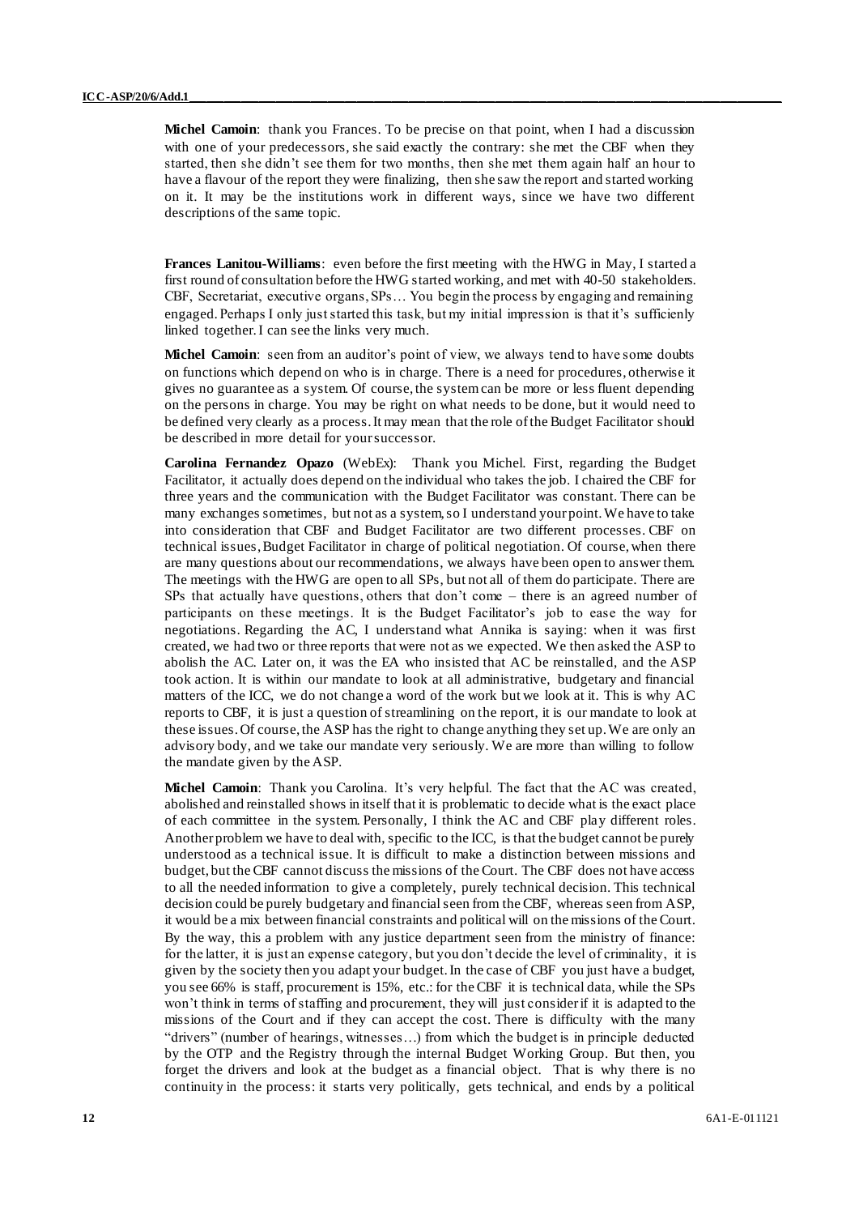**Michel Camoin**: thank you Frances. To be precise on that point, when I had a discussion with one of your predecessors, she said exactly the contrary: she met the CBF when they started, then she didn't see them for two months, then she met them again half an hour to have a flavour of the report they were finalizing, then she saw the report and started working on it. It may be the institutions work in different ways, since we have two different descriptions of the same topic.

**Frances Lanitou-Williams**: even before the first meeting with the HWG in May, I started a first round of consultation before the HWG started working, and met with 40-50 stakeholders. CBF, Secretariat, executive organs, SPs… You begin the process by engaging and remaining engaged. Perhaps I only just started this task, but my initial impression is that it's sufficiently linked together. I can see the links very much.

**Michel Camoin**: seen from an auditor's point of view, we always tend to have some doubts on functions which depend on who is in charge. There is a need for procedures, otherwise it gives no guarantee as a system. Of course, the system can be more or less fluent depending on the persons in charge. You may be right on what needs to be done, but it would need to be defined very clearly as a process. It may mean that the role of the Budget Facilitator should be described in more detail for your successor.

**Carolina Fernandez Opazo** (WebEx): Thank you Michel. First, regarding the Budget Facilitator, it actually does depend on the individual who takes the job. I chaired the CBF for three years and the communication with the Budget Facilitator was constant. There can be many exchanges sometimes, but not as a system, so I understand your point. We have to take into consideration that CBF and Budget Facilitator are two different processes. CBF on technical issues, Budget Facilitator in charge of political negotiation. Of course, when there are many questions about our recommendations, we always have been open to answer them. The meetings with the HWG are open to all SPs, but not all of them do participate. There are SPs that actually have questions, others that don't come – there is an agreed number of participants on these meetings. It is the Budget Facilitator's job to ease the way for negotiations. Regarding the AC, I understand what Annika is saying: when it was first created, we had two or three reports that were not as we expected. We then asked the ASP to abolish the AC. Later on, it was the EA who insisted that AC be reinstalled, and the ASP took action. It is within our mandate to look at all administrative, budgetary and financial matters of the ICC, we do not change a word of the work but we look at it. This is why AC reports to CBF, it is just a question of streamlining on the report, it is our mandate to look at these issues. Of course, the ASP has the right to change anything they set up. We are only an advisory body, and we take our mandate very seriously. We are more than willing to follow the mandate given by the ASP.

**Michel Camoin**: Thank you Carolina. It's very helpful. The fact that the AC was created, abolished and reinstalled shows in itself that it is problematic to decide what is the exact place of each committee in the system. Personally, I think the AC and CBF play different roles. Another problem we have to deal with, specific to the ICC, is that the budget cannot be purely understood as a technical issue. It is difficult to make a distinction between missions and budget, but the CBF cannot discuss the missions of the Court. The CBF does not have access to all the needed information to give a completely, purely technical decision. This technical decision could be purely budgetary and financial seen from the CBF, whereas seen from ASP, it would be a mix between financial constraints and political will on the missions of the Court. By the way, this a problem with any justice department seen from the ministry of finance: for the latter, it is just an expense category, but you don't decide the level of criminality, it is given by the society then you adapt your budget. In the case of CBF you just have a budget, you see 66% is staff, procurement is 15%, etc.: for the CBF it is technical data, while the SPs won't think in terms of staffing and procurement, they will just consider if it is adapted to the missions of the Court and if they can accept the cost. There is difficulty with the many "drivers" (number of hearings, witnesses…) from which the budget is in principle deducted by the OTP and the Registry through the internal Budget Working Group. But then, you forget the drivers and look at the budget as a financial object. That is why there is no continuity in the process: it starts very politically, gets technical, and ends by a political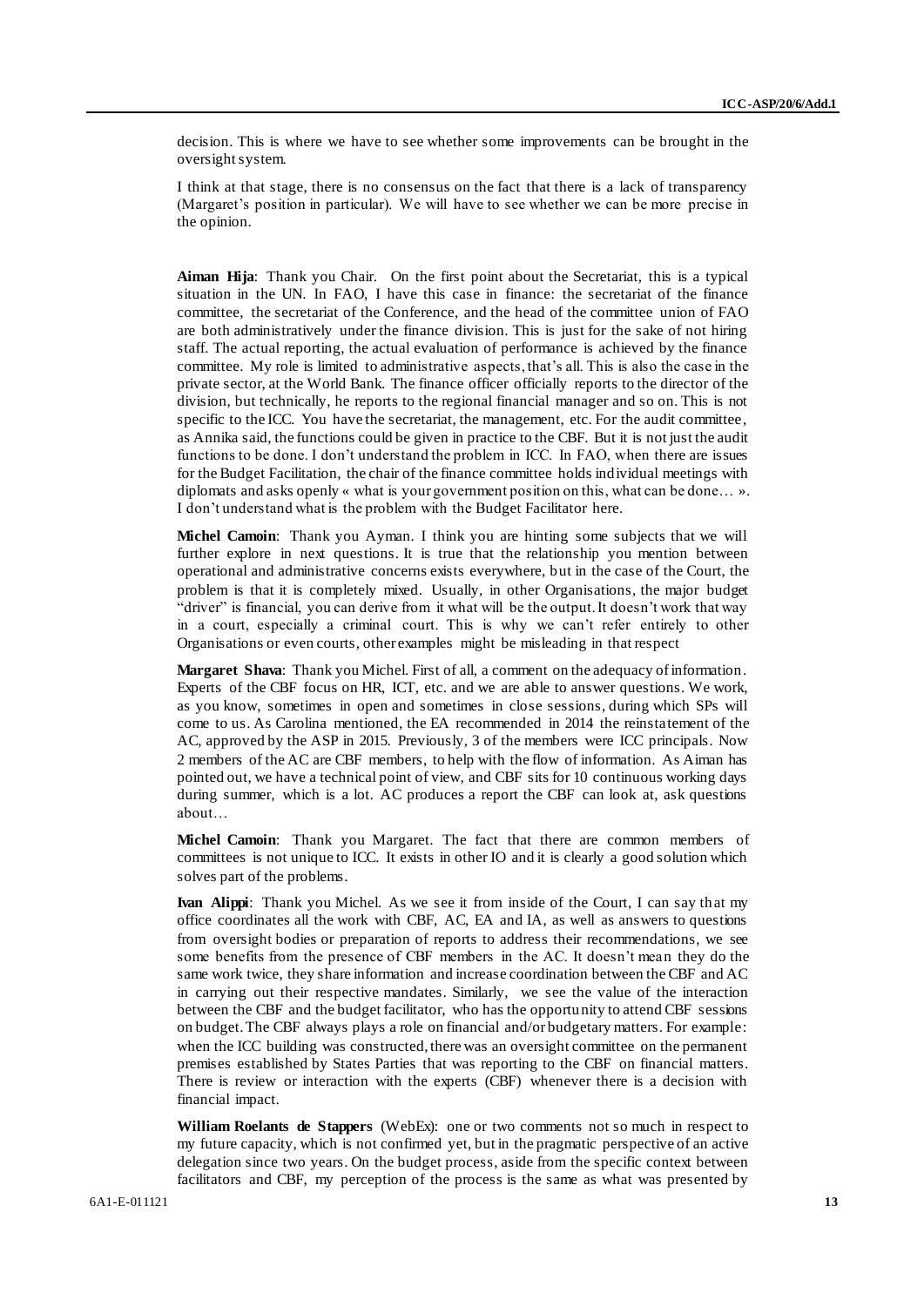decision. This is where we have to see whether some improvements can be brought in the oversight system.

I think at that stage, there is no consensus on the fact that there is a lack of transparency (Margaret's position in particular). We will have to see whether we can be more precise in the opinion.

**Aiman Hija**: Thank you Chair. On the first point about the Secretariat, this is a typical situation in the UN. In FAO, I have this case in finance: the secretariat of the finance committee, the secretariat of the Conference, and the head of the committee union of FAO are both administratively under the finance division. This is just for the sake of not hiring staff. The actual reporting, the actual evaluation of performance is achieved by the finance committee. My role is limited to administrative aspects, that's all. This is also the case in the private sector, at the World Bank. The finance officer officially reports to the director of the division, but technically, he reports to the regional financial manager and so on. This is not specific to the ICC. You have the secretariat, the management, etc. For the audit committee, as Annika said, the functions could be given in practice to the CBF. But it is not just the audit functions to be done. I don't understand the problem in ICC. In FAO, when there are issues for the Budget Facilitation, the chair of the finance committee holds individual meetings with diplomats and asks openly « what is your government position on this, what can be done… ». I don't understand what is the problem with the Budget Facilitator here.

**Michel Camoin**: Thank you Ayman. I think you are hinting some subjects that we will further explore in next questions. It is true that the relationship you mention between operational and administrative concerns exists everywhere, but in the case of the Court, the problem is that it is completely mixed. Usually, in other Organisations, the major budget "driver" is financial, you can derive from it what will be the output. It doesn't work that way in a court, especially a criminal court. This is why we can't refer entirely to other Organisations or even courts, other examples might be misleading in that respect

**Margaret Shava**: Thank you Michel. First of all, a comment on the adequacy of information. Experts of the CBF focus on HR, ICT, etc. and we are able to answer questions. We work, as you know, sometimes in open and sometimes in close sessions, during which SPs will come to us. As Carolina mentioned, the EA recommended in 2014 the reinstatement of the AC, approved by the ASP in 2015. Previously, 3 of the members were ICC principals. Now 2 members of the AC are CBF members, to help with the flow of information. As Aiman has pointed out, we have a technical point of view, and CBF sits for 10 continuous working days during summer, which is a lot. AC produces a report the CBF can look at, ask questions about…

**Michel Camoin**: Thank you Margaret. The fact that there are common members of committees is not unique to ICC. It exists in other IO and it is clearly a good solution which solves part of the problems.

**Ivan Alippi**: Thank you Michel. As we see it from inside of the Court, I can say that my office coordinates all the work with CBF, AC, EA and IA, as well as answers to questions from oversight bodies or preparation of reports to address their recommendations, we see some benefits from the presence of CBF members in the AC. It doesn't mean they do the same work twice, they share information and increase coordination between the CBF and AC in carrying out their respective mandates. Similarly, we see the value of the interaction between the CBF and the budget facilitator, who has the opportunity to attend CBF sessions on budget. The CBF always plays a role on financial and/or budgetary matters. For example: when the ICC building was constructed, there was an oversight committee on the permanent premises established by States Parties that was reporting to the CBF on financial matters. There is review or interaction with the experts (CBF) whenever there is a decision with financial impact.

**William Roelants de Stappers** (WebEx): one or two comments not so much in respect to my future capacity, which is not confirmed yet, but in the pragmatic perspective of an active delegation since two years. On the budget process, aside from the specific context between facilitators and CBF, my perception of the process is the same as what was presented by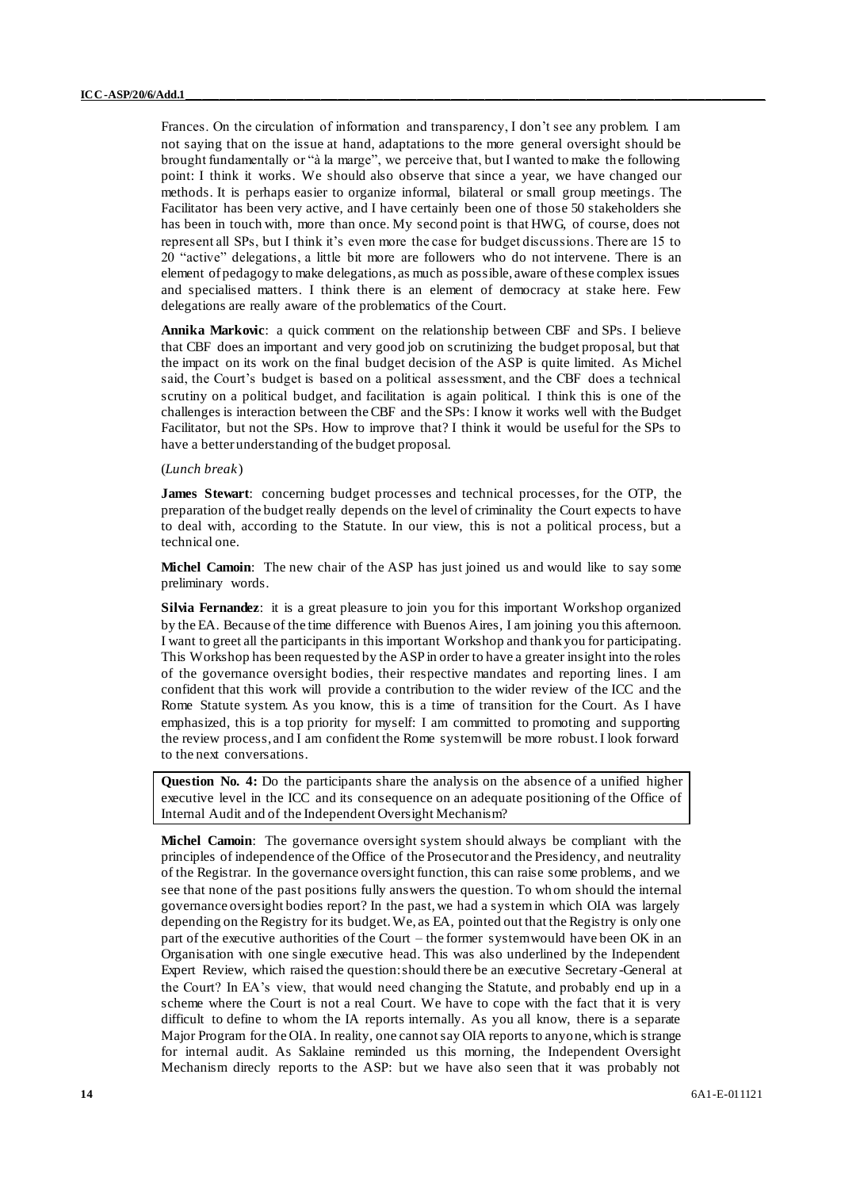Frances. On the circulation of information and transparency, I don't see any problem. I am not saying that on the issue at hand, adaptations to the more general oversight should be brought fundamentally or "à la marge", we perceive that, but I wanted to make the following point: I think it works. We should also observe that since a year, we have changed our methods. It is perhaps easier to organize informal, bilateral or small group meetings. The Facilitator has been very active, and I have certainly been one of those 50 stakeholders she has been in touch with, more than once. My second point is that HWG, of course, does not represent all SPs, but I think it's even more the case for budget discussions. There are 15 to 20 "active" delegations, a little bit more are followers who do not intervene. There is an element of pedagogy to make delegations, as much as possible, aware of these complex issues and specialised matters. I think there is an element of democracy at stake here. Few delegations are really aware of the problematics of the Court.

**Annika Markovic**: a quick comment on the relationship between CBF and SPs. I believe that CBF does an important and very good job on scrutinizing the budget proposal, but that the impact on its work on the final budget decision of the ASP is quite limited. As Michel said, the Court's budget is based on a political assessment, and the CBF does a technical scrutiny on a political budget, and facilitation is again political. I think this is one of the challenges is interaction between the CBF and the SPs: I know it works well with the Budget Facilitator, but not the SPs. How to improve that? I think it would be useful for the SPs to have a better understanding of the budget proposal.

(*Lunch break*)

**James Stewart**: concerning budget processes and technical processes, for the OTP, the preparation of the budget really depends on the level of criminality the Court expects to have to deal with, according to the Statute. In our view, this is not a political process, but a technical one.

**Michel Camoin**: The new chair of the ASP has just joined us and would like to say some preliminary words.

**Silvia Fernandez**: it is a great pleasure to join you for this important Workshop organized by the EA. Because of the time difference with Buenos Aires, I am joining you this afternoon. I want to greet all the participants in this important Workshop and thank you for participating. This Workshop has been requested by the ASP in order to have a greater insight into the roles of the governance oversight bodies, their respective mandates and reporting lines. I am confident that this work will provide a contribution to the wider review of the ICC and the Rome Statute system. As you know, this is a time of transition for the Court. As I have emphasized, this is a top priority for myself: I am committed to promoting and supporting the review process, and I am confident the Rome system will be more robust. I look forward to the next conversations.

**Question No. 4:** Do the participants share the analysis on the absence of a unified higher executive level in the ICC and its consequence on an adequate positioning of the Office of Internal Audit and of the Independent Oversight Mechanism?

**Michel Camoin**: The governance oversight system should always be compliant with the principles of independence of the Office of the Prosecutor and the Presidency, and neutrality of the Registrar. In the governance oversight function, this can raise some problems, and we see that none of the past positions fully answers the question. To whom should the internal governance oversight bodies report? In the past, we had a system in which OIA was largely depending on the Registry for its budget. We, as EA, pointed out that the Registry is only one part of the executive authorities of the Court – the former system would have been OK in an Organisation with one single executive head. This was also underlined by the Independent Expert Review, which raised the question: should there be an executive Secretary-General at the Court? In EA's view, that would need changing the Statute, and probably end up in a scheme where the Court is not a real Court. We have to cope with the fact that it is very difficult to define to whom the IA reports internally. As you all know, there is a separate Major Program for the OIA. In reality, one cannot say OIA reports to anyone, which is strange for internal audit. As Saklaine reminded us this morning, the Independent Oversight Mechanism direcly reports to the ASP: but we have also seen that it was probably not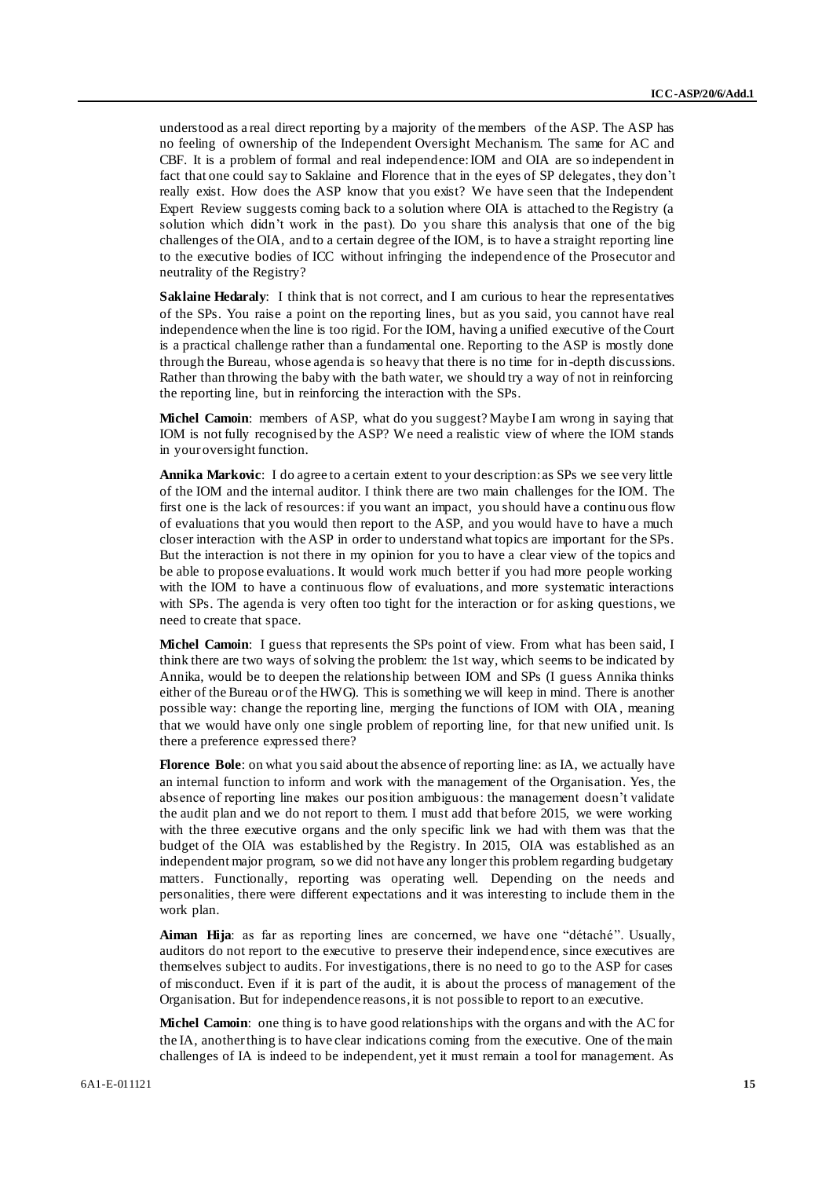understood as a real direct reporting by a majority of the members of the ASP. The ASP has no feeling of ownership of the Independent Oversight Mechanism. The same for AC and CBF. It is a problem of formal and real independence: IOM and OIA are so independent in fact that one could say to Saklaine and Florence that in the eyes of SP delegates, they don't really exist. How does the ASP know that you exist? We have seen that the Independent Expert Review suggests coming back to a solution where OIA is attached to the Registry (a solution which didn't work in the past). Do you share this analysis that one of the big challenges of the OIA, and to a certain degree of the IOM, is to have a straight reporting line to the executive bodies of ICC without infringing the independence of the Prosecutor and neutrality of the Registry?

**Saklaine Hedaraly**: I think that is not correct, and I am curious to hear the representatives of the SPs. You raise a point on the reporting lines, but as you said, you cannot have real independence when the line is too rigid. For the IOM, having a unified executive of the Court is a practical challenge rather than a fundamental one. Reporting to the ASP is mostly done through the Bureau, whose agenda is so heavy that there is no time for in-depth discussions. Rather than throwing the baby with the bath water, we should try a way of not in reinforcing the reporting line, but in reinforcing the interaction with the SPs.

**Michel Camoin**: members of ASP, what do you suggest? Maybe I am wrong in saying that IOM is not fully recognised by the ASP? We need a realistic view of where the IOM stands in your oversight function.

**Annika Markovic**: I do agree to a certain extent to your description: as SPs we see very little of the IOM and the internal auditor. I think there are two main challenges for the IOM. The first one is the lack of resources: if you want an impact, you should have a continuous flow of evaluations that you would then report to the ASP, and you would have to have a much closer interaction with the ASP in order to understand what topics are important for the SPs. But the interaction is not there in my opinion for you to have a clear view of the topics and be able to propose evaluations. It would work much better if you had more people working with the IOM to have a continuous flow of evaluations, and more systematic interactions with SPs. The agenda is very often too tight for the interaction or for asking questions, we need to create that space.

**Michel Camoin**: I guess that represents the SPs point of view. From what has been said, I think there are two ways of solving the problem: the 1st way, which seems to be indicated by Annika, would be to deepen the relationship between IOM and SPs (I guess Annika thinks either of the Bureau or of the HWG). This is something we will keep in mind. There is another possible way: change the reporting line, merging the functions of IOM with OIA, meaning that we would have only one single problem of reporting line, for that new unified unit. Is there a preference expressed there?

**Florence Bole**: on what you said about the absence of reporting line: as IA, we actually have an internal function to inform and work with the management of the Organisation. Yes, the absence of reporting line makes our position ambiguous: the management doesn't validate the audit plan and we do not report to them. I must add that before 2015, we were working with the three executive organs and the only specific link we had with them was that the budget of the OIA was established by the Registry. In 2015, OIA was established as an independent major program, so we did not have any longer this problem regarding budgetary matters. Functionally, reporting was operating well. Depending on the needs and personalities, there were different expectations and it was interesting to include them in the work plan.

**Aiman Hija**: as far as reporting lines are concerned, we have one "détaché". Usually, auditors do not report to the executive to preserve their independence, since executives are themselves subject to audits. For investigations, there is no need to go to the ASP for cases of misconduct. Even if it is part of the audit, it is about the process of management of the Organisation. But for independence reasons, it is not possible to report to an executive.

**Michel Camoin**: one thing is to have good relationships with the organs and with the AC for the IA, another thing is to have clear indications coming from the executive. One of the main challenges of IA is indeed to be independent, yet it must remain a tool for management. As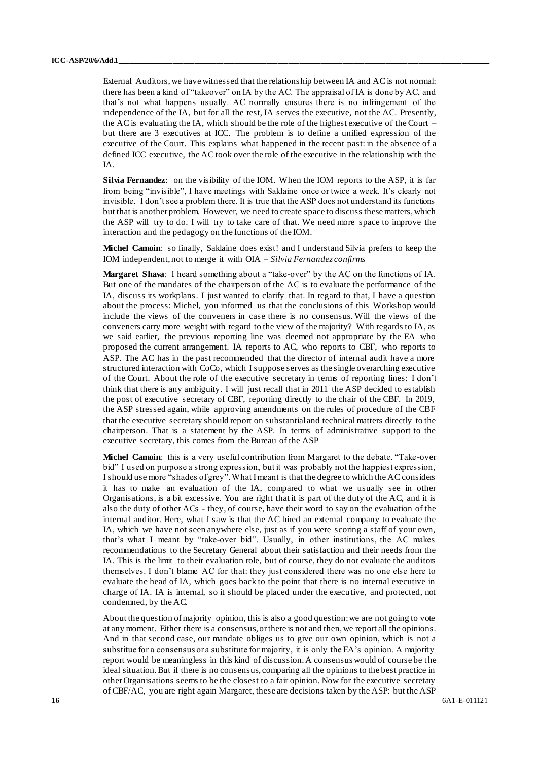External Auditors, we have witnessed that the relationship between IA and AC is not normal: there has been a kind of "takeover" on IA by the AC. The appraisal of IA is done by AC, and that's not what happens usually. AC normally ensures there is no infringement of the independence of the IA, but for all the rest, IA serves the executive, not the AC. Presently, the AC is evaluating the IA, which should be the role of the highest executive of the Court – but there are 3 executives at ICC. The problem is to define a unified expression of the executive of the Court. This explains what happened in the recent past: in the absence of a defined ICC executive, the AC took over the role of the executive in the relationship with the IA.

**Silvia Fernandez**: on the visibility of the IOM. When the IOM reports to the ASP, it is far from being "invisible", I have meetings with Saklaine once or twice a week. It's clearly not invisible. I don't see a problem there. It is true that the ASP does not understand its functions but that is another problem. However, we need to create space to discuss these matters, which the ASP will try to do. I will try to take care of that. We need more space to improve the interaction and the pedagogy on the functions of the IOM.

**Michel Camoin**: so finally, Saklaine does exist! and I understand Silvia prefers to keep the IOM independent, not to merge it with OIA – *Silvia Fernandez confirms*

**Margaret Shava**: I heard something about a "take-over" by the AC on the functions of IA. But one of the mandates of the chairperson of the AC is to evaluate the performance of the IA, discuss its workplans. I just wanted to clarify that. In regard to that, I have a question about the process: Michel, you informed us that the conclusions of this Workshop would include the views of the conveners in case there is no consensus. Will the views of the conveners carry more weight with regard to the view of the majority? With regards to IA, as we said earlier, the previous reporting line was deemed not appropriate by the EA who proposed the current arrangement. IA reports to AC, who reports to CBF, who reports to ASP. The AC has in the past recommended that the director of internal audit have a more structured interaction with CoCo, which I suppose serves as the single overarching executive of the Court. About the role of the executive secretary in terms of reporting lines: I don't think that there is any ambiguity. I will just recall that in 2011 the ASP decided to establish the post of executive secretary of CBF, reporting directly to the chair of the CBF. In 2019, the ASP stressed again, while approving amendments on the rules of procedure of the CBF that the executive secretary should report on substantial and technical matters directly to the chairperson. That is a statement by the ASP. In terms of administrative support to the executive secretary, this comes from the Bureau of the ASP

**Michel Camoin**: this is a very useful contribution from Margaret to the debate. "Take-over bid" I used on purpose a strong expression, but it was probably not the happiest expression, I should use more "shades of grey". What I meant is that the degree to which the AC considers it has to make an evaluation of the IA, compared to what we usually see in other Organisations, is a bit excessive. You are right that it is part of the duty of the AC, and it is also the duty of other ACs - they, of course, have their word to say on the evaluation of the internal auditor. Here, what I saw is that the AC hired an external company to evaluate the IA, which we have not seen anywhere else, just as if you were scoring a staff of your own, that's what I meant by "take-over bid". Usually, in other institutions, the AC makes recommendations to the Secretary General about their satisfaction and their needs from the IA. This is the limit to their evaluation role, but of course, they do not evaluate the auditors themselves. I don't blame AC for that: they just considered there was no one else here to evaluate the head of IA, which goes back to the point that there is no internal executive in charge of IA. IA is internal, so it should be placed under the executive, and protected, not condemned, by the AC.

About the question of majority opinion, this is also a good question: we are not going to vote at any moment. Either there is a consensus, or there is not and then, we report all the opinions. And in that second case, our mandate obliges us to give our own opinion, which is not a substitue for a consensus or a substitute for majority, it is only the EA's opinion. A majority report would be meaningless in this kind of discussion. A consensus would of course be the ideal situation. But if there is no consensus, comparing all the opinions to the best practice in other Organisations seems to be the closest to a fair opinion. Now for the executive secretary of CBF/AC, you are right again Margaret, these are decisions taken by the ASP: but the ASP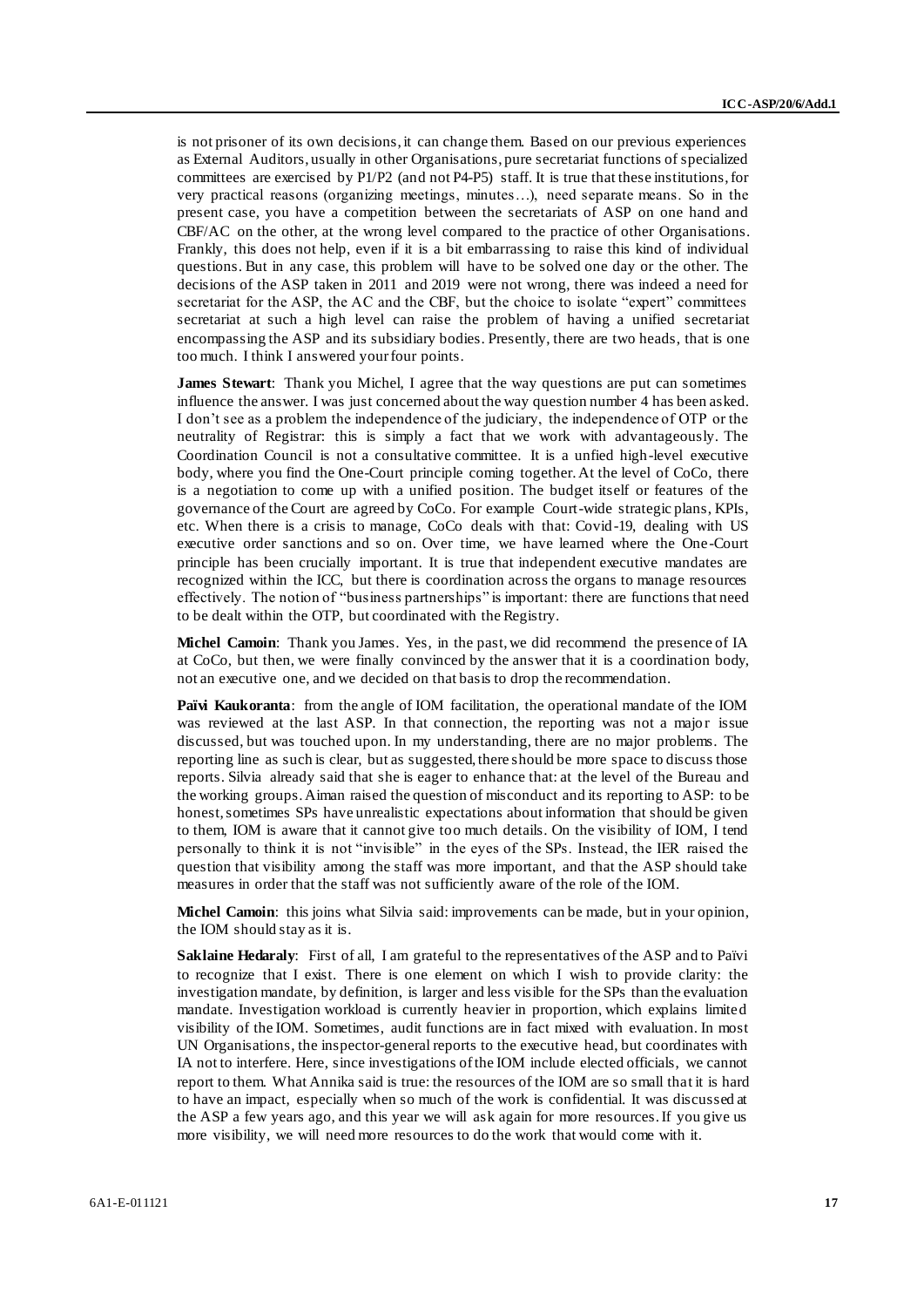is not prisoner of its own decisions, it can change them. Based on our previous experiences as External Auditors, usually in other Organisations, pure secretariat functions of specialized committees are exercised by P1/P2 (and not P4-P5) staff. It is true that these institutions, for very practical reasons (organizing meetings, minutes…), need separate means. So in the present case, you have a competition between the secretariats of ASP on one hand and CBF/AC on the other, at the wrong level compared to the practice of other Organisations. Frankly, this does not help, even if it is a bit embarrassing to raise this kind of individual questions. But in any case, this problem will have to be solved one day or the other. The decisions of the ASP taken in 2011 and 2019 were not wrong, there was indeed a need for secretariat for the ASP, the AC and the CBF, but the choice to isolate "expert" committees secretariat at such a high level can raise the problem of having a unified secretariat encompassing the ASP and its subsidiary bodies. Presently, there are two heads, that is one too much. I think I answered your four points.

**James Stewart**: Thank you Michel, I agree that the way questions are put can sometimes influence the answer. I was just concerned about the way question number 4 has been asked. I don't see as a problem the independence of the judiciary, the independence of OTP or the neutrality of Registrar: this is simply a fact that we work with advantageously. The Coordination Council is not a consultative committee. It is a unfied high-level executive body, where you find the One-Court principle coming together. At the level of CoCo, there is a negotiation to come up with a unified position. The budget itself or features of the governance of the Court are agreed by CoCo. For example Court-wide strategic plans, KPIs, etc. When there is a crisis to manage, CoCo deals with that: Covid-19, dealing with US executive order sanctions and so on. Over time, we have learned where the One-Court principle has been crucially important. It is true that independent executive mandates are recognized within the ICC, but there is coordination across the organs to manage resources effectively. The notion of "business partnerships" is important: there are functions that need to be dealt within the OTP, but coordinated with the Registry.

**Michel Camoin**: Thank you James. Yes, in the past, we did recommend the presence of IA at CoCo, but then, we were finally convinced by the answer that it is a coordination body, not an executive one, and we decided on that basis to drop the recommendation.

**Päivi Kaukoranta**: from the angle of IOM facilitation, the operational mandate of the IOM was reviewed at the last ASP. In that connection, the reporting was not a major issue discussed, but was touched upon. In my understanding, there are no major problems. The reporting line as such is clear, but as suggested, there should be more space to discuss those reports. Silvia already said that she is eager to enhance that: at the level of the Bureau and the working groups. Aiman raised the question of misconduct and its reporting to ASP: to be honest, sometimes SPs have unrealistic expectations about information that should be given to them, IOM is aware that it cannot give too much details. On the visibility of IOM, I tend personally to think it is not "invisible" in the eyes of the SPs. Instead, the IER raised the question that visibility among the staff was more important, and that the ASP should take measures in order that the staff was not sufficiently aware of the role of the IOM.

**Michel Camoin**: this joins what Silvia said: improvements can be made, but in your opinion, the IOM should stay as it is.

**Saklaine Hedaraly**: First of all, I am grateful to the representatives of the ASP and to Päivi to recognize that I exist. There is one element on which I wish to provide clarity: the investigation mandate, by definition, is larger and less visible for the SPs than the evaluation mandate. Investigation workload is currently heavier in proportion, which explains limited visibility of the IOM. Sometimes, audit functions are in fact mixed with evaluation. In most UN Organisations, the inspector-general reports to the executive head, but coordinates with IA not to interfere. Here, since investigations of the IOM include elected officials, we cannot report to them. What Annika said is true: the resources of the IOM are so small that it is hard to have an impact, especially when so much of the work is confidential. It was discussed at the ASP a few years ago, and this year we will ask again for more resources. If you give us more visibility, we will need more resources to do the work that would come with it.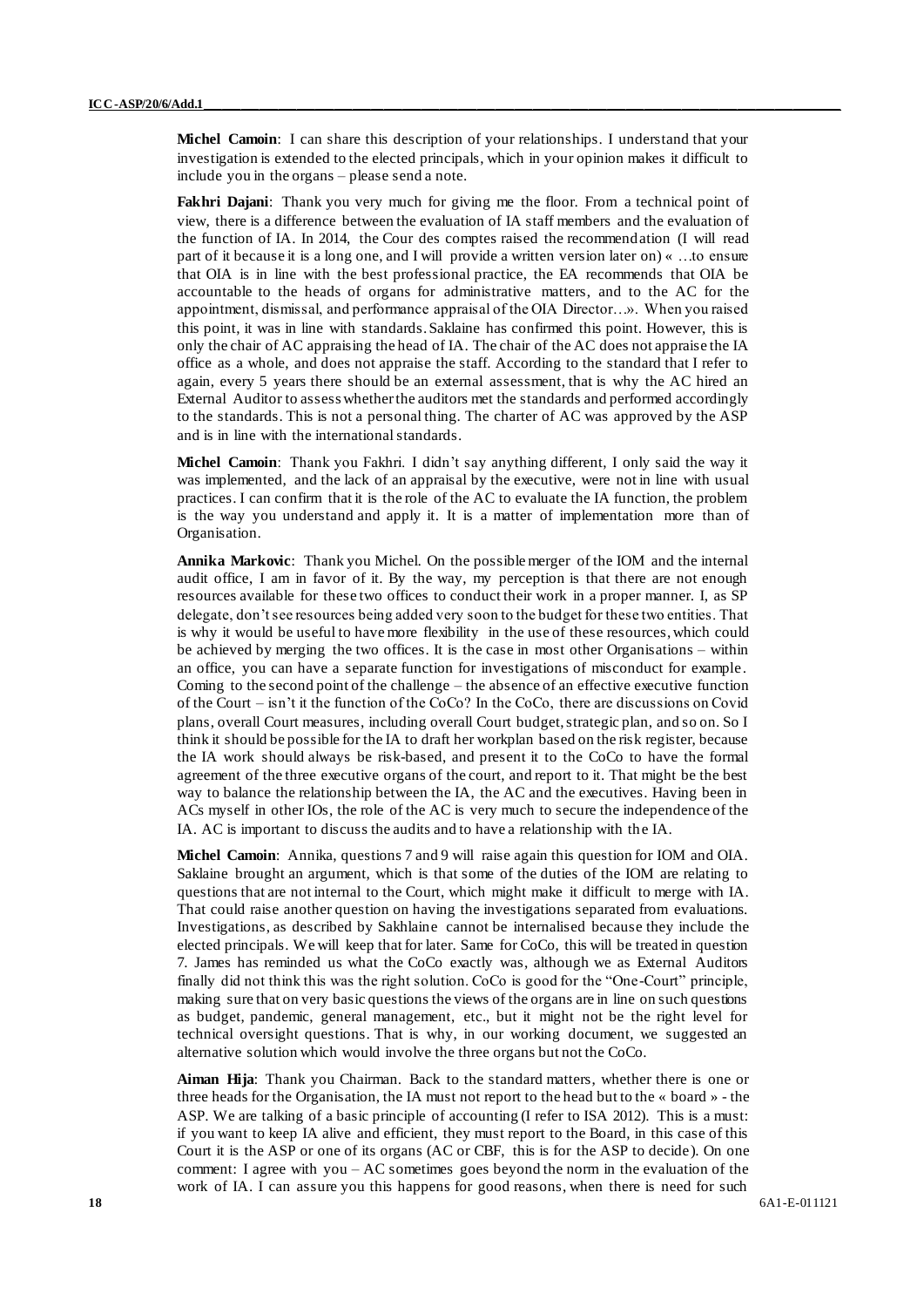**Michel Camoin**: I can share this description of your relationships. I understand that your investigation is extended to the elected principals, which in your opinion makes it difficult to include you in the organs – please send a note.

**Fakhri Dajani**: Thank you very much for giving me the floor. From a technical point of view, there is a difference between the evaluation of IA staff members and the evaluation of the function of IA. In 2014, the Cour des comptes raised the recommendation (I will read part of it because it is a long one, and I will provide a written version later on) « …to ensure that OIA is in line with the best professional practice, the EA recommends that OIA be accountable to the heads of organs for administrative matters, and to the AC for the appointment, dismissal, and performance appraisal of the OIA Director…». When you raised this point, it was in line with standards. Saklaine has confirmed this point. However, this is only the chair of AC appraising the head of IA. The chair of the AC does not appraise the IA office as a whole, and does not appraise the staff. According to the standard that I refer to again, every 5 years there should be an external assessment, that is why the AC hired an External Auditor to assess whether the auditors met the standards and performed accordingly to the standards. This is not a personal thing. The charter of AC was approved by the ASP and is in line with the international standards.

**Michel Camoin**: Thank you Fakhri. I didn't say anything different, I only said the way it was implemented, and the lack of an appraisal by the executive, were not in line with usual practices. I can confirm that it is the role of the AC to evaluate the IA function, the problem is the way you understand and apply it. It is a matter of implementation more than of Organisation.

**Annika Markovic**: Thank you Michel. On the possible merger of the IOM and the internal audit office, I am in favor of it. By the way, my perception is that there are not enough resources available for these two offices to conduct their work in a proper manner. I, as SP delegate, don't see resources being added very soon to the budget for these two entities. That is why it would be useful to have more flexibility in the use of these resources, which could be achieved by merging the two offices. It is the case in most other Organisations – within an office, you can have a separate function for investigations of misconduct for example. Coming to the second point of the challenge – the absence of an effective executive function of the Court – isn't it the function of the CoCo? In the CoCo, there are discussions on Covid plans, overall Court measures, including overall Court budget, strategic plan, and so on. So I think it should be possible for the IA to draft her workplan based on the risk register, because the IA work should always be risk-based, and present it to the CoCo to have the formal agreement of the three executive organs of the court, and report to it. That might be the best way to balance the relationship between the IA, the AC and the executives. Having been in ACs myself in other IOs, the role of the AC is very much to secure the independence of the IA. AC is important to discuss the audits and to have a relationship with the IA.

**Michel Camoin**: Annika, questions 7 and 9 will raise again this question for IOM and OIA. Saklaine brought an argument, which is that some of the duties of the IOM are relating to questions that are not internal to the Court, which might make it difficult to merge with IA. That could raise another question on having the investigations separated from evaluations. Investigations, as described by Sakhlaine cannot be internalised because they include the elected principals. We will keep that for later. Same for CoCo, this will be treated in question 7. James has reminded us what the CoCo exactly was, although we as External Auditors finally did not think this was the right solution. CoCo is good for the "One-Court" principle, making sure that on very basic questions the views of the organs are in line on such questions as budget, pandemic, general management, etc., but it might not be the right level for technical oversight questions. That is why, in our working document, we suggested an alternative solution which would involve the three organs but not the CoCo.

**Aiman Hija**: Thank you Chairman. Back to the standard matters, whether there is one or three heads for the Organisation, the IA must not report to the head but to the « board » - the ASP. We are talking of a basic principle of accounting (I refer to ISA 2012). This is a must: if you want to keep IA alive and efficient, they must report to the Board, in this case of this Court it is the ASP or one of its organs (AC or CBF, this is for the ASP to decide). On one comment: I agree with you – AC sometimes goes beyond the norm in the evaluation of the work of IA. I can assure you this happens for good reasons, when there is need for such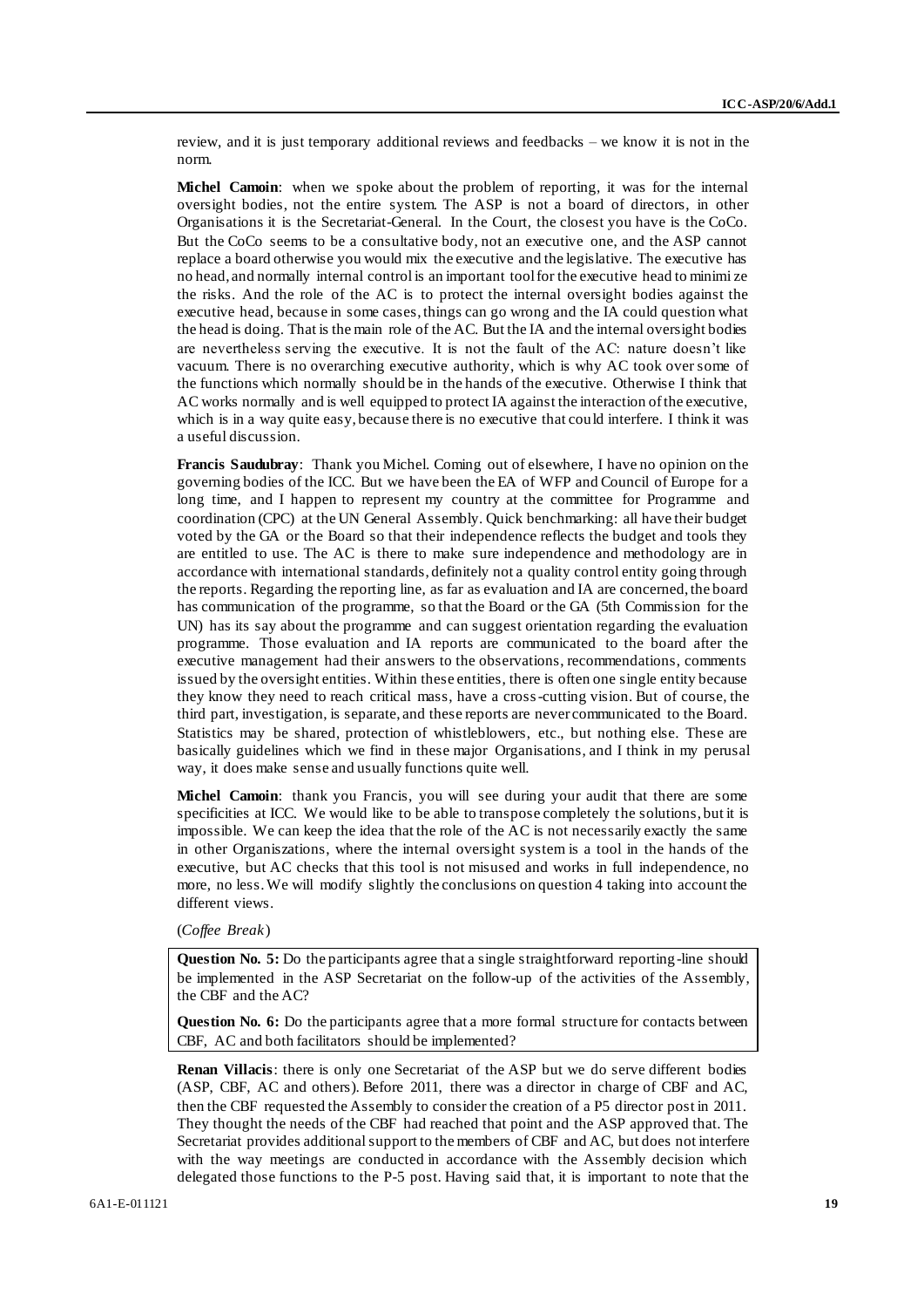review, and it is just temporary additional reviews and feedbacks – we know it is not in the norm.

**Michel Camoin**: when we spoke about the problem of reporting, it was for the internal oversight bodies, not the entire system. The ASP is not a board of directors, in other Organisations it is the Secretariat-General. In the Court, the closest you have is the CoCo. But the CoCo seems to be a consultative body, not an executive one, and the ASP cannot replace a board otherwise you would mix the executive and the legislative. The executive has no head, and normally internal control is an important tool for the executive head to minimize the risks. And the role of the AC is to protect the internal oversight bodies against the executive head, because in some cases, things can go wrong and the IA could question what the head is doing. That is the main role of the AC. But the IA and the internal oversight bodies are nevertheless serving the executive. It is not the fault of the AC: nature doesn't like vacuum. There is no overarching executive authority, which is why AC took over some of the functions which normally should be in the hands of the executive. Otherwise I think that AC works normally and is well equipped to protect IA against the interaction of the executive, which is in a way quite easy, because there is no executive that could interfere. I think it was a useful discussion.

**Francis Saudubray**: Thank you Michel. Coming out of elsewhere, I have no opinion on the governing bodies of the ICC. But we have been the EA of WFP and Council of Europe for a long time, and I happen to represent my country at the committee for Programme and coordination (CPC) at the UN General Assembly. Quick benchmarking: all have their budget voted by the GA or the Board so that their independence reflects the budget and tools they are entitled to use. The AC is there to make sure independence and methodology are in accordance with international standards, definitely not a quality control entity going through the reports. Regarding the reporting line, as far as evaluation and IA are concerned, the board has communication of the programme, so that the Board or the GA (5th Commission for the UN) has its say about the programme and can suggest orientation regarding the evaluation programme. Those evaluation and IA reports are communicated to the board after the executive management had their answers to the observations, recommendations, comments issued by the oversight entities. Within these entities, there is often one single entity because they know they need to reach critical mass, have a cross-cutting vision. But of course, the third part, investigation, is separate, and these reports are never communicated to the Board. Statistics may be shared, protection of whistleblowers, etc., but nothing else. These are basically guidelines which we find in these major Organisations, and I think in my perusal way, it does make sense and usually functions quite well.

**Michel Camoin**: thank you Francis, you will see during your audit that there are some specificities at ICC. We would like to be able to transpose completely the solutions, but it is impossible. We can keep the idea that the role of the AC is not necessarily exactly the same in other Organiszations, where the internal oversight system is a tool in the hands of the executive, but AC checks that this tool is not misused and works in full independence, no more, no less. We will modify slightly the conclusions on question 4 taking into account the different views.

(*Coffee Break*)

> **Question No. 5:** Do the participants agree that a single straightforward reporting-line should be implemented in the ASP Secretariat on the follow-up of the activities of the Assembly, the CBF and the AC?
>
> **Question No. 6:** Do the participants agree that a more formal structure for contacts between CBF, AC and both facilitators should be implemented?

**Renan Villacis**: there is only one Secretariat of the ASP but we do serve different bodies (ASP, CBF, AC and others). Before 2011, there was a director in charge of CBF and AC, then the CBF requested the Assembly to consider the creation of a P5 director post in 2011. They thought the needs of the CBF had reached that point and the ASP approved that. The Secretariat provides additional support to the members of CBF and AC, but does not interfere with the way meetings are conducted in accordance with the Assembly decision which delegated those functions to the P-5 post. Having said that, it is important to note that the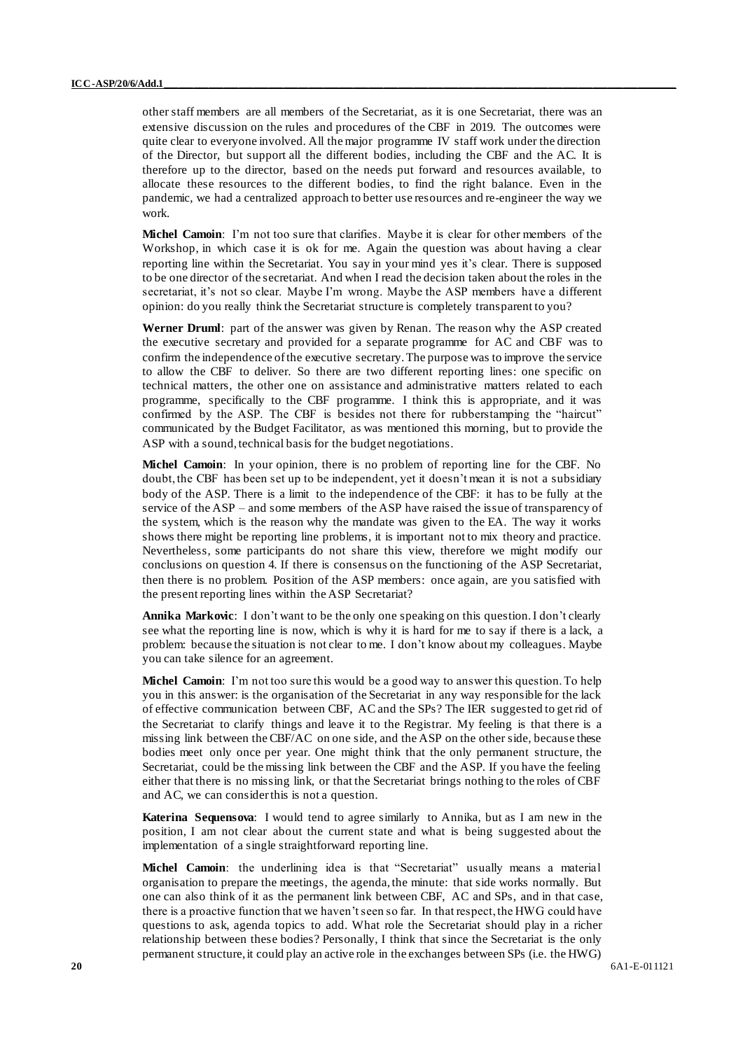other staff members are all members of the Secretariat, as it is one Secretariat, there was an extensive discussion on the rules and procedures of the CBF in 2019. The outcomes were quite clear to everyone involved. All the major programme IV staff work under the direction of the Director, but support all the different bodies, including the CBF and the AC. It is therefore up to the director, based on the needs put forward and resources available, to allocate these resources to the different bodies, to find the right balance. Even in the pandemic, we had a centralized approach to better use resources and re-engineer the way we work.

**Michel Camoin**: I'm not too sure that clarifies. Maybe it is clear for other members of the Workshop, in which case it is ok for me. Again the question was about having a clear reporting line within the Secretariat. You say in your mind yes it's clear. There is supposed to be one director of the secretariat. And when I read the decision taken about the roles in the secretariat, it's not so clear. Maybe I'm wrong. Maybe the ASP members have a different opinion: do you really think the Secretariat structure is completely transparent to you?

**Werner Druml**: part of the answer was given by Renan. The reason why the ASP created the executive secretary and provided for a separate programme for AC and CBF was to confirm the independence of the executive secretary. The purpose was to improve the service to allow the CBF to deliver. So there are two different reporting lines: one specific on technical matters, the other one on assistance and administrative matters related to each programme, specifically to the CBF programme. I think this is appropriate, and it was confirmed by the ASP. The CBF is besides not there for rubberstamping the "haircut" communicated by the Budget Facilitator, as was mentioned this morning, but to provide the ASP with a sound, technical basis for the budget negotiations.

**Michel Camoin**: In your opinion, there is no problem of reporting line for the CBF. No doubt, the CBF has been set up to be independent, yet it doesn't mean it is not a subsidiary body of the ASP. There is a limit to the independence of the CBF: it has to be fully at the service of the ASP – and some members of the ASP have raised the issue of transparency of the system, which is the reason why the mandate was given to the EA. The way it works shows there might be reporting line problems, it is important not to mix theory and practice. Nevertheless, some participants do not share this view, therefore we might modify our conclusions on question 4. If there is consensus on the functioning of the ASP Secretariat, then there is no problem. Position of the ASP members: once again, are you satisfied with the present reporting lines within the ASP Secretariat?

**Annika Markovic**: I don't want to be the only one speaking on this question. I don't clearly see what the reporting line is now, which is why it is hard for me to say if there is a lack, a problem: because the situation is not clear to me. I don't know about my colleagues. Maybe you can take silence for an agreement.

**Michel Camoin**: I'm not too sure this would be a good way to answer this question. To help you in this answer: is the organisation of the Secretariat in any way responsible for the lack of effective communication between CBF, AC and the SPs? The IER suggested to get rid of the Secretariat to clarify things and leave it to the Registrar. My feeling is that there is a missing link between the CBF/AC on one side, and the ASP on the other side, because these bodies meet only once per year. One might think that the only permanent structure, the Secretariat, could be the missing link between the CBF and the ASP. If you have the feeling either that there is no missing link, or that the Secretariat brings nothing to the roles of CBF and AC, we can consider this is not a question.

**Katerina Sequensova**: I would tend to agree similarly to Annika, but as I am new in the position, I am not clear about the current state and what is being suggested about the implementation of a single straightforward reporting line.

**Michel Camoin**: the underlining idea is that "Secretariat" usually means a material organisation to prepare the meetings, the agenda, the minute: that side works normally. But one can also think of it as the permanent link between CBF, AC and SPs, and in that case, there is a proactive function that we haven't seen so far. In that respect, the HWG could have questions to ask, agenda topics to add. What role the Secretariat should play in a richer relationship between these bodies? Personally, I think that since the Secretariat is the only permanent structure, it could play an active role in the exchanges between SPs (i.e. the HWG)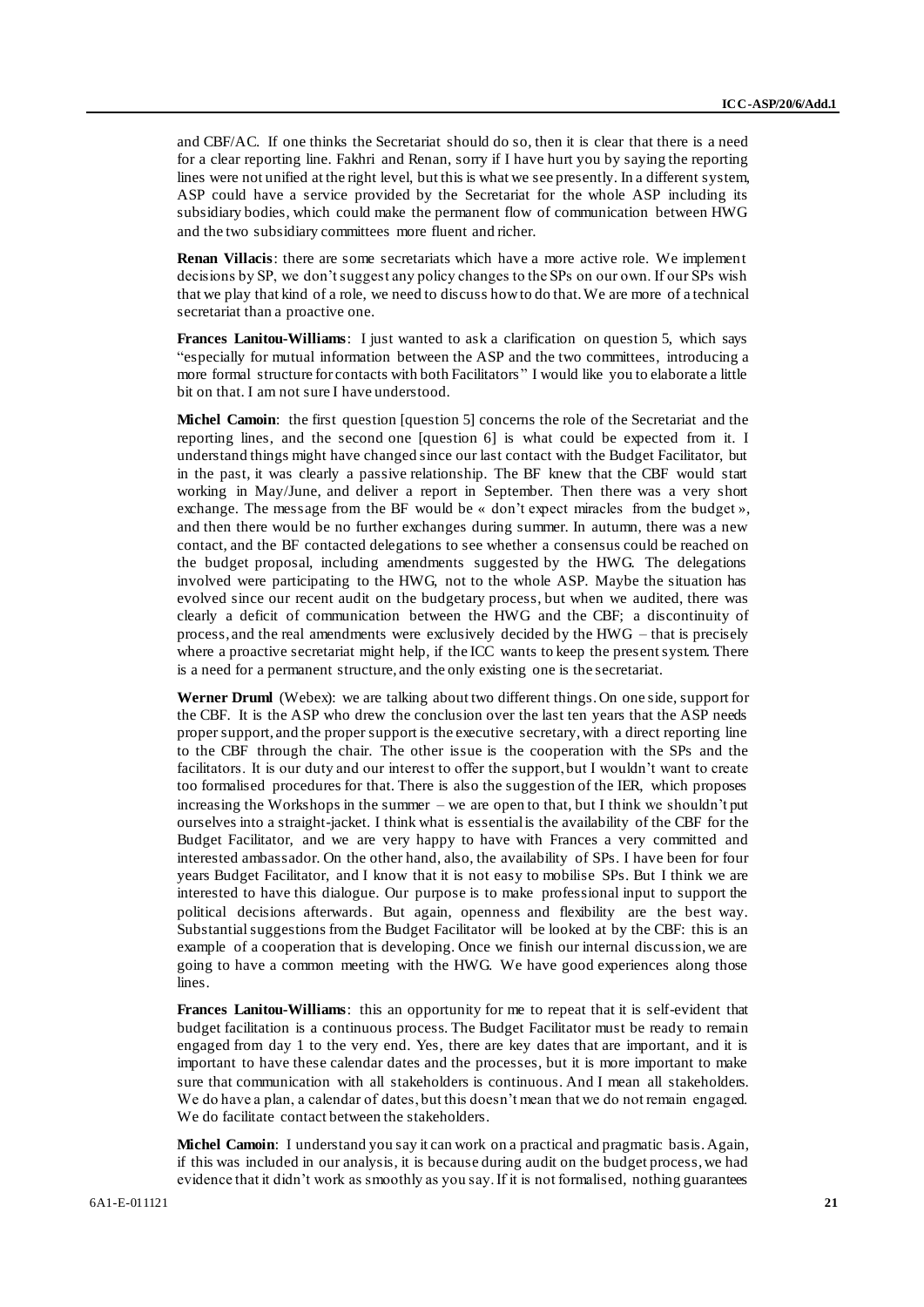and CBF/AC. If one thinks the Secretariat should do so, then it is clear that there is a need for a clear reporting line. Fakhri and Renan, sorry if I have hurt you by saying the reporting lines were not unified at the right level, but this is what we see presently. In a different system, ASP could have a service provided by the Secretariat for the whole ASP including its subsidiary bodies, which could make the permanent flow of communication between HWG and the two subsidiary committees more fluent and richer.

**Renan Villacis**: there are some secretariats which have a more active role. We implement decisions by SP, we don't suggest any policy changes to the SPs on our own. If our SPs wish that we play that kind of a role, we need to discuss how to do that. We are more of a technical secretariat than a proactive one.

**Frances Lanitou-Williams**: I just wanted to ask a clarification on question 5, which says "especially for mutual information between the ASP and the two committees, introducing a more formal structure for contacts with both Facilitators" I would like you to elaborate a little bit on that. I am not sure I have understood.

**Michel Camoin**: the first question [question 5] concerns the role of the Secretariat and the reporting lines, and the second one [question 6] is what could be expected from it. I understand things might have changed since our last contact with the Budget Facilitator, but in the past, it was clearly a passive relationship. The BF knew that the CBF would start working in May/June, and deliver a report in September. Then there was a very short exchange. The message from the BF would be « don't expect miracles from the budget », and then there would be no further exchanges during summer. In autumn, there was a new contact, and the BF contacted delegations to see whether a consensus could be reached on the budget proposal, including amendments suggested by the HWG. The delegations involved were participating to the HWG, not to the whole ASP. Maybe the situation has evolved since our recent audit on the budgetary process, but when we audited, there was clearly a deficit of communication between the HWG and the CBF; a discontinuity of process, and the real amendments were exclusively decided by the HWG – that is precisely where a proactive secretariat might help, if the ICC wants to keep the present system. There is a need for a permanent structure, and the only existing one is the secretariat.

**Werner Druml** (Webex): we are talking about two different things. On one side, support for the CBF. It is the ASP who drew the conclusion over the last ten years that the ASP needs proper support, and the proper support is the executive secretary, with a direct reporting line to the CBF through the chair. The other issue is the cooperation with the SPs and the facilitators. It is our duty and our interest to offer the support, but I wouldn't want to create too formalised procedures for that. There is also the suggestion of the IER, which proposes increasing the Workshops in the summer – we are open to that, but I think we shouldn't put ourselves into a straight-jacket. I think what is essential is the availability of the CBF for the Budget Facilitator, and we are very happy to have with Frances a very committed and interested ambassador. On the other hand, also, the availability of SPs. I have been for four years Budget Facilitator, and I know that it is not easy to mobilise SPs. But I think we are interested to have this dialogue. Our purpose is to make professional input to support the political decisions afterwards. But again, openness and flexibility are the best way. Substantial suggestions from the Budget Facilitator will be looked at by the CBF: this is an example of a cooperation that is developing. Once we finish our internal discussion, we are going to have a common meeting with the HWG. We have good experiences along those lines.

**Frances Lanitou-Williams**: this an opportunity for me to repeat that it is self-evident that budget facilitation is a continuous process. The Budget Facilitator must be ready to remain engaged from day 1 to the very end. Yes, there are key dates that are important, and it is important to have these calendar dates and the processes, but it is more important to make sure that communication with all stakeholders is continuous. And I mean all stakeholders. We do have a plan, a calendar of dates, but this doesn't mean that we do not remain engaged. We do facilitate contact between the stakeholders.

**Michel Camoin**: I understand you say it can work on a practical and pragmatic basis. Again, if this was included in our analysis, it is because during audit on the budget process, we had evidence that it didn't work as smoothly as you say. If it is not formalised, nothing guarantees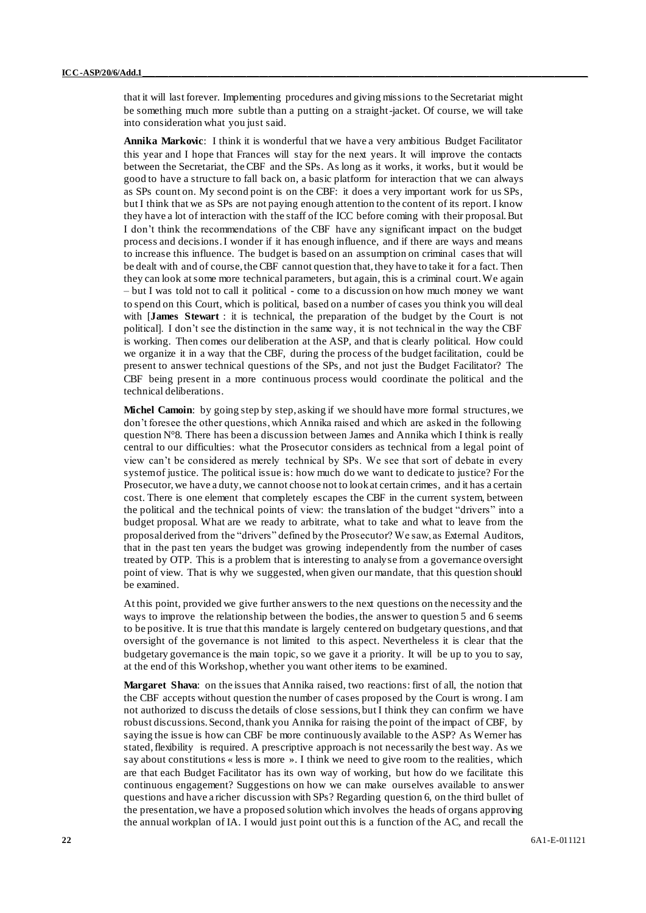that it will last forever. Implementing procedures and giving missions to the Secretariat might be something much more subtle than a putting on a straight-jacket. Of course, we will take into consideration what you just said.

**Annika Markovic**: I think it is wonderful that we have a very ambitious Budget Facilitator this year and I hope that Frances will stay for the next years. It will improve the contacts between the Secretariat, the CBF and the SPs. As long as it works, it works, but it would be good to have a structure to fall back on, a basic platform for interaction that we can always as SPs count on. My second point is on the CBF: it does a very important work for us SPs, but I think that we as SPs are not paying enough attention to the content of its report. I know they have a lot of interaction with the staff of the ICC before coming with their proposal. But I don't think the recommendations of the CBF have any significant impact on the budget process and decisions. I wonder if it has enough influence, and if there are ways and means to increase this influence. The budget is based on an assumption on criminal cases that will be dealt with and of course, the CBF cannot question that, they have to take it for a fact. Then they can look at some more technical parameters, but again, this is a criminal court. We again – but I was told not to call it political - come to a discussion on how much money we want to spend on this Court, which is political, based on a number of cases you think you will deal with [**James Stewart** : it is technical, the preparation of the budget by the Court is not political]. I don't see the distinction in the same way, it is not technical in the way the CBF is working. Then comes our deliberation at the ASP, and that is clearly political. How could we organize it in a way that the CBF, during the process of the budget facilitation, could be present to answer technical questions of the SPs, and not just the Budget Facilitator? The CBF being present in a more continuous process would coordinate the political and the technical deliberations.

**Michel Camoin**: by going step by step, asking if we should have more formal structures, we don't foresee the other questions, which Annika raised and which are asked in the following question N°8. There has been a discussion between James and Annika which I think is really central to our difficulties: what the Prosecutor considers as technical from a legal point of view can't be considered as merely technical by SPs. We see that sort of debate in every system of justice. The political issue is: how much do we want to dedicate to justice? For the Prosecutor, we have a duty, we cannot choose not to look at certain crimes, and it has a certain cost. There is one element that completely escapes the CBF in the current system, between the political and the technical points of view: the translation of the budget "drivers" into a budget proposal. What are we ready to arbitrate, what to take and what to leave from the proposal derived from the "drivers" defined by the Prosecutor? We saw, as External Auditors, that in the past ten years the budget was growing independently from the number of cases treated by OTP. This is a problem that is interesting to analyse from a governance oversight point of view. That is why we suggested, when given our mandate, that this question should be examined.

At this point, provided we give further answers to the next questions on the necessity and the ways to improve the relationship between the bodies, the answer to question 5 and 6 seems to be positive. It is true that this mandate is largely centered on budgetary questions, and that oversight of the governance is not limited to this aspect. Nevertheless it is clear that the budgetary governance is the main topic, so we gave it a priority. It will be up to you to say, at the end of this Workshop, whether you want other items to be examined.

**Margaret Shava**: on the issues that Annika raised, two reactions: first of all, the notion that the CBF accepts without question the number of cases proposed by the Court is wrong. I am not authorized to discuss the details of close sessions, but I think they can confirm we have robust discussions. Second, thank you Annika for raising the point of the impact of CBF, by saying the issue is how can CBF be more continuously available to the ASP? As Werner has stated, flexibility is required. A prescriptive approach is not necessarily the best way. As we say about constitutions « less is more ». I think we need to give room to the realities, which are that each Budget Facilitator has its own way of working, but how do we facilitate this continuous engagement? Suggestions on how we can make ourselves available to answer questions and have a richer discussion with SPs? Regarding question 6, on the third bullet of the presentation, we have a proposed solution which involves the heads of organs approving the annual workplan of IA. I would just point out this is a function of the AC, and recall the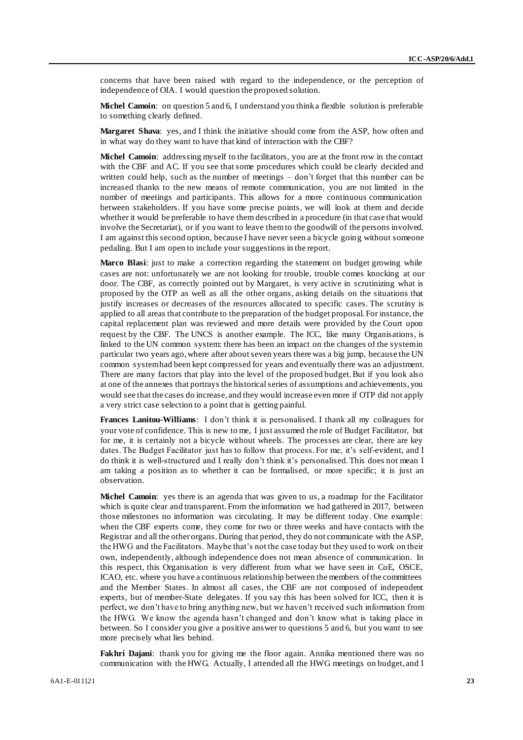concerns that have been raised with regard to the independence, or the perception of independence of OIA. I would question the proposed solution.

**Michel Camoin**: on question 5 and 6, I understand you think a flexible solution is preferable to something clearly defined.

**Margaret Shava**: yes, and I think the initiative should come from the ASP, how often and in what way do they want to have that kind of interaction with the CBF?

**Michel Camoin**: addressing myself to the facilitators, you are at the front row in the contact with the CBF and AC. If you see that some procedures which could be clearly decided and written could help, such as the number of meetings – don't forget that this number can be increased thanks to the new means of remote communication, you are not limited in the number of meetings and participants. This allows for a more continuous communication between stakeholders. If you have some precise points, we will look at them and decide whether it would be preferable to have them described in a procedure (in that case that would involve the Secretariat), or if you want to leave them to the goodwill of the persons involved. I am against this second option, because I have never seen a bicycle going without someone pedaling. But I am open to include your suggestions in the report.

**Marco Blasi**: just to make a correction regarding the statement on budget growing while cases are not: unfortunately we are not looking for trouble, trouble comes knocking at our door. The CBF, as correctly pointed out by Margaret, is very active in scrutinizing what is proposed by the OTP as well as all the other organs, asking details on the situations that justify increases or decreases of the resources allocated to specific cases. The scrutiny is applied to all areas that contribute to the preparation of the budget proposal. For instance, the capital replacement plan was reviewed and more details were provided by the Court upon request by the CBF. The UNCS is another example. The ICC, like many Organisations, is linked to the UN common system: there has been an impact on the changes of the system in particular two years ago, where after about seven years there was a big jump, because the UN common system had been kept compressed for years and eventually there was an adjustment. There are many factors that play into the level of the proposed budget. But if you look also at one of the annexes that portrays the historical series of assumptions and achievements, you would see that the cases do increase, and they would increase even more if OTP did not apply a very strict case selection to a point that is getting painful.

**Frances Lanitou-Williams**: I don't think it is personalised. I thank all my colleagues for your vote of confidence. This is new to me, I just assumed the role of Budget Facilitator, but for me, it is certainly not a bicycle without wheels. The processes are clear, there are key dates. The Budget Facilitator just has to follow that process. For me, it's self-evident, and I do think it is well-structured and I really don't think it's personalised. This does not mean I am taking a position as to whether it can be formalised, or more specific; it is just an observation.

**Michel Camoin**: yes there is an agenda that was given to us, a roadmap for the Facilitator which is quite clear and transparent. From the information we had gathered in 2017, between those milestones no information was circulating. It may be different today. One example: when the CBF experts come, they come for two or three weeks and have contacts with the Registrar and all the other organs. During that period, they do not communicate with the ASP, the HWG and the Facilitators. Maybe that's not the case today but they used to work on their own, independently, although independence does not mean absence of communication. In this respect, this Organisation is very different from what we have seen in CoE, OSCE, ICAO, etc. where you have a continuous relationship between the members of the committees and the Member States. In almost all cases, the CBF are not composed of independent experts, but of member-State delegates. If you say this has been solved for ICC, then it is perfect, we don't have to bring anything new, but we haven't received such information from the HWG. We know the agenda hasn't changed and don't know what is taking place in between. So I consider you give a positive answer to questions 5 and 6, but you want to see more precisely what lies behind.

**Fakhri Dajani**: thank you for giving me the floor again. Annika mentioned there was no communication with the HWG. Actually, I attended all the HWG meetings on budget, and I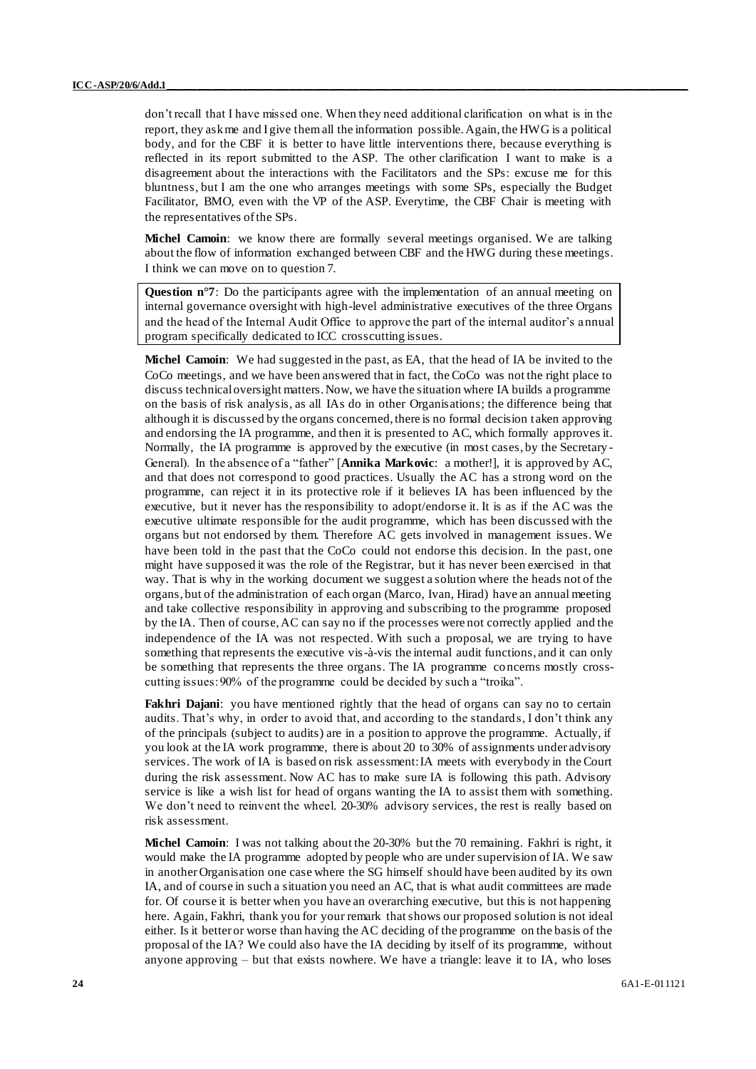don't recall that I have missed one. When they need additional clarification on what is in the report, they ask me and I give them all the information possible. Again, the HWG is a political body, and for the CBF it is better to have little interventions there, because everything is reflected in its report submitted to the ASP. The other clarification I want to make is a disagreement about the interactions with the Facilitators and the SPs: excuse me for this bluntness, but I am the one who arranges meetings with some SPs, especially the Budget Facilitator, BMO, even with the VP of the ASP. Everytime, the CBF Chair is meeting with the representatives of the SPs.

**Michel Camoin**: we know there are formally several meetings organised. We are talking about the flow of information exchanged between CBF and the HWG during these meetings. I think we can move on to question 7.

**Question n°7**: Do the participants agree with the implementation of an annual meeting on internal governance oversight with high-level administrative executives of the three Organs and the head of the Internal Audit Office to approve the part of the internal auditor's annual program specifically dedicated to ICC crosscutting issues.

**Michel Camoin**: We had suggested in the past, as EA, that the head of IA be invited to the CoCo meetings, and we have been answered that in fact, the CoCo was not the right place to discuss technical oversight matters. Now, we have the situation where IA builds a programme on the basis of risk analysis, as all IAs do in other Organisations; the difference being that although it is discussed by the organs concerned, there is no formal decision taken approving and endorsing the IA programme, and then it is presented to AC, which formally approves it. Normally, the IA programme is approved by the executive (in most cases, by the Secretary-General). In the absence of a "father" [**Annika Markovic**: a mother!], it is approved by AC, and that does not correspond to good practices. Usually the AC has a strong word on the programme, can reject it in its protective role if it believes IA has been influenced by the executive, but it never has the responsibility to adopt/endorse it. It is as if the AC was the executive ultimate responsible for the audit programme, which has been discussed with the organs but not endorsed by them. Therefore AC gets involved in management issues. We have been told in the past that the CoCo could not endorse this decision. In the past, one might have supposed it was the role of the Registrar, but it has never been exercised in that way. That is why in the working document we suggest a solution where the heads not of the organs, but of the administration of each organ (Marco, Ivan, Hirad) have an annual meeting and take collective responsibility in approving and subscribing to the programme proposed by the IA. Then of course, AC can say no if the processes were not correctly applied and the independence of the IA was not respected. With such a proposal, we are trying to have something that represents the executive vis-à-vis the internal audit functions, and it can only be something that represents the three organs. The IA programme concerns mostly cross-cutting issues: 90% of the programme could be decided by such a "troika".

**Fakhri Dajani**: you have mentioned rightly that the head of organs can say no to certain audits. That's why, in order to avoid that, and according to the standards, I don't think any of the principals (subject to audits) are in a position to approve the programme. Actually, if you look at the IA work programme, there is about 20 to 30% of assignments under advisory services. The work of IA is based on risk assessment: IA meets with everybody in the Court during the risk assessment. Now AC has to make sure IA is following this path. Advisory service is like a wish list for head of organs wanting the IA to assist them with something. We don't need to reinvent the wheel. 20-30% advisory services, the rest is really based on risk assessment.

**Michel Camoin**: I was not talking about the 20-30% but the 70 remaining. Fakhri is right, it would make the IA programme adopted by people who are under supervision of IA. We saw in another Organisation one case where the SG himself should have been audited by its own IA, and of course in such a situation you need an AC, that is what audit committees are made for. Of course it is better when you have an overarching executive, but this is not happening here. Again, Fakhri, thank you for your remark that shows our proposed solution is not ideal either. Is it better or worse than having the AC deciding of the programme on the basis of the proposal of the IA? We could also have the IA deciding by itself of its programme, without anyone approving – but that exists nowhere. We have a triangle: leave it to IA, who loses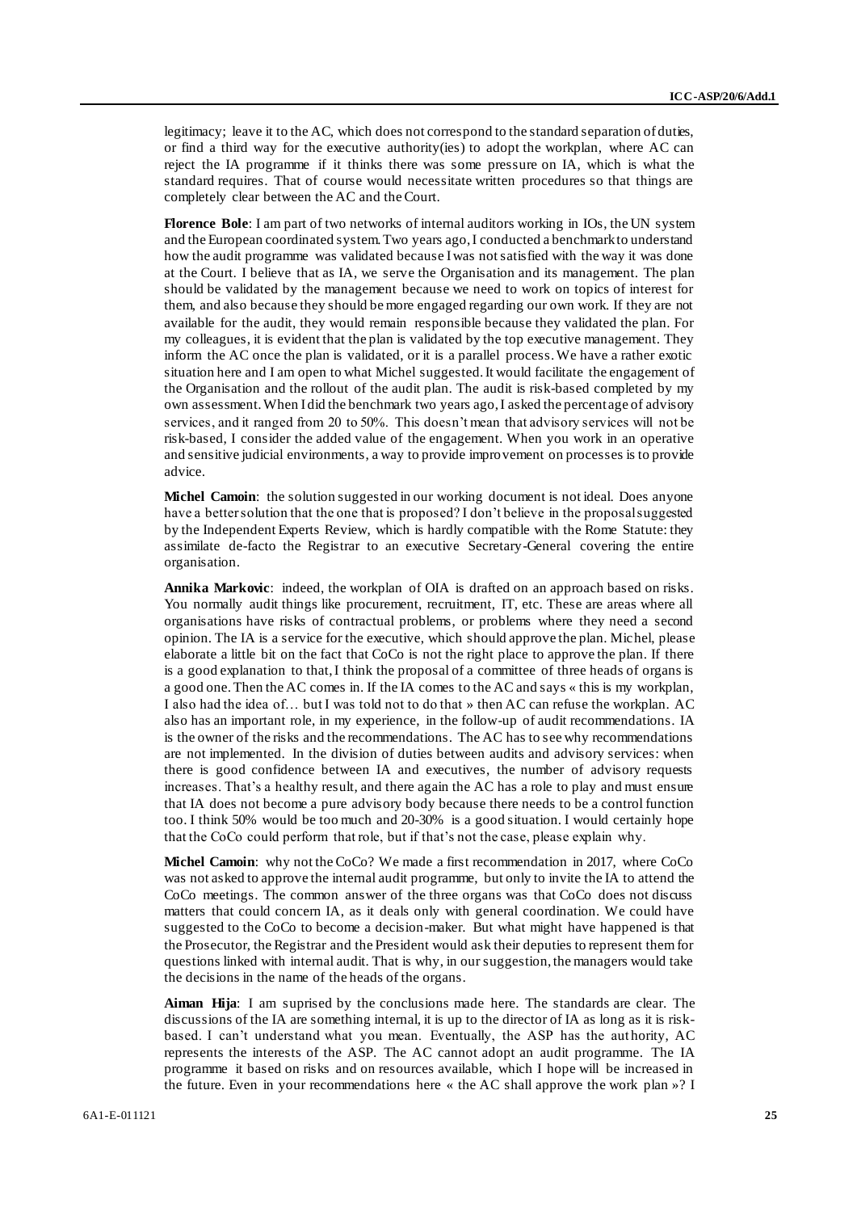legitimacy; leave it to the AC, which does not correspond to the standard separation of duties, or find a third way for the executive authority(ies) to adopt the workplan, where AC can reject the IA programme if it thinks there was some pressure on IA, which is what the standard requires. That of course would necessitate written procedures so that things are completely clear between the AC and the Court.

**Florence Bole**: I am part of two networks of internal auditors working in IOs, the UN system and the European coordinated system. Two years ago, I conducted a benchmark to understand how the audit programme was validated because I was not satisfied with the way it was done at the Court. I believe that as IA, we serve the Organisation and its management. The plan should be validated by the management because we need to work on topics of interest for them, and also because they should be more engaged regarding our own work. If they are not available for the audit, they would remain responsible because they validated the plan. For my colleagues, it is evident that the plan is validated by the top executive management. They inform the AC once the plan is validated, or it is a parallel process. We have a rather exotic situation here and I am open to what Michel suggested. It would facilitate the engagement of the Organisation and the rollout of the audit plan. The audit is risk-based completed by my own assessment. When I did the benchmark two years ago, I asked the percentage of advisory services, and it ranged from 20 to 50%. This doesn't mean that advisory services will not be risk-based, I consider the added value of the engagement. When you work in an operative and sensitive judicial environments, a way to provide improvement on processes is to provide advice.

**Michel Camoin**: the solution suggested in our working document is not ideal. Does anyone have a better solution that the one that is proposed? I don't believe in the proposal suggested by the Independent Experts Review, which is hardly compatible with the Rome Statute: they assimilate de-facto the Registrar to an executive Secretary-General covering the entire organisation.

**Annika Markovic**: indeed, the workplan of OIA is drafted on an approach based on risks. You normally audit things like procurement, recruitment, IT, etc. These are areas where all organisations have risks of contractual problems, or problems where they need a second opinion. The IA is a service for the executive, which should approve the plan. Michel, please elaborate a little bit on the fact that CoCo is not the right place to approve the plan. If there is a good explanation to that, I think the proposal of a committee of three heads of organs is a good one. Then the AC comes in. If the IA comes to the AC and says « this is my workplan, I also had the idea of… but I was told not to do that » then AC can refuse the workplan. AC also has an important role, in my experience, in the follow-up of audit recommendations. IA is the owner of the risks and the recommendations. The AC has to see why recommendations are not implemented. In the division of duties between audits and advisory services: when there is good confidence between IA and executives, the number of advisory requests increases. That's a healthy result, and there again the AC has a role to play and must ensure that IA does not become a pure advisory body because there needs to be a control function too. I think 50% would be too much and 20-30% is a good situation. I would certainly hope that the CoCo could perform that role, but if that's not the case, please explain why.

**Michel Camoin**: why not the CoCo? We made a first recommendation in 2017, where CoCo was not asked to approve the internal audit programme, but only to invite the IA to attend the CoCo meetings. The common answer of the three organs was that CoCo does not discuss matters that could concern IA, as it deals only with general coordination. We could have suggested to the CoCo to become a decision-maker. But what might have happened is that the Prosecutor, the Registrar and the President would ask their deputies to represent them for questions linked with internal audit. That is why, in our suggestion, the managers would take the decisions in the name of the heads of the organs.

**Aiman Hija**: I am suprised by the conclusions made here. The standards are clear. The discussions of the IA are something internal, it is up to the director of IA as long as it is risk-based. I can't understand what you mean. Eventually, the ASP has the authority, AC represents the interests of the ASP. The AC cannot adopt an audit programme. The IA programme it based on risks and on resources available, which I hope will be increased in the future. Even in your recommendations here « the AC shall approve the work plan »? I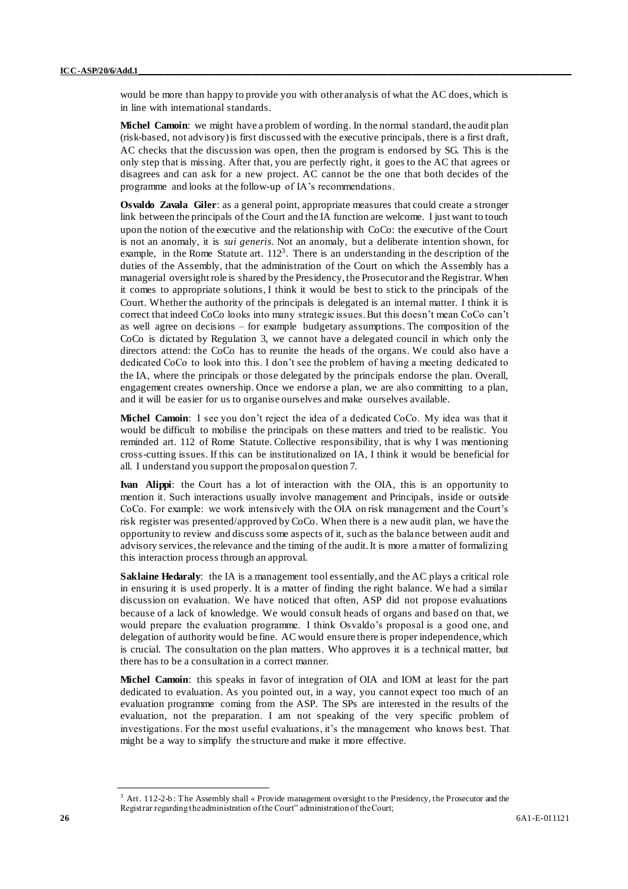would be more than happy to provide you with other analysis of what the AC does, which is in line with international standards.

**Michel Camoin**: we might have a problem of wording. In the normal standard, the audit plan (risk-based, not advisory) is first discussed with the executive principals, there is a first draft, AC checks that the discussion was open, then the program is endorsed by SG. This is the only step that is missing. After that, you are perfectly right, it goes to the AC that agrees or disagrees and can ask for a new project. AC cannot be the one that both decides of the programme and looks at the follow-up of IA's recommendations.

**Osvaldo Zavala Giler**: as a general point, appropriate measures that could create a stronger link between the principals of the Court and the IA function are welcome. I just want to touch upon the notion of the executive and the relationship with CoCo: the executive of the Court is not an anomaly, it is *sui generis*. Not an anomaly, but a deliberate intention shown, for example, in the Rome Statute art. 112[3]. There is an understanding in the description of the duties of the Assembly, that the administration of the Court on which the Assembly has a managerial oversight role is shared by the Presidency, the Prosecutor and the Registrar. When it comes to appropriate solutions, I think it would be best to stick to the principals of the Court. Whether the authority of the principals is delegated is an internal matter. I think it is correct that indeed CoCo looks into many strategic issues. But this doesn't mean CoCo can't as well agree on decisions – for example budgetary assumptions. The composition of the CoCo is dictated by Regulation 3, we cannot have a delegated council in which only the directors attend: the CoCo has to reunite the heads of the organs. We could also have a dedicated CoCo to look into this. I don't see the problem of having a meeting dedicated to the IA, where the principals or those delegated by the principals endorse the plan. Overall, engagement creates ownership. Once we endorse a plan, we are also committing to a plan, and it will be easier for us to organise ourselves and make ourselves available.

**Michel Camoin**: I see you don't reject the idea of a dedicated CoCo. My idea was that it would be difficult to mobilise the principals on these matters and tried to be realistic. You reminded art. 112 of Rome Statute. Collective responsibility, that is why I was mentioning cross-cutting issues. If this can be institutionalized on IA, I think it would be beneficial for all. I understand you support the proposal on question 7.

**Ivan Alippi**: the Court has a lot of interaction with the OIA, this is an opportunity to mention it. Such interactions usually involve management and Principals, inside or outside CoCo. For example: we work intensively with the OIA on risk management and the Court's risk register was presented/approved by CoCo. When there is a new audit plan, we have the opportunity to review and discuss some aspects of it, such as the balance between audit and advisory services, the relevance and the timing of the audit. It is more a matter of formalizing this interaction process through an approval.

**Saklaine Hedaraly**: the IA is a management tool essentially, and the AC plays a critical role in ensuring it is used properly. It is a matter of finding the right balance. We had a similar discussion on evaluation. We have noticed that often, ASP did not propose evaluations because of a lack of knowledge. We would consult heads of organs and based on that, we would prepare the evaluation programme. I think Osvaldo's proposal is a good one, and delegation of authority would be fine. AC would ensure there is proper independence, which is crucial. The consultation on the plan matters. Who approves it is a technical matter, but there has to be a consultation in a correct manner.

**Michel Camoin**: this speaks in favor of integration of OIA and IOM at least for the part dedicated to evaluation. As you pointed out, in a way, you cannot expect too much of an evaluation programme coming from the ASP. The SPs are interested in the results of the evaluation, not the preparation. I am not speaking of the very specific problem of investigations. For the most useful evaluations, it's the management who knows best. That might be a way to simplify the structure and make it more effective.

---

[3] Art. 112-2-b: The Assembly shall « Provide management oversight to the Presidency, the Prosecutor and the Registrar regarding the administration of the Court" administration of the Court;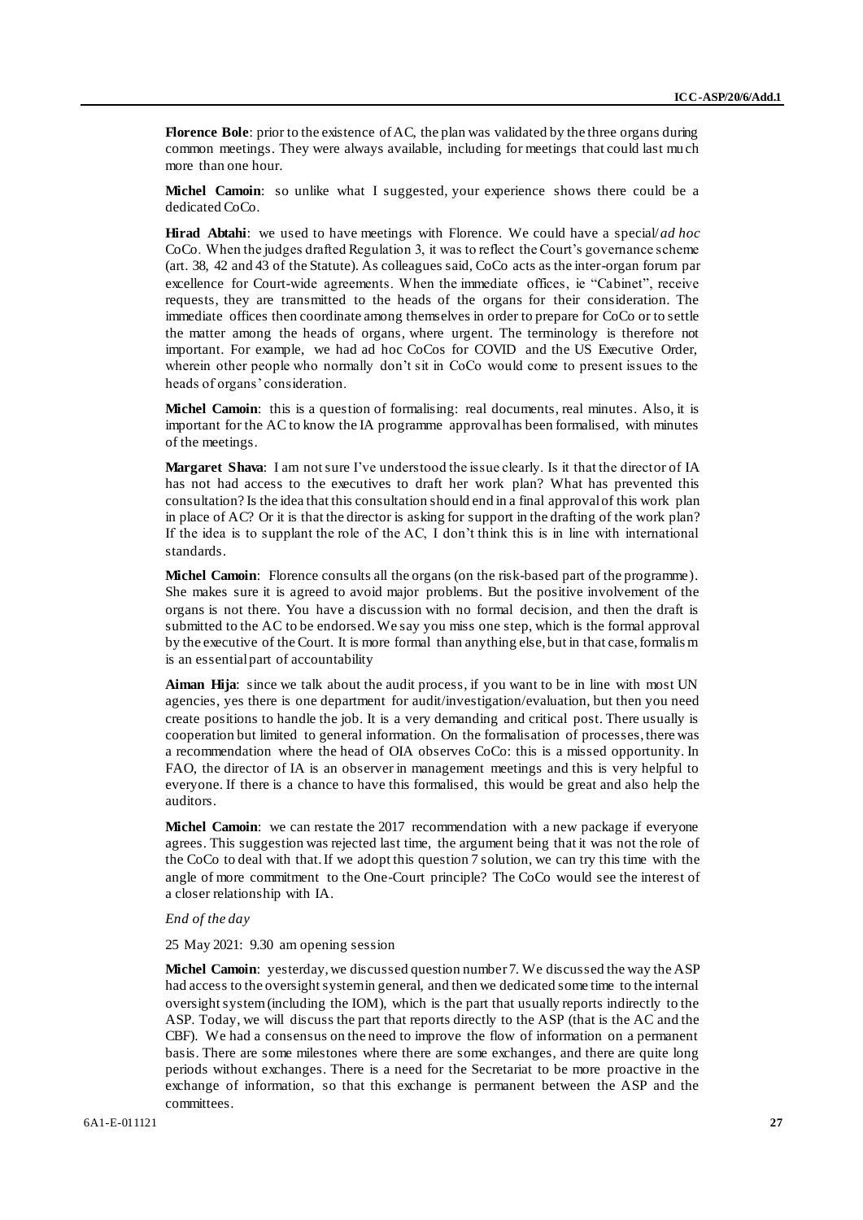**Florence Bole**: prior to the existence of AC, the plan was validated by the three organs during common meetings. They were always available, including for meetings that could last much more than one hour.

**Michel Camoin**: so unlike what I suggested, your experience shows there could be a dedicated CoCo.

**Hirad Abtahi**: we used to have meetings with Florence. We could have a special/*ad hoc* CoCo. When the judges drafted Regulation 3, it was to reflect the Court's governance scheme (art. 38, 42 and 43 of the Statute). As colleagues said, CoCo acts as the inter-organ forum par excellence for Court-wide agreements. When the immediate offices, ie "Cabinet", receive requests, they are transmitted to the heads of the organs for their consideration. The immediate offices then coordinate among themselves in order to prepare for CoCo or to settle the matter among the heads of organs, where urgent. The terminology is therefore not important. For example, we had ad hoc CoCos for COVID and the US Executive Order, wherein other people who normally don't sit in CoCo would come to present issues to the heads of organs' consideration.

**Michel Camoin**: this is a question of formalising: real documents, real minutes. Also, it is important for the AC to know the IA programme approval has been formalised, with minutes of the meetings.

**Margaret Shava**: I am not sure I've understood the issue clearly. Is it that the director of IA has not had access to the executives to draft her work plan? What has prevented this consultation? Is the idea that this consultation should end in a final approval of this work plan in place of AC? Or it is that the director is asking for support in the drafting of the work plan? If the idea is to supplant the role of the AC, I don't think this is in line with international standards.

**Michel Camoin**: Florence consults all the organs (on the risk-based part of the programme). She makes sure it is agreed to avoid major problems. But the positive involvement of the organs is not there. You have a discussion with no formal decision, and then the draft is submitted to the AC to be endorsed. We say you miss one step, which is the formal approval by the executive of the Court. It is more formal than anything else, but in that case, formalism is an essential part of accountability

**Aiman Hija**: since we talk about the audit process, if you want to be in line with most UN agencies, yes there is one department for audit/investigation/evaluation, but then you need create positions to handle the job. It is a very demanding and critical post. There usually is cooperation but limited to general information. On the formalisation of processes, there was a recommendation where the head of OIA observes CoCo: this is a missed opportunity. In FAO, the director of IA is an observer in management meetings and this is very helpful to everyone. If there is a chance to have this formalised, this would be great and also help the auditors.

**Michel Camoin**: we can restate the 2017 recommendation with a new package if everyone agrees. This suggestion was rejected last time, the argument being that it was not the role of the CoCo to deal with that. If we adopt this question 7 solution, we can try this time with the angle of more commitment to the One-Court principle? The CoCo would see the interest of a closer relationship with IA.

*End of the day*

25 May 2021: 9.30 am opening session

**Michel Camoin**: yesterday, we discussed question number 7. We discussed the way the ASP had access to the oversight system in general, and then we dedicated some time to the internal oversight system (including the IOM), which is the part that usually reports indirectly to the ASP. Today, we will discuss the part that reports directly to the ASP (that is the AC and the CBF). We had a consensus on the need to improve the flow of information on a permanent basis. There are some milestones where there are some exchanges, and there are quite long periods without exchanges. There is a need for the Secretariat to be more proactive in the exchange of information, so that this exchange is permanent between the ASP and the committees.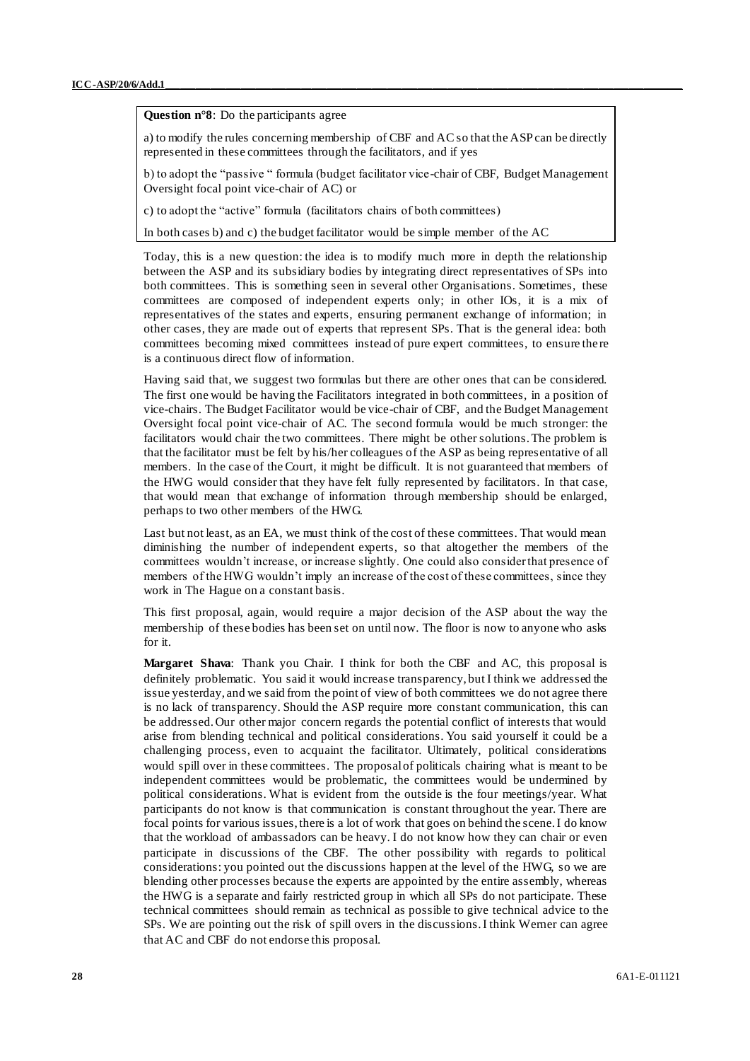**Question n°8**: Do the participants agree

a) to modify the rules concerning membership of CBF and AC so that the ASP can be directly represented in these committees through the facilitators, and if yes

b) to adopt the "passive " formula (budget facilitator vice-chair of CBF, Budget Management Oversight focal point vice-chair of AC) or

c) to adopt the "active" formula (facilitators chairs of both committees)

In both cases b) and c) the budget facilitator would be simple member of the AC

Today, this is a new question: the idea is to modify much more in depth the relationship between the ASP and its subsidiary bodies by integrating direct representatives of SPs into both committees. This is something seen in several other Organisations. Sometimes, these committees are composed of independent experts only; in other IOs, it is a mix of representatives of the states and experts, ensuring permanent exchange of information; in other cases, they are made out of experts that represent SPs. That is the general idea: both committees becoming mixed committees instead of pure expert committees, to ensure there is a continuous direct flow of information.

Having said that, we suggest two formulas but there are other ones that can be considered. The first one would be having the Facilitators integrated in both committees, in a position of vice-chairs. The Budget Facilitator would be vice-chair of CBF, and the Budget Management Oversight focal point vice-chair of AC. The second formula would be much stronger: the facilitators would chair the two committees. There might be other solutions. The problem is that the facilitator must be felt by his/her colleagues of the ASP as being representative of all members. In the case of the Court, it might be difficult. It is not guaranteed that members of the HWG would consider that they have felt fully represented by facilitators. In that case, that would mean that exchange of information through membership should be enlarged, perhaps to two other members of the HWG.

Last but not least, as an EA, we must think of the cost of these committees. That would mean diminishing the number of independent experts, so that altogether the members of the committees wouldn't increase, or increase slightly. One could also consider that presence of members of the HWG wouldn't imply an increase of the cost of these committees, since they work in The Hague on a constant basis.

This first proposal, again, would require a major decision of the ASP about the way the membership of these bodies has been set on until now. The floor is now to anyone who asks for it.

**Margaret Shava**: Thank you Chair. I think for both the CBF and AC, this proposal is definitely problematic. You said it would increase transparency, but I think we addressed the issue yesterday, and we said from the point of view of both committees we do not agree there is no lack of transparency. Should the ASP require more constant communication, this can be addressed. Our other major concern regards the potential conflict of interests that would arise from blending technical and political considerations. You said yourself it could be a challenging process, even to acquaint the facilitator. Ultimately, political considerations would spill over in these committees. The proposal of politicals chairing what is meant to be independent committees would be problematic, the committees would be undermined by political considerations. What is evident from the outside is the four meetings/year. What participants do not know is that communication is constant throughout the year. There are focal points for various issues, there is a lot of work that goes on behind the scene. I do know that the workload of ambassadors can be heavy. I do not know how they can chair or even participate in discussions of the CBF. The other possibility with regards to political considerations: you pointed out the discussions happen at the level of the HWG, so we are blending other processes because the experts are appointed by the entire assembly, whereas the HWG is a separate and fairly restricted group in which all SPs do not participate. These technical committees should remain as technical as possible to give technical advice to the SPs. We are pointing out the risk of spill overs in the discussions. I think Werner can agree that AC and CBF do not endorse this proposal.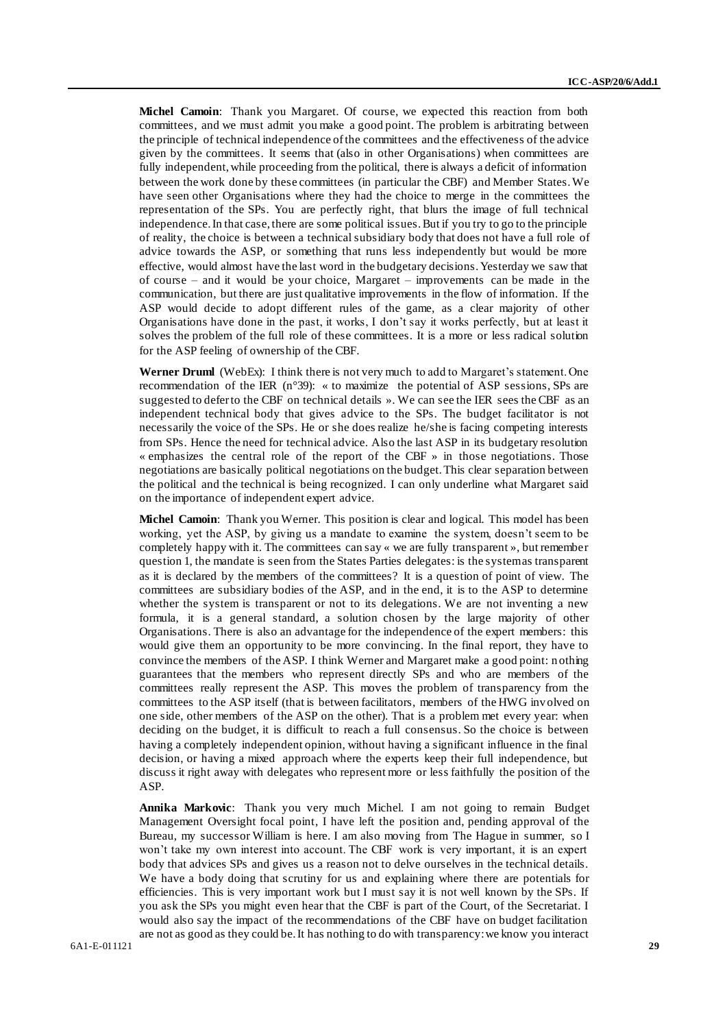**Michel Camoin**: Thank you Margaret. Of course, we expected this reaction from both committees, and we must admit you make a good point. The problem is arbitrating between the principle of technical independence of the committees and the effectiveness of the advice given by the committees. It seems that (also in other Organisations) when committees are fully independent, while proceeding from the political, there is always a deficit of information between the work done by these committees (in particular the CBF) and Member States. We have seen other Organisations where they had the choice to merge in the committees the representation of the SPs. You are perfectly right, that blurs the image of full technical independence. In that case, there are some political issues. But if you try to go to the principle of reality, the choice is between a technical subsidiary body that does not have a full role of advice towards the ASP, or something that runs less independently but would be more effective, would almost have the last word in the budgetary decisions. Yesterday we saw that of course – and it would be your choice, Margaret – improvements can be made in the communication, but there are just qualitative improvements in the flow of information. If the ASP would decide to adopt different rules of the game, as a clear majority of other Organisations have done in the past, it works, I don't say it works perfectly, but at least it solves the problem of the full role of these committees. It is a more or less radical solution for the ASP feeling of ownership of the CBF.

**Werner Druml** (WebEx): I think there is not very much to add to Margaret's statement. One recommendation of the IER (n°39): « to maximize the potential of ASP sessions, SPs are suggested to defer to the CBF on technical details ». We can see the IER sees the CBF as an independent technical body that gives advice to the SPs. The budget facilitator is not necessarily the voice of the SPs. He or she does realize he/she is facing competing interests from SPs. Hence the need for technical advice. Also the last ASP in its budgetary resolution « emphasizes the central role of the report of the CBF » in those negotiations. Those negotiations are basically political negotiations on the budget. This clear separation between the political and the technical is being recognized. I can only underline what Margaret said on the importance of independent expert advice.

**Michel Camoin**: Thank you Werner. This position is clear and logical. This model has been working, yet the ASP, by giving us a mandate to examine the system, doesn't seem to be completely happy with it. The committees can say « we are fully transparent », but remember question 1, the mandate is seen from the States Parties delegates: is the system as transparent as it is declared by the members of the committees? It is a question of point of view. The committees are subsidiary bodies of the ASP, and in the end, it is to the ASP to determine whether the system is transparent or not to its delegations. We are not inventing a new formula, it is a general standard, a solution chosen by the large majority of other Organisations. There is also an advantage for the independence of the expert members: this would give them an opportunity to be more convincing. In the final report, they have to convince the members of the ASP. I think Werner and Margaret make a good point: nothing guarantees that the members who represent directly SPs and who are members of the committees really represent the ASP. This moves the problem of transparency from the committees to the ASP itself (that is between facilitators, members of the HWG involved on one side, other members of the ASP on the other). That is a problem met every year: when deciding on the budget, it is difficult to reach a full consensus. So the choice is between having a completely independent opinion, without having a significant influence in the final decision, or having a mixed approach where the experts keep their full independence, but discuss it right away with delegates who represent more or less faithfully the position of the ASP.

**Annika Markovic**: Thank you very much Michel. I am not going to remain Budget Management Oversight focal point, I have left the position and, pending approval of the Bureau, my successor William is here. I am also moving from The Hague in summer, so I won't take my own interest into account. The CBF work is very important, it is an expert body that advices SPs and gives us a reason not to delve ourselves in the technical details. We have a body doing that scrutiny for us and explaining where there are potentials for efficiencies. This is very important work but I must say it is not well known by the SPs. If you ask the SPs you might even hear that the CBF is part of the Court, of the Secretariat. I would also say the impact of the recommendations of the CBF have on budget facilitation are not as good as they could be. It has nothing to do with transparency: we know you interact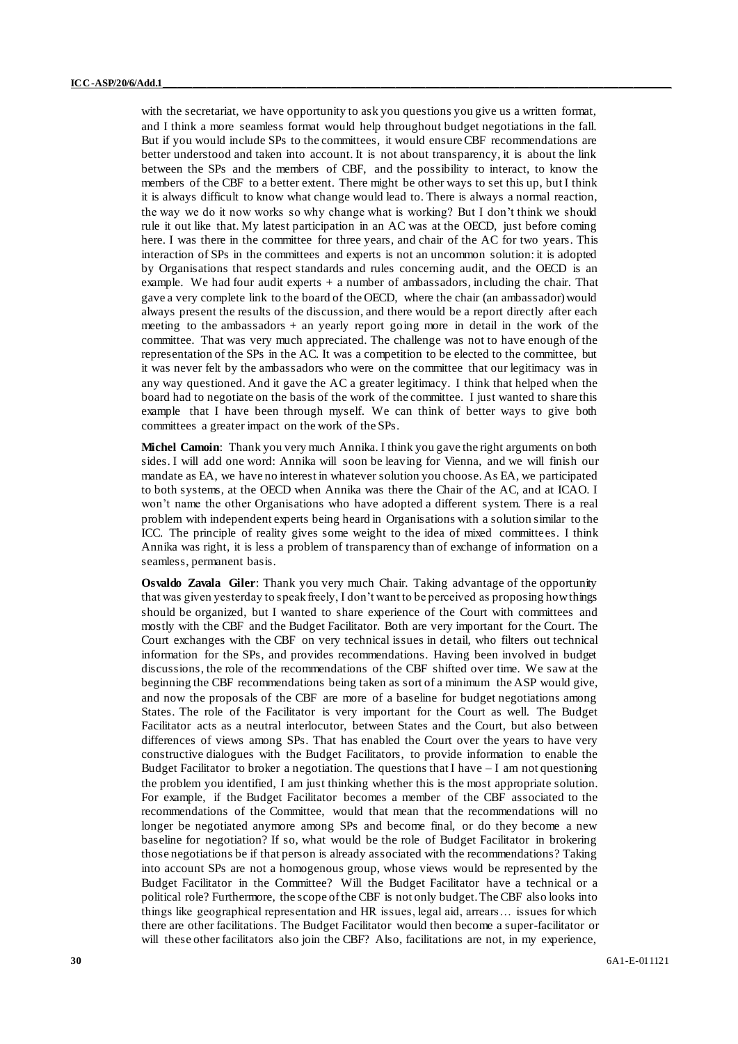with the secretariat, we have opportunity to ask you questions you give us a written format, and I think a more seamless format would help throughout budget negotiations in the fall. But if you would include SPs to the committees, it would ensure CBF recommendations are better understood and taken into account. It is not about transparency, it is about the link between the SPs and the members of CBF, and the possibility to interact, to know the members of the CBF to a better extent. There might be other ways to set this up, but I think it is always difficult to know what change would lead to. There is always a normal reaction, the way we do it now works so why change what is working? But I don't think we should rule it out like that. My latest participation in an AC was at the OECD, just before coming here. I was there in the committee for three years, and chair of the AC for two years. This interaction of SPs in the committees and experts is not an uncommon solution: it is adopted by Organisations that respect standards and rules concerning audit, and the OECD is an example. We had four audit experts + a number of ambassadors, including the chair. That gave a very complete link to the board of the OECD, where the chair (an ambassador) would always present the results of the discussion, and there would be a report directly after each meeting to the ambassadors + an yearly report going more in detail in the work of the committee. That was very much appreciated. The challenge was not to have enough of the representation of the SPs in the AC. It was a competition to be elected to the committee, but it was never felt by the ambassadors who were on the committee that our legitimacy was in any way questioned. And it gave the AC a greater legitimacy. I think that helped when the board had to negotiate on the basis of the work of the committee. I just wanted to share this example that I have been through myself. We can think of better ways to give both committees a greater impact on the work of the SPs.

**Michel Camoin**: Thank you very much Annika. I think you gave the right arguments on both sides. I will add one word: Annika will soon be leaving for Vienna, and we will finish our mandate as EA, we have no interest in whatever solution you choose. As EA, we participated to both systems, at the OECD when Annika was there the Chair of the AC, and at ICAO. I won't name the other Organisations who have adopted a different system. There is a real problem with independent experts being heard in Organisations with a solution similar to the ICC. The principle of reality gives some weight to the idea of mixed committees. I think Annika was right, it is less a problem of transparency than of exchange of information on a seamless, permanent basis.

**Osvaldo Zavala Giler**: Thank you very much Chair. Taking advantage of the opportunity that was given yesterday to speak freely, I don't want to be perceived as proposing how things should be organized, but I wanted to share experience of the Court with committees and mostly with the CBF and the Budget Facilitator. Both are very important for the Court. The Court exchanges with the CBF on very technical issues in detail, who filters out technical information for the SPs, and provides recommendations. Having been involved in budget discussions, the role of the recommendations of the CBF shifted over time. We saw at the beginning the CBF recommendations being taken as sort of a minimum the ASP would give, and now the proposals of the CBF are more of a baseline for budget negotiations among States. The role of the Facilitator is very important for the Court as well. The Budget Facilitator acts as a neutral interlocutor, between States and the Court, but also between differences of views among SPs. That has enabled the Court over the years to have very constructive dialogues with the Budget Facilitators, to provide information to enable the Budget Facilitator to broker a negotiation. The questions that I have – I am not questioning the problem you identified, I am just thinking whether this is the most appropriate solution. For example, if the Budget Facilitator becomes a member of the CBF associated to the recommendations of the Committee, would that mean that the recommendations will no longer be negotiated anymore among SPs and become final, or do they become a new baseline for negotiation? If so, what would be the role of Budget Facilitator in brokering those negotiations be if that person is already associated with the recommendations? Taking into account SPs are not a homogenous group, whose views would be represented by the Budget Facilitator in the Committee? Will the Budget Facilitator have a technical or a political role? Furthermore, the scope of the CBF is not only budget. The CBF also looks into things like geographical representation and HR issues, legal aid, arrears… issues for which there are other facilitations. The Budget Facilitator would then become a super-facilitator or will these other facilitators also join the CBF? Also, facilitations are not, in my experience,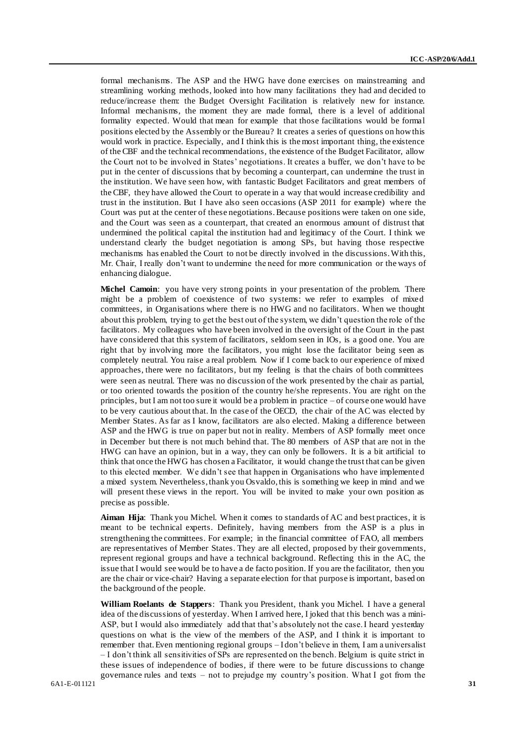formal mechanisms. The ASP and the HWG have done exercises on mainstreaming and streamlining working methods, looked into how many facilitations they had and decided to reduce/increase them: the Budget Oversight Facilitation is relatively new for instance. Informal mechanisms, the moment they are made formal, there is a level of additional formality expected. Would that mean for example that those facilitations would be formal positions elected by the Assembly or the Bureau? It creates a series of questions on how this would work in practice. Especially, and I think this is the most important thing, the existence of the CBF and the technical recommendations, the existence of the Budget Facilitator, allow the Court not to be involved in States' negotiations. It creates a buffer, we don't have to be put in the center of discussions that by becoming a counterpart, can undermine the trust in the institution. We have seen how, with fantastic Budget Facilitators and great members of the CBF, they have allowed the Court to operate in a way that would increase credibility and trust in the institution. But I have also seen occasions (ASP 2011 for example) where the Court was put at the center of these negotiations. Because positions were taken on one side, and the Court was seen as a counterpart, that created an enormous amount of distrust that undermined the political capital the institution had and legitimacy of the Court. I think we understand clearly the budget negotiation is among SPs, but having those respective mechanisms has enabled the Court to not be directly involved in the discussions. With this, Mr. Chair, I really don't want to undermine the need for more communication or the ways of enhancing dialogue.

**Michel Camoin**: you have very strong points in your presentation of the problem. There might be a problem of coexistence of two systems: we refer to examples of mixed committees, in Organisations where there is no HWG and no facilitators. When we thought about this problem, trying to get the best out of the system, we didn't question the role of the facilitators. My colleagues who have been involved in the oversight of the Court in the past have considered that this system of facilitators, seldom seen in IOs, is a good one. You are right that by involving more the facilitators, you might lose the facilitator being seen as completely neutral. You raise a real problem. Now if I come back to our experience of mixed approaches, there were no facilitators, but my feeling is that the chairs of both committees were seen as neutral. There was no discussion of the work presented by the chair as partial, or too oriented towards the position of the country he/she represents. You are right on the principles, but I am not too sure it would be a problem in practice – of course one would have to be very cautious about that. In the case of the OECD, the chair of the AC was elected by Member States. As far as I know, facilitators are also elected. Making a difference between ASP and the HWG is true on paper but not in reality. Members of ASP formally meet once in December but there is not much behind that. The 80 members of ASP that are not in the HWG can have an opinion, but in a way, they can only be followers. It is a bit artificial to think that once the HWG has chosen a Facilitator, it would change the trust that can be given to this elected member. We didn't see that happen in Organisations who have implemented a mixed system. Nevertheless, thank you Osvaldo, this is something we keep in mind and we will present these views in the report. You will be invited to make your own position as precise as possible.

**Aiman Hija**: Thank you Michel. When it comes to standards of AC and best practices, it is meant to be technical experts. Definitely, having members from the ASP is a plus in strengthening the committees. For example; in the financial committee of FAO, all members are representatives of Member States. They are all elected, proposed by their governments, represent regional groups and have a technical background. Reflecting this in the AC, the issue that I would see would be to have a de facto position. If you are the facilitator, then you are the chair or vice-chair? Having a separate election for that purpose is important, based on the background of the people.

**William Roelants de Stappers**: Thank you President, thank you Michel. I have a general idea of the discussions of yesterday. When I arrived here, I joked that this bench was a mini-ASP, but I would also immediately add that that's absolutely not the case. I heard yesterday questions on what is the view of the members of the ASP, and I think it is important to remember that. Even mentioning regional groups – I don't believe in them, I am a universalist – I don't think all sensitivities of SPs are represented on the bench. Belgium is quite strict in these issues of independence of bodies, if there were to be future discussions to change governance rules and texts – not to prejudge my country's position. What I got from the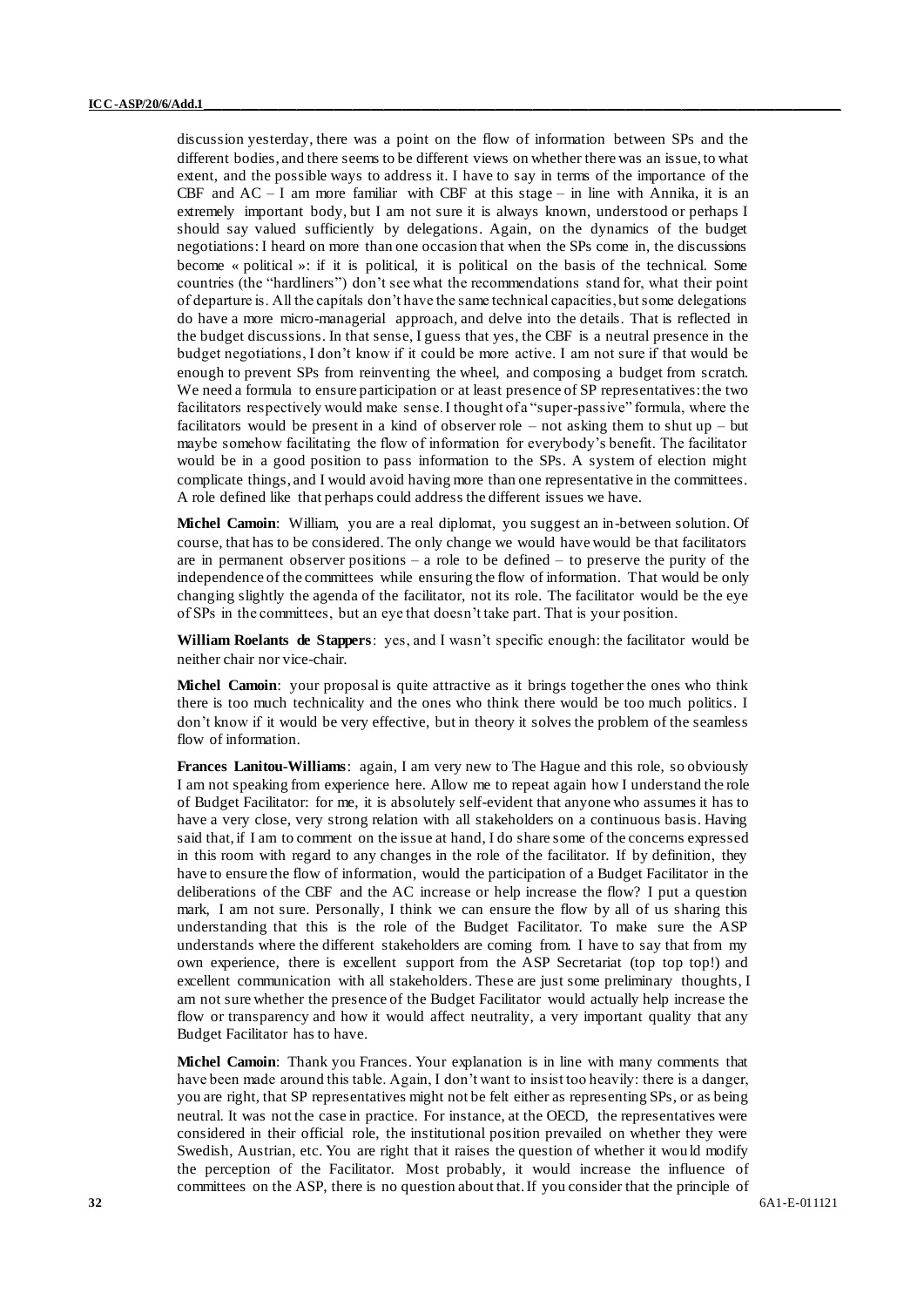discussion yesterday, there was a point on the flow of information between SPs and the different bodies, and there seems to be different views on whether there was an issue, to what extent, and the possible ways to address it. I have to say in terms of the importance of the CBF and AC – I am more familiar with CBF at this stage – in line with Annika, it is an extremely important body, but I am not sure it is always known, understood or perhaps I should say valued sufficiently by delegations. Again, on the dynamics of the budget negotiations: I heard on more than one occasion that when the SPs come in, the discussions become « political »: if it is political, it is political on the basis of the technical. Some countries (the "hardliners") don't see what the recommendations stand for, what their point of departure is. All the capitals don't have the same technical capacities, but some delegations do have a more micro-managerial approach, and delve into the details. That is reflected in the budget discussions. In that sense, I guess that yes, the CBF is a neutral presence in the budget negotiations, I don't know if it could be more active. I am not sure if that would be enough to prevent SPs from reinventing the wheel, and composing a budget from scratch. We need a formula to ensure participation or at least presence of SP representatives: the two facilitators respectively would make sense. I thought of a "super-passive" formula, where the facilitators would be present in a kind of observer role – not asking them to shut up – but maybe somehow facilitating the flow of information for everybody's benefit. The facilitator would be in a good position to pass information to the SPs. A system of election might complicate things, and I would avoid having more than one representative in the committees. A role defined like that perhaps could address the different issues we have.

**Michel Camoin**: William, you are a real diplomat, you suggest an in-between solution. Of course, that has to be considered. The only change we would have would be that facilitators are in permanent observer positions – a role to be defined – to preserve the purity of the independence of the committees while ensuring the flow of information. That would be only changing slightly the agenda of the facilitator, not its role. The facilitator would be the eye of SPs in the committees, but an eye that doesn't take part. That is your position.

**William Roelants de Stappers**: yes, and I wasn't specific enough: the facilitator would be neither chair nor vice-chair.

**Michel Camoin**: your proposal is quite attractive as it brings together the ones who think there is too much technicality and the ones who think there would be too much politics. I don't know if it would be very effective, but in theory it solves the problem of the seamless flow of information.

**Frances Lanitou-Williams**: again, I am very new to The Hague and this role, so obviously I am not speaking from experience here. Allow me to repeat again how I understand the role of Budget Facilitator: for me, it is absolutely self-evident that anyone who assumes it has to have a very close, very strong relation with all stakeholders on a continuous basis. Having said that, if I am to comment on the issue at hand, I do share some of the concerns expressed in this room with regard to any changes in the role of the facilitator. If by definition, they have to ensure the flow of information, would the participation of a Budget Facilitator in the deliberations of the CBF and the AC increase or help increase the flow? I put a question mark, I am not sure. Personally, I think we can ensure the flow by all of us sharing this understanding that this is the role of the Budget Facilitator. To make sure the ASP understands where the different stakeholders are coming from. I have to say that from my own experience, there is excellent support from the ASP Secretariat (top top top!) and excellent communication with all stakeholders. These are just some preliminary thoughts, I am not sure whether the presence of the Budget Facilitator would actually help increase the flow or transparency and how it would affect neutrality, a very important quality that any Budget Facilitator has to have.

**Michel Camoin**: Thank you Frances. Your explanation is in line with many comments that have been made around this table. Again, I don't want to insist too heavily: there is a danger, you are right, that SP representatives might not be felt either as representing SPs, or as being neutral. It was not the case in practice. For instance, at the OECD, the representatives were considered in their official role, the institutional position prevailed on whether they were Swedish, Austrian, etc. You are right that it raises the question of whether it would modify the perception of the Facilitator. Most probably, it would increase the influence of committees on the ASP, there is no question about that. If you consider that the principle of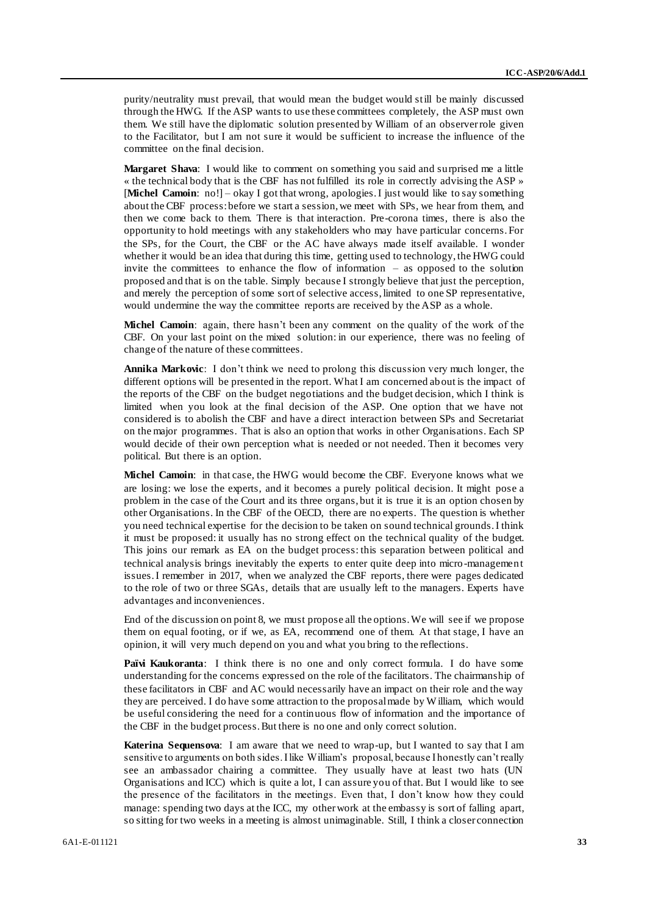purity/neutrality must prevail, that would mean the budget would still be mainly discussed through the HWG. If the ASP wants to use these committees completely, the ASP must own them. We still have the diplomatic solution presented by William of an observer role given to the Facilitator, but I am not sure it would be sufficient to increase the influence of the committee on the final decision.

**Margaret Shava**: I would like to comment on something you said and surprised me a little « the technical body that is the CBF has not fulfilled its role in correctly advising the ASP » [**Michel Camoin**: no!] – okay I got that wrong, apologies. I just would like to say something about the CBF process: before we start a session, we meet with SPs, we hear from them, and then we come back to them. There is that interaction. Pre-corona times, there is also the opportunity to hold meetings with any stakeholders who may have particular concerns. For the SPs, for the Court, the CBF or the AC have always made itself available. I wonder whether it would be an idea that during this time, getting used to technology, the HWG could invite the committees to enhance the flow of information – as opposed to the solution proposed and that is on the table. Simply because I strongly believe that just the perception, and merely the perception of some sort of selective access, limited to one SP representative, would undermine the way the committee reports are received by the ASP as a whole.

**Michel Camoin**: again, there hasn't been any comment on the quality of the work of the CBF. On your last point on the mixed solution: in our experience, there was no feeling of change of the nature of these committees.

**Annika Markovic**: I don't think we need to prolong this discussion very much longer, the different options will be presented in the report. What I am concerned about is the impact of the reports of the CBF on the budget negotiations and the budget decision, which I think is limited when you look at the final decision of the ASP. One option that we have not considered is to abolish the CBF and have a direct interaction between SPs and Secretariat on the major programmes. That is also an option that works in other Organisations. Each SP would decide of their own perception what is needed or not needed. Then it becomes very political. But there is an option.

**Michel Camoin**: in that case, the HWG would become the CBF. Everyone knows what we are losing: we lose the experts, and it becomes a purely political decision. It might pose a problem in the case of the Court and its three organs, but it is true it is an option chosen by other Organisations. In the CBF of the OECD, there are no experts. The question is whether you need technical expertise for the decision to be taken on sound technical grounds. I think it must be proposed: it usually has no strong effect on the technical quality of the budget. This joins our remark as EA on the budget process: this separation between political and technical analysis brings inevitably the experts to enter quite deep into micro-management issues. I remember in 2017, when we analyzed the CBF reports, there were pages dedicated to the role of two or three SGAs, details that are usually left to the managers. Experts have advantages and inconveniences.

End of the discussion on point 8, we must propose all the options. We will see if we propose them on equal footing, or if we, as EA, recommend one of them. At that stage, I have an opinion, it will very much depend on you and what you bring to the reflections.

**Païvi Kaukoranta**: I think there is no one and only correct formula. I do have some understanding for the concerns expressed on the role of the facilitators. The chairmanship of these facilitators in CBF and AC would necessarily have an impact on their role and the way they are perceived. I do have some attraction to the proposal made by William, which would be useful considering the need for a continuous flow of information and the importance of the CBF in the budget process. But there is no one and only correct solution.

**Katerina Sequensova**: I am aware that we need to wrap-up, but I wanted to say that I am sensitive to arguments on both sides. I like William's proposal, because I honestly can't really see an ambassador chairing a committee. They usually have at least two hats (UN Organisations and ICC) which is quite a lot, I can assure you of that. But I would like to see the presence of the facilitators in the meetings. Even that, I don't know how they could manage: spending two days at the ICC, my other work at the embassy is sort of falling apart, so sitting for two weeks in a meeting is almost unimaginable. Still, I think a closer connection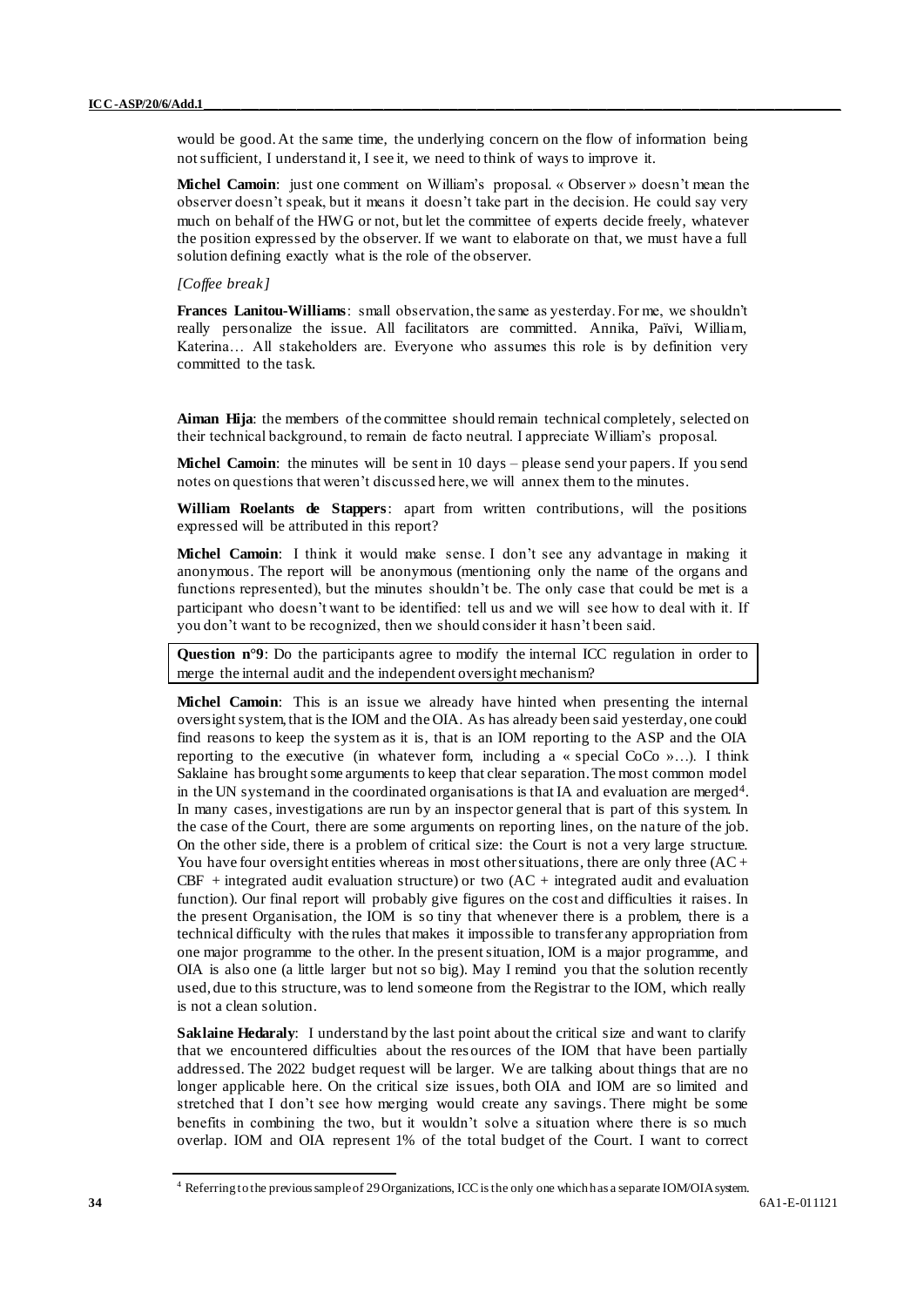would be good. At the same time, the underlying concern on the flow of information being not sufficient, I understand it, I see it, we need to think of ways to improve it.

**Michel Camoin**: just one comment on William's proposal. « Observer » doesn't mean the observer doesn't speak, but it means it doesn't take part in the decision. He could say very much on behalf of the HWG or not, but let the committee of experts decide freely, whatever the position expressed by the observer. If we want to elaborate on that, we must have a full solution defining exactly what is the role of the observer.

*[Coffee break]*

**Frances Lanitou-Williams**: small observation, the same as yesterday. For me, we shouldn't really personalize the issue. All facilitators are committed. Annika, Païvi, William, Katerina… All stakeholders are. Everyone who assumes this role is by definition very committed to the task.

**Aiman Hija**: the members of the committee should remain technical completely, selected on their technical background, to remain de facto neutral. I appreciate William's proposal.

**Michel Camoin**: the minutes will be sent in 10 days – please send your papers. If you send notes on questions that weren't discussed here, we will annex them to the minutes.

**William Roelants de Stappers**: apart from written contributions, will the positions expressed will be attributed in this report?

**Michel Camoin**: I think it would make sense. I don't see any advantage in making it anonymous. The report will be anonymous (mentioning only the name of the organs and functions represented), but the minutes shouldn't be. The only case that could be met is a participant who doesn't want to be identified: tell us and we will see how to deal with it. If you don't want to be recognized, then we should consider it hasn't been said.

**Question n°9**: Do the participants agree to modify the internal ICC regulation in order to merge the internal audit and the independent oversight mechanism?

**Michel Camoin**: This is an issue we already have hinted when presenting the internal oversight system, that is the IOM and the OIA. As has already been said yesterday, one could find reasons to keep the system as it is, that is an IOM reporting to the ASP and the OIA reporting to the executive (in whatever form, including a « special CoCo »…). I think Saklaine has brought some arguments to keep that clear separation. The most common model in the UN system and in the coordinated organisations is that IA and evaluation are merged[4]. In many cases, investigations are run by an inspector general that is part of this system. In the case of the Court, there are some arguments on reporting lines, on the nature of the job. On the other side, there is a problem of critical size: the Court is not a very large structure. You have four oversight entities whereas in most other situations, there are only three (AC + CBF + integrated audit evaluation structure) or two (AC + integrated audit and evaluation function). Our final report will probably give figures on the cost and difficulties it raises. In the present Organisation, the IOM is so tiny that whenever there is a problem, there is a technical difficulty with the rules that makes it impossible to transfer any appropriation from one major programme to the other. In the present situation, IOM is a major programme, and OIA is also one (a little larger but not so big). May I remind you that the solution recently used, due to this structure, was to lend someone from the Registrar to the IOM, which really is not a clean solution.

**Saklaine Hedaraly**: I understand by the last point about the critical size and want to clarify that we encountered difficulties about the resources of the IOM that have been partially addressed. The 2022 budget request will be larger. We are talking about things that are no longer applicable here. On the critical size issues, both OIA and IOM are so limited and stretched that I don't see how merging would create any savings. There might be some benefits in combining the two, but it wouldn't solve a situation where there is so much overlap. IOM and OIA represent 1% of the total budget of the Court. I want to correct

[4] Referring to the previous sample of 29 Organizations, ICC is the only one which has a separate IOM/OIA system.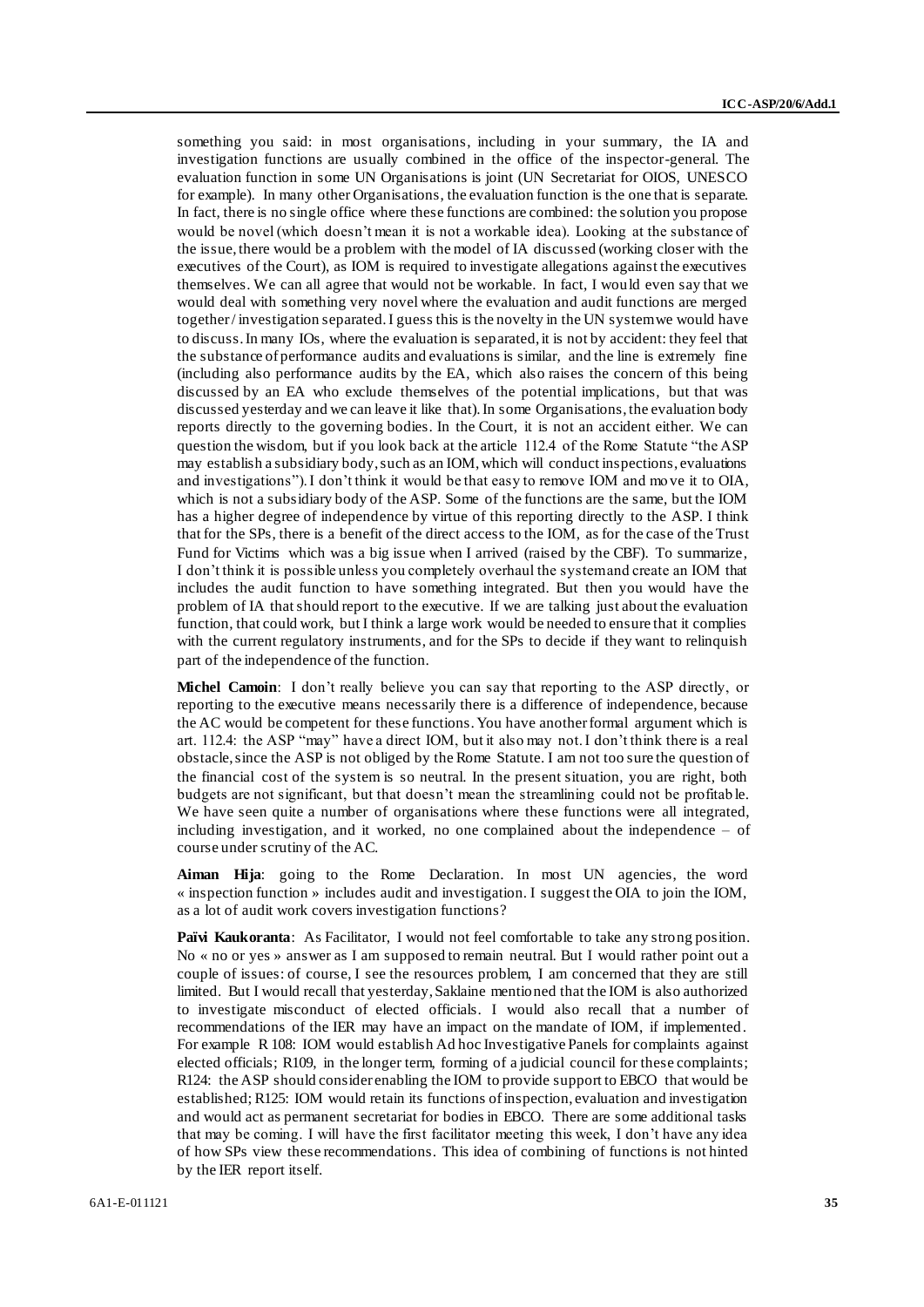something you said: in most organisations, including in your summary, the IA and investigation functions are usually combined in the office of the inspector-general. The evaluation function in some UN Organisations is joint (UN Secretariat for OIOS, UNESCO for example). In many other Organisations, the evaluation function is the one that is separate. In fact, there is no single office where these functions are combined: the solution you propose would be novel (which doesn't mean it is not a workable idea). Looking at the substance of the issue, there would be a problem with the model of IA discussed (working closer with the executives of the Court), as IOM is required to investigate allegations against the executives themselves. We can all agree that would not be workable. In fact, I would even say that we would deal with something very novel where the evaluation and audit functions are merged together / investigation separated. I guess this is the novelty in the UN system we would have to discuss. In many IOs, where the evaluation is separated, it is not by accident: they feel that the substance of performance audits and evaluations is similar, and the line is extremely fine (including also performance audits by the EA, which also raises the concern of this being discussed by an EA who exclude themselves of the potential implications, but that was discussed yesterday and we can leave it like that). In some Organisations, the evaluation body reports directly to the governing bodies. In the Court, it is not an accident either. We can question the wisdom, but if you look back at the article 112.4 of the Rome Statute "the ASP may establish a subsidiary body, such as an IOM, which will conduct inspections, evaluations and investigations"). I don't think it would be that easy to remove IOM and move it to OIA, which is not a subsidiary body of the ASP. Some of the functions are the same, but the IOM has a higher degree of independence by virtue of this reporting directly to the ASP. I think that for the SPs, there is a benefit of the direct access to the IOM, as for the case of the Trust Fund for Victims which was a big issue when I arrived (raised by the CBF). To summarize, I don't think it is possible unless you completely overhaul the system and create an IOM that includes the audit function to have something integrated. But then you would have the problem of IA that should report to the executive. If we are talking just about the evaluation function, that could work, but I think a large work would be needed to ensure that it complies with the current regulatory instruments, and for the SPs to decide if they want to relinquish part of the independence of the function.

**Michel Camoin**: I don't really believe you can say that reporting to the ASP directly, or reporting to the executive means necessarily there is a difference of independence, because the AC would be competent for these functions. You have another formal argument which is art. 112.4: the ASP "may" have a direct IOM, but it also may not. I don't think there is a real obstacle, since the ASP is not obliged by the Rome Statute. I am not too sure the question of the financial cost of the system is so neutral. In the present situation, you are right, both budgets are not significant, but that doesn't mean the streamlining could not be profitable. We have seen quite a number of organisations where these functions were all integrated, including investigation, and it worked, no one complained about the independence – of course under scrutiny of the AC.

**Aiman Hija**: going to the Rome Declaration. In most UN agencies, the word « inspection function » includes audit and investigation. I suggest the OIA to join the IOM, as a lot of audit work covers investigation functions?

**Païvi Kaukoranta**: As Facilitator, I would not feel comfortable to take any strong position. No « no or yes » answer as I am supposed to remain neutral. But I would rather point out a couple of issues: of course, I see the resources problem, I am concerned that they are still limited. But I would recall that yesterday, Saklaine mentioned that the IOM is also authorized to investigate misconduct of elected officials. I would also recall that a number of recommendations of the IER may have an impact on the mandate of IOM, if implemented. For example R 108: IOM would establish Ad hoc Investigative Panels for complaints against elected officials; R109, in the longer term, forming of a judicial council for these complaints; R124: the ASP should consider enabling the IOM to provide support to EBCO that would be established; R125: IOM would retain its functions of inspection, evaluation and investigation and would act as permanent secretariat for bodies in EBCO. There are some additional tasks that may be coming. I will have the first facilitator meeting this week, I don't have any idea of how SPs view these recommendations. This idea of combining of functions is not hinted by the IER report itself.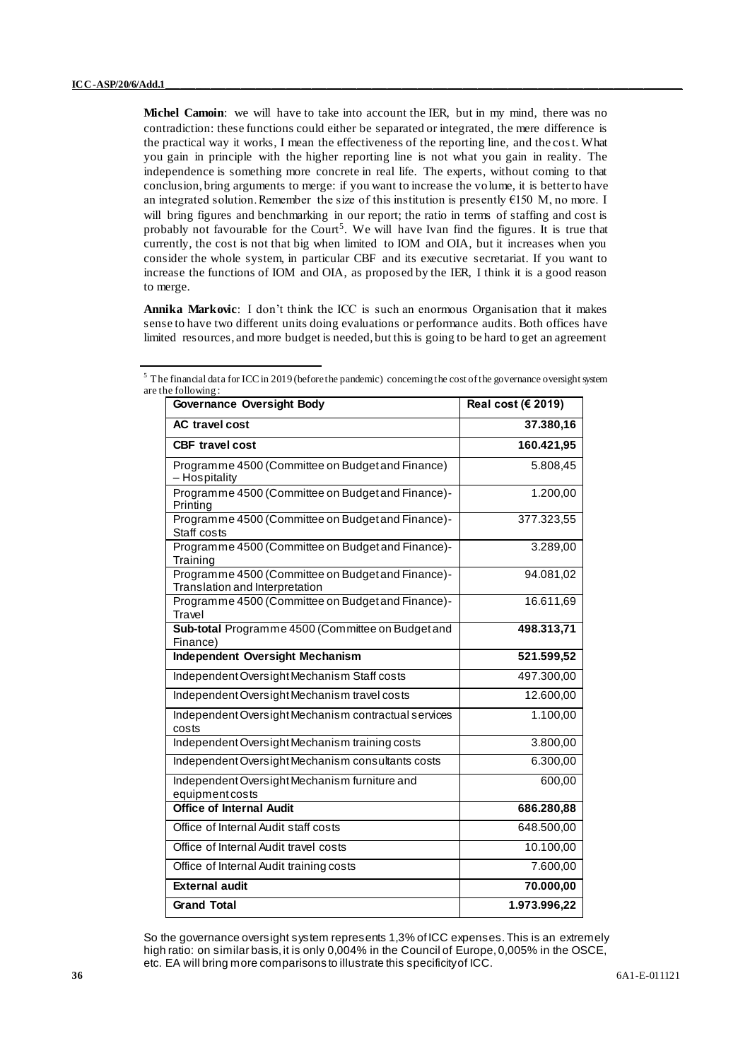**Michel Camoin**: we will have to take into account the IER, but in my mind, there was no contradiction: these functions could either be separated or integrated, the mere difference is the practical way it works, I mean the effectiveness of the reporting line, and the cost. What you gain in principle with the higher reporting line is not what you gain in reality. The independence is something more concrete in real life. The experts, without coming to that conclusion, bring arguments to merge: if you want to increase the volume, it is better to have an integrated solution. Remember the size of this institution is presently €150 M, no more. I will bring figures and benchmarking in our report; the ratio in terms of staffing and cost is probably not favourable for the Court[5]. We will have Ivan find the figures. It is true that currently, the cost is not that big when limited to IOM and OIA, but it increases when you consider the whole system, in particular CBF and its executive secretariat. If you want to increase the functions of IOM and OIA, as proposed by the IER, I think it is a good reason to merge.

**Annika Markovic**: I don't think the ICC is such an enormous Organisation that it makes sense to have two different units doing evaluations or performance audits. Both offices have limited resources, and more budget is needed, but this is going to be hard to get an agreement

[5] The financial data for ICC in 2019 (before the pandemic) concerning the cost of the governance oversight system are the following:

| Governance Oversight Body | Real cost (€ 2019) |
|---|---|
| **AC travel cost** | **37.380,16** |
| **CBF travel cost** | **160.421,95** |
| Programme 4500 (Committee on Budget and Finance) – Hospitality | 5.808,45 |
| Programme 4500 (Committee on Budget and Finance)- Printing | 1.200,00 |
| Programme 4500 (Committee on Budget and Finance)- Staff costs | 377.323,55 |
| Programme 4500 (Committee on Budget and Finance)- Training | 3.289,00 |
| Programme 4500 (Committee on Budget and Finance)- Translation and Interpretation | 94.081,02 |
| Programme 4500 (Committee on Budget and Finance)- Travel | 16.611,69 |
| **Sub-total** Programme 4500 (Committee on Budget and Finance) | **498.313,71** |
| **Independent Oversight Mechanism** | **521.599,52** |
| Independent Oversight Mechanism Staff costs | 497.300,00 |
| Independent Oversight Mechanism travel costs | 12.600,00 |
| Independent Oversight Mechanism contractual services costs | 1.100,00 |
| Independent Oversight Mechanism training costs | 3.800,00 |
| Independent Oversight Mechanism consultants costs | 6.300,00 |
| Independent Oversight Mechanism furniture and equipment costs | 600,00 |
| **Office of Internal Audit** | **686.280,88** |
| Office of Internal Audit staff costs | 648.500,00 |
| Office of Internal Audit travel costs | 10.100,00 |
| Office of Internal Audit training costs | 7.600,00 |
| **External audit** | **70.000,00** |
| **Grand Total** | **1.973.996,22** |

So the governance oversight system represents 1,3% of ICC expenses. This is an extremely high ratio: on similar basis, it is only 0,004% in the Council of Europe, 0,005% in the OSCE, etc. EA will bring more comparisons to illustrate this specificity of ICC.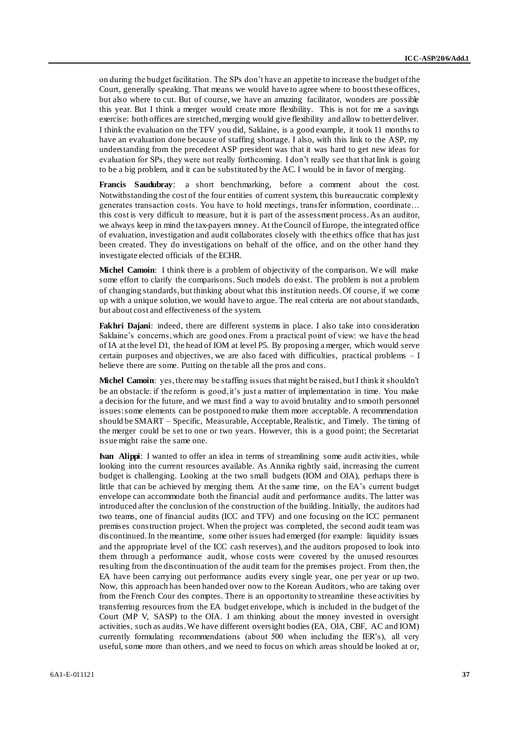on during the budget facilitation. The SPs don't have an appetite to increase the budget of the Court, generally speaking. That means we would have to agree where to boost these offices, but also where to cut. But of course, we have an amazing facilitator, wonders are possible this year. But I think a merger would create more flexibility. This is not for me a savings exercise: both offices are stretched, merging would give flexibility and allow to better deliver. I think the evaluation on the TFV you did, Saklaine, is a good example, it took 11 months to have an evaluation done because of staffing shortage. I also, with this link to the ASP, my understanding from the precedent ASP president was that it was hard to get new ideas for evaluation for SPs, they were not really forthcoming. I don't really see that that link is going to be a big problem, and it can be substituted by the AC. I would be in favor of merging.

**Francis Saudubray**: a short benchmarking, before a comment about the cost. Notwithstanding the cost of the four entities of current system, this bureaucratic complexity generates transaction costs. You have to hold meetings, transfer information, coordinate… this cost is very difficult to measure, but it is part of the assessment process. As an auditor, we always keep in mind the tax-payers money. At the Council of Europe, the integrated office of evaluation, investigation and audit collaborates closely with the ethics office that has just been created. They do investigations on behalf of the office, and on the other hand they investigate elected officials of the ECHR.

**Michel Camoin**: I think there is a problem of objectivity of the comparison. We will make some effort to clarify the comparisons. Such models do exist. The problem is not a problem of changing standards, but thinking about what this institution needs. Of course, if we come up with a unique solution, we would have to argue. The real criteria are not about standards, but about cost and effectiveness of the system.

**Fakhri Dajani**: indeed, there are different systems in place. I also take into consideration Saklaine's concerns, which are good ones. From a practical point of view: we have the head of IA at the level D1, the head of IOM at level P5. By proposing a merger, which would serve certain purposes and objectives, we are also faced with difficulties, practical problems – I believe there are some. Putting on the table all the pros and cons.

**Michel Camoin**: yes, there may be staffing issues that might be raised, but I think it shouldn't be an obstacle: if the reform is good, it's just a matter of implementation in time. You make a decision for the future, and we must find a way to avoid brutality and to smooth personnel issues: some elements can be postponed to make them more acceptable. A recommendation should be SMART – Specific, Measurable, Acceptable, Realistic, and Timely. The timing of the merger could be set to one or two years. However, this is a good point; the Secretariat issue might raise the same one.

**Ivan Alippi**: I wanted to offer an idea in terms of streamlining some audit activities, while looking into the current resources available. As Annika rightly said, increasing the current budget is challenging. Looking at the two small budgets (IOM and OIA), perhaps there is little that can be achieved by merging them. At the same time, on the EA's current budget envelope can accommodate both the financial audit and performance audits. The latter was introduced after the conclusion of the construction of the building. Initially, the auditors had two teams, one of financial audits (ICC and TFV) and one focusing on the ICC permanent premises construction project. When the project was completed, the second audit team was discontinued. In the meantime, some other issues had emerged (for example: liquidity issues and the appropriate level of the ICC cash reserves), and the auditors proposed to look into them through a performance audit, whose costs were covered by the unused resources resulting from the discontinuation of the audit team for the premises project. From then, the EA have been carrying out performance audits every single year, one per year or up two. Now, this approach has been handed over now to the Korean Auditors, who are taking over from the French Cour des comptes. There is an opportunity to streamline these activities by transferring resources from the EA budget envelope, which is included in the budget of the Court (MP V, SASP) to the OIA. I am thinking about the money invested in oversight activities, such as audits. We have different oversight bodies (EA, OIA, CBF, AC and IOM) currently formulating recommendations (about 500 when including the IER's), all very useful, some more than others, and we need to focus on which areas should be looked at or,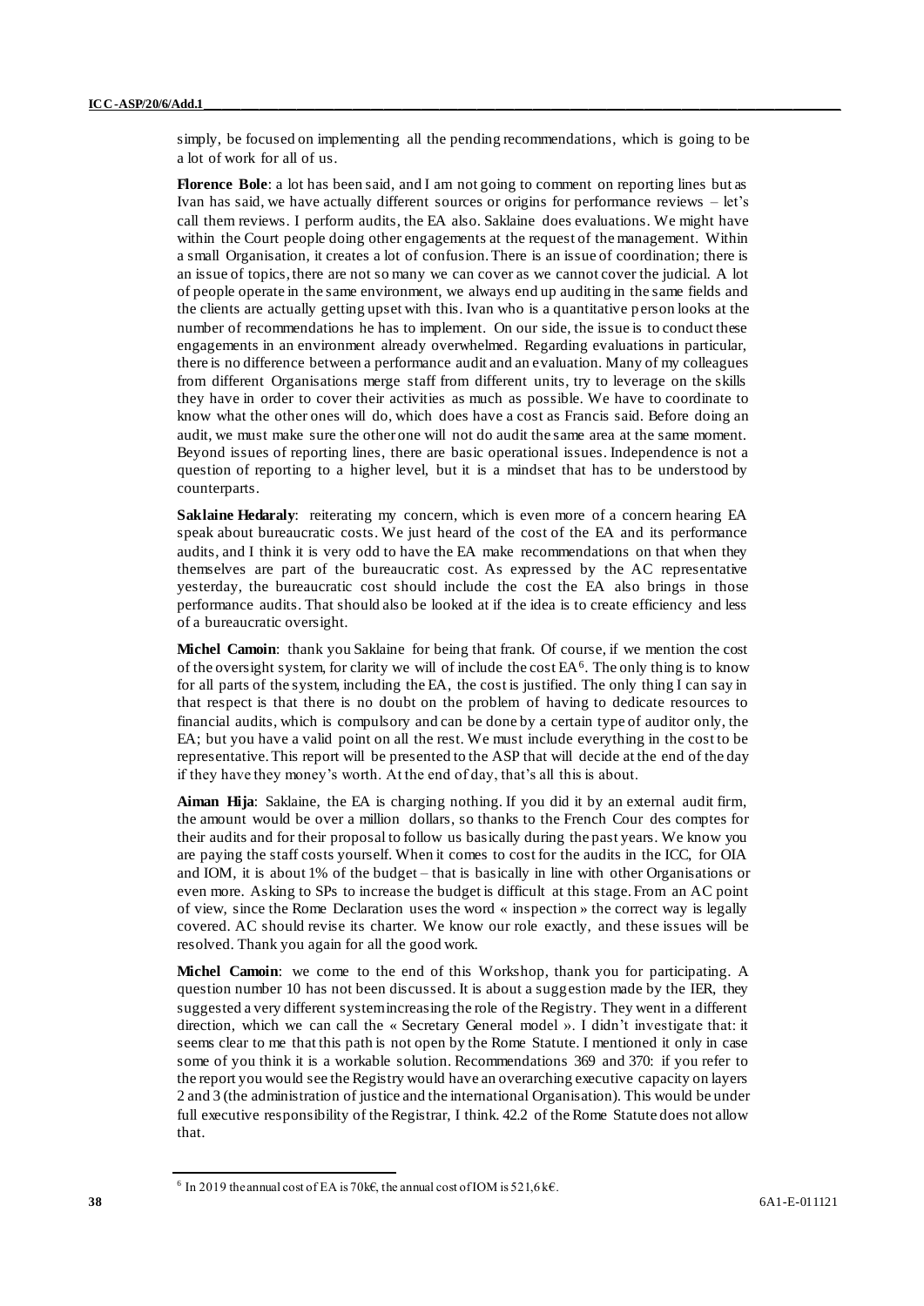simply, be focused on implementing all the pending recommendations, which is going to be a lot of work for all of us.

**Florence Bole**: a lot has been said, and I am not going to comment on reporting lines but as Ivan has said, we have actually different sources or origins for performance reviews – let's call them reviews. I perform audits, the EA also. Saklaine does evaluations. We might have within the Court people doing other engagements at the request of the management. Within a small Organisation, it creates a lot of confusion. There is an issue of coordination; there is an issue of topics, there are not so many we can cover as we cannot cover the judicial. A lot of people operate in the same environment, we always end up auditing in the same fields and the clients are actually getting upset with this. Ivan who is a quantitative person looks at the number of recommendations he has to implement. On our side, the issue is to conduct these engagements in an environment already overwhelmed. Regarding evaluations in particular, there is no difference between a performance audit and an evaluation. Many of my colleagues from different Organisations merge staff from different units, try to leverage on the skills they have in order to cover their activities as much as possible. We have to coordinate to know what the other ones will do, which does have a cost as Francis said. Before doing an audit, we must make sure the other one will not do audit the same area at the same moment. Beyond issues of reporting lines, there are basic operational issues. Independence is not a question of reporting to a higher level, but it is a mindset that has to be understood by counterparts.

**Saklaine Hedaraly**: reiterating my concern, which is even more of a concern hearing EA speak about bureaucratic costs. We just heard of the cost of the EA and its performance audits, and I think it is very odd to have the EA make recommendations on that when they themselves are part of the bureaucratic cost. As expressed by the AC representative yesterday, the bureaucratic cost should include the cost the EA also brings in those performance audits. That should also be looked at if the idea is to create efficiency and less of a bureaucratic oversight.

**Michel Camoin**: thank you Saklaine for being that frank. Of course, if we mention the cost of the oversight system, for clarity we will of include the cost EA[6]. The only thing is to know for all parts of the system, including the EA, the cost is justified. The only thing I can say in that respect is that there is no doubt on the problem of having to dedicate resources to financial audits, which is compulsory and can be done by a certain type of auditor only, the EA; but you have a valid point on all the rest. We must include everything in the cost to be representative. This report will be presented to the ASP that will decide at the end of the day if they have they money's worth. At the end of day, that's all this is about.

**Aiman Hija**: Saklaine, the EA is charging nothing. If you did it by an external audit firm, the amount would be over a million dollars, so thanks to the French Cour des comptes for their audits and for their proposal to follow us basically during the past years. We know you are paying the staff costs yourself. When it comes to cost for the audits in the ICC, for OIA and IOM, it is about 1% of the budget – that is basically in line with other Organisations or even more. Asking to SPs to increase the budget is difficult at this stage. From an AC point of view, since the Rome Declaration uses the word « inspection » the correct way is legally covered. AC should revise its charter. We know our role exactly, and these issues will be resolved. Thank you again for all the good work.

**Michel Camoin**: we come to the end of this Workshop, thank you for participating. A question number 10 has not been discussed. It is about a suggestion made by the IER, they suggested a very different system increasing the role of the Registry. They went in a different direction, which we can call the « Secretary General model ». I didn't investigate that: it seems clear to me that this path is not open by the Rome Statute. I mentioned it only in case some of you think it is a workable solution. Recommendations 369 and 370: if you refer to the report you would see the Registry would have an overarching executive capacity on layers 2 and 3 (the administration of justice and the international Organisation). This would be under full executive responsibility of the Registrar, I think. 42.2 of the Rome Statute does not allow that.

---

[6] In 2019 the annual cost of EA is 70k€, the annual cost of IOM is 521,6 k€.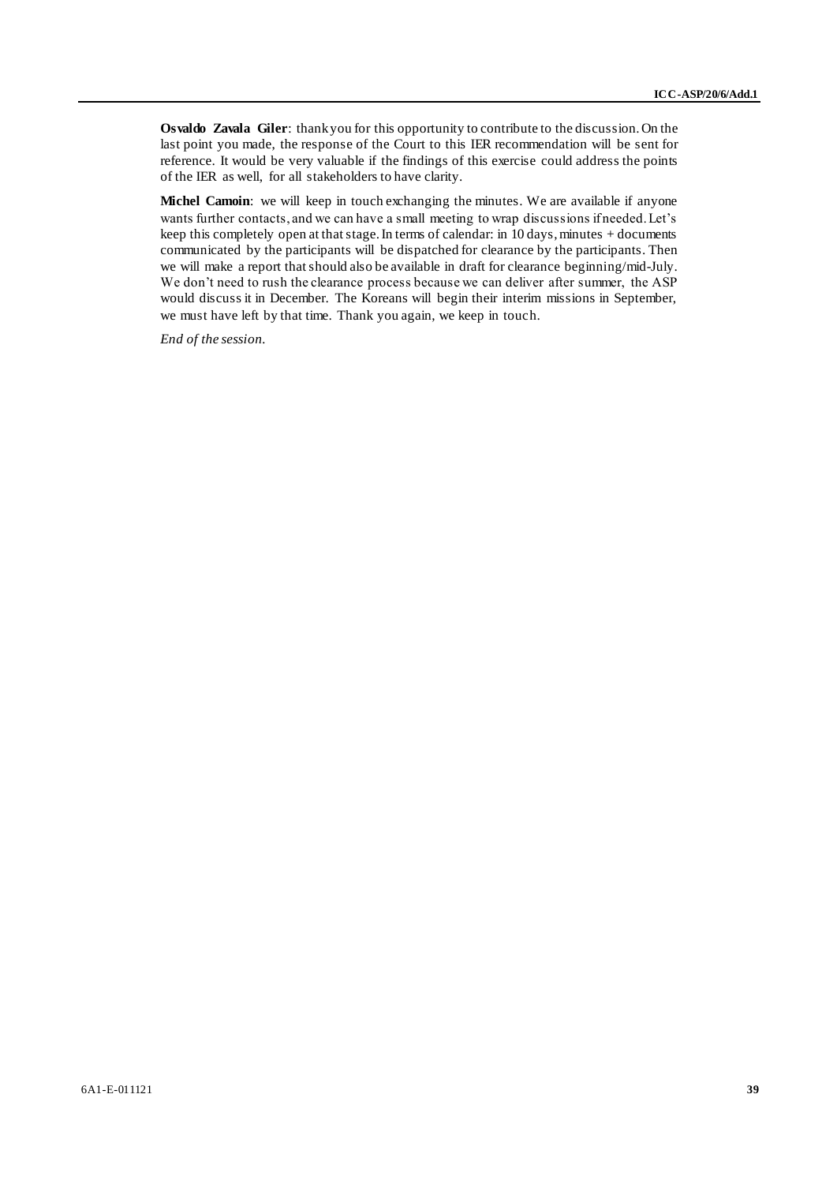**Osvaldo Zavala Giler**: thank you for this opportunity to contribute to the discussion. On the last point you made, the response of the Court to this IER recommendation will be sent for reference. It would be very valuable if the findings of this exercise could address the points of the IER as well, for all stakeholders to have clarity.

**Michel Camoin**: we will keep in touch exchanging the minutes. We are available if anyone wants further contacts, and we can have a small meeting to wrap discussions if needed. Let's keep this completely open at that stage. In terms of calendar: in 10 days, minutes + documents communicated by the participants will be dispatched for clearance by the participants. Then we will make a report that should also be available in draft for clearance beginning/mid-July. We don't need to rush the clearance process because we can deliver after summer, the ASP would discuss it in December. The Koreans will begin their interim missions in September, we must have left by that time. Thank you again, we keep in touch.

*End of the session.*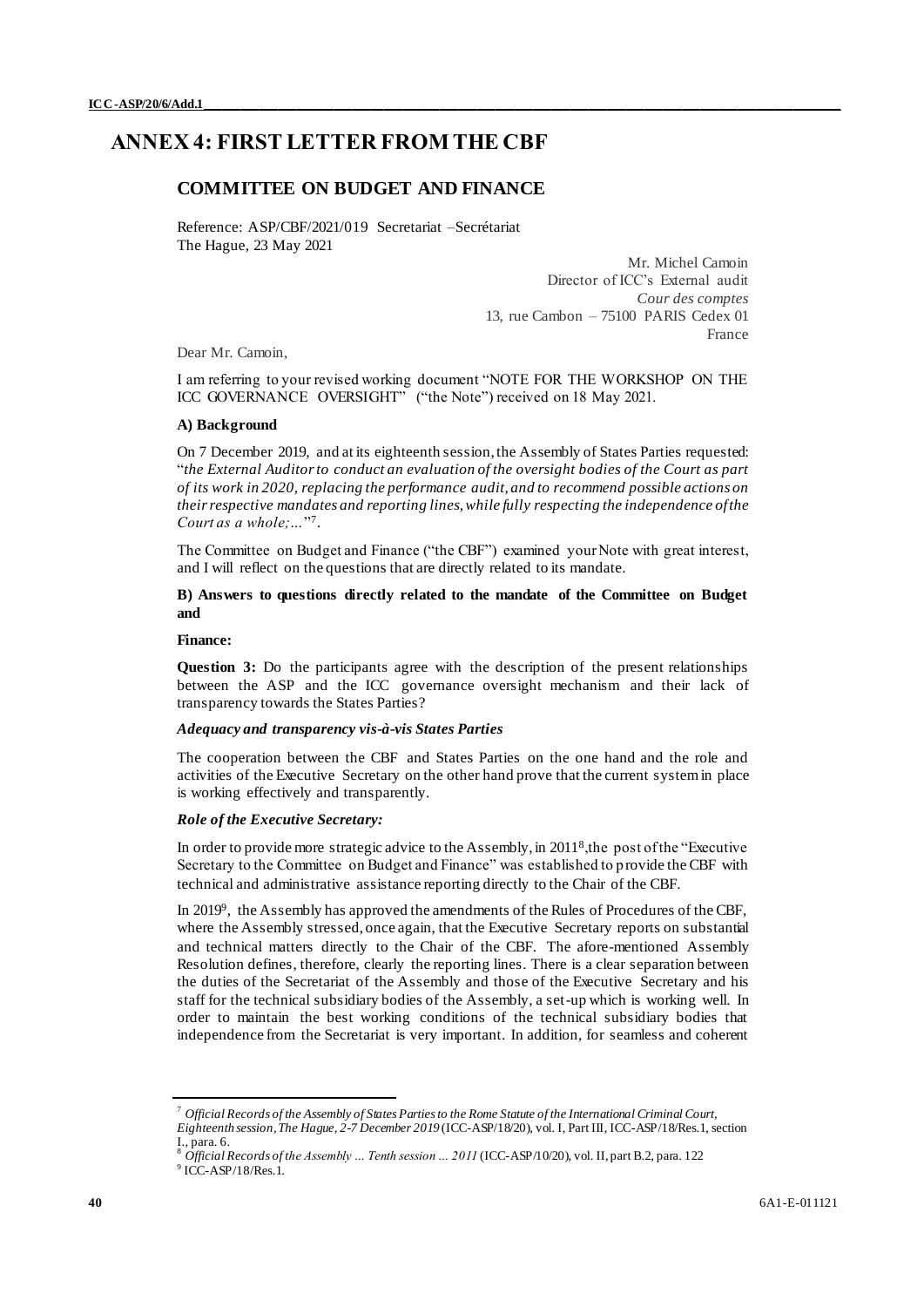# ANNEX 4: FIRST LETTER FROM THE CBF

## COMMITTEE ON BUDGET AND FINANCE

Reference: ASP/CBF/2021/019 Secretariat –Secrétariat
The Hague, 23 May 2021

Mr. Michel Camoin
Director of ICC's External audit
*Cour des comptes*
13, rue Cambon – 75100 PARIS Cedex 01
France

Dear Mr. Camoin,

I am referring to your revised working document "NOTE FOR THE WORKSHOP ON THE ICC GOVERNANCE OVERSIGHT" ("the Note") received on 18 May 2021.

**A) Background**

On 7 December 2019, and at its eighteenth session, the Assembly of States Parties requested: "*the External Auditor to conduct an evaluation of the oversight bodies of the Court as part of its work in 2020, replacing the performance audit, and to recommend possible actions on their respective mandates and reporting lines, while fully respecting the independence of the Court as a whole;…*"[7].

The Committee on Budget and Finance ("the CBF") examined your Note with great interest, and I will reflect on the questions that are directly related to its mandate.

**B) Answers to questions directly related to the mandate of the Committee on Budget and**

**Finance:**

**Question 3:** Do the participants agree with the description of the present relationships between the ASP and the ICC governance oversight mechanism and their lack of transparency towards the States Parties?

***Adequacy and transparency vis-à-vis States Parties***

The cooperation between the CBF and States Parties on the one hand and the role and activities of the Executive Secretary on the other hand prove that the current system in place is working effectively and transparently.

***Role of the Executive Secretary:***

In order to provide more strategic advice to the Assembly, in 2011[8], the post of the "Executive Secretary to the Committee on Budget and Finance" was established to provide the CBF with technical and administrative assistance reporting directly to the Chair of the CBF.

In 2019[9], the Assembly has approved the amendments of the Rules of Procedures of the CBF, where the Assembly stressed, once again, that the Executive Secretary reports on substantial and technical matters directly to the Chair of the CBF. The afore-mentioned Assembly Resolution defines, therefore, clearly the reporting lines. There is a clear separation between the duties of the Secretariat of the Assembly and those of the Executive Secretary and his staff for the technical subsidiary bodies of the Assembly, a set-up which is working well. In order to maintain the best working conditions of the technical subsidiary bodies that independence from the Secretariat is very important. In addition, for seamless and coherent

---

[7] *Official Records of the Assembly of States Parties to the Rome Statute of the International Criminal Court, Eighteenth session, The Hague, 2-7 December 2019* (ICC-ASP/18/20), vol. I, Part III, ICC-ASP/18/Res.1, section I., para. 6.

[8] *Official Records of the Assembly … Tenth session … 2011* (ICC-ASP/10/20), vol. II, part B.2, para. 122

[9] ICC-ASP/18/Res.1.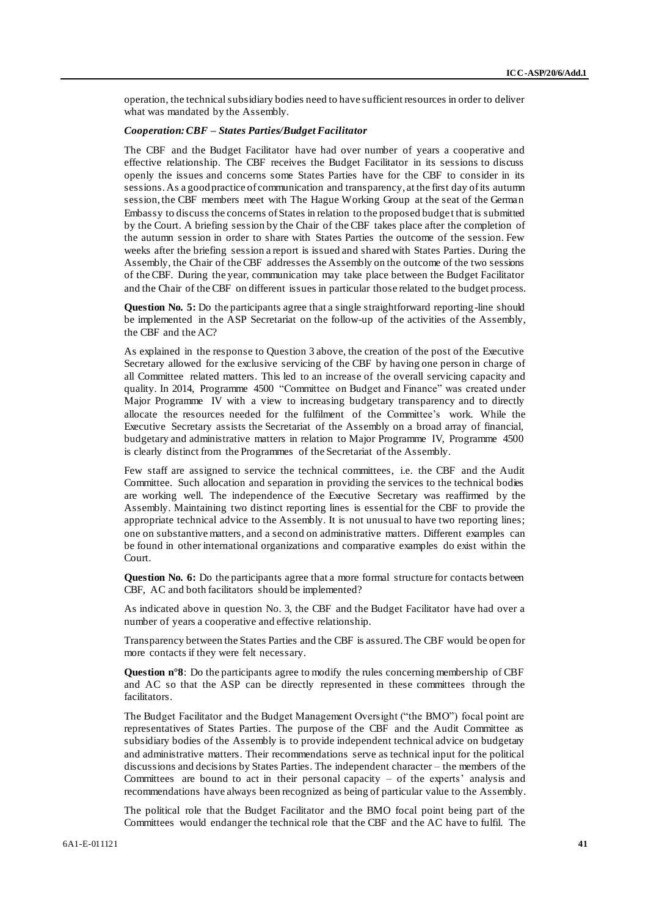operation, the technical subsidiary bodies need to have sufficient resources in order to deliver what was mandated by the Assembly.

***Cooperation: CBF – States Parties/Budget Facilitator***

The CBF and the Budget Facilitator have had over number of years a cooperative and effective relationship. The CBF receives the Budget Facilitator in its sessions to discuss openly the issues and concerns some States Parties have for the CBF to consider in its sessions. As a good practice of communication and transparency, at the first day of its autumn session, the CBF members meet with The Hague Working Group at the seat of the German Embassy to discuss the concerns of States in relation to the proposed budget that is submitted by the Court. A briefing session by the Chair of the CBF takes place after the completion of the autumn session in order to share with States Parties the outcome of the session. Few weeks after the briefing session a report is issued and shared with States Parties. During the Assembly, the Chair of the CBF addresses the Assembly on the outcome of the two sessions of the CBF. During the year, communication may take place between the Budget Facilitator and the Chair of the CBF on different issues in particular those related to the budget process.

**Question No. 5:** Do the participants agree that a single straightforward reporting-line should be implemented in the ASP Secretariat on the follow-up of the activities of the Assembly, the CBF and the AC?

As explained in the response to Question 3 above, the creation of the post of the Executive Secretary allowed for the exclusive servicing of the CBF by having one person in charge of all Committee related matters. This led to an increase of the overall servicing capacity and quality. In 2014, Programme 4500 "Committee on Budget and Finance" was created under Major Programme IV with a view to increasing budgetary transparency and to directly allocate the resources needed for the fulfilment of the Committee's work. While the Executive Secretary assists the Secretariat of the Assembly on a broad array of financial, budgetary and administrative matters in relation to Major Programme IV, Programme 4500 is clearly distinct from the Programmes of the Secretariat of the Assembly.

Few staff are assigned to service the technical committees, i.e. the CBF and the Audit Committee. Such allocation and separation in providing the services to the technical bodies are working well. The independence of the Executive Secretary was reaffirmed by the Assembly. Maintaining two distinct reporting lines is essential for the CBF to provide the appropriate technical advice to the Assembly. It is not unusual to have two reporting lines; one on substantive matters, and a second on administrative matters. Different examples can be found in other international organizations and comparative examples do exist within the Court.

**Question No. 6:** Do the participants agree that a more formal structure for contacts between CBF, AC and both facilitators should be implemented?

As indicated above in question No. 3, the CBF and the Budget Facilitator have had over a number of years a cooperative and effective relationship.

Transparency between the States Parties and the CBF is assured. The CBF would be open for more contacts if they were felt necessary.

**Question n°8**: Do the participants agree to modify the rules concerning membership of CBF and AC so that the ASP can be directly represented in these committees through the facilitators.

The Budget Facilitator and the Budget Management Oversight ("the BMO") focal point are representatives of States Parties. The purpose of the CBF and the Audit Committee as subsidiary bodies of the Assembly is to provide independent technical advice on budgetary and administrative matters. Their recommendations serve as technical input for the political discussions and decisions by States Parties. The independent character – the members of the Committees are bound to act in their personal capacity – of the experts' analysis and recommendations have always been recognized as being of particular value to the Assembly.

The political role that the Budget Facilitator and the BMO focal point being part of the Committees would endanger the technical role that the CBF and the AC have to fulfil. The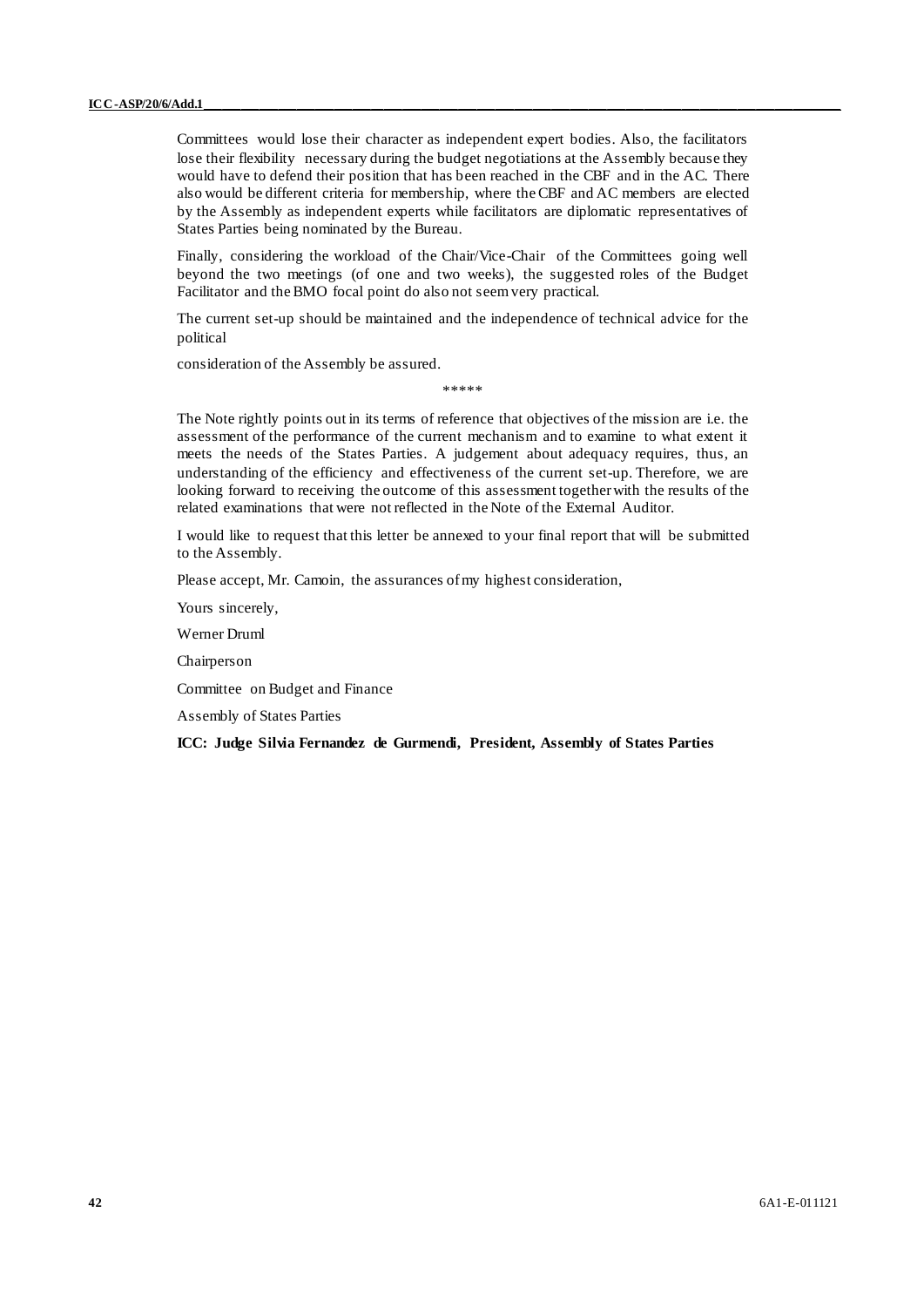Committees would lose their character as independent expert bodies. Also, the facilitators lose their flexibility necessary during the budget negotiations at the Assembly because they would have to defend their position that has been reached in the CBF and in the AC. There also would be different criteria for membership, where the CBF and AC members are elected by the Assembly as independent experts while facilitators are diplomatic representatives of States Parties being nominated by the Bureau.

Finally, considering the workload of the Chair/Vice-Chair of the Committees going well beyond the two meetings (of one and two weeks), the suggested roles of the Budget Facilitator and the BMO focal point do also not seem very practical.

The current set-up should be maintained and the independence of technical advice for the political

consideration of the Assembly be assured.

*****

The Note rightly points out in its terms of reference that objectives of the mission are i.e. the assessment of the performance of the current mechanism and to examine to what extent it meets the needs of the States Parties. A judgement about adequacy requires, thus, an understanding of the efficiency and effectiveness of the current set-up. Therefore, we are looking forward to receiving the outcome of this assessment together with the results of the related examinations that were not reflected in the Note of the External Auditor.

I would like to request that this letter be annexed to your final report that will be submitted to the Assembly.

Please accept, Mr. Camoin, the assurances of my highest consideration,

Yours sincerely,

Werner Druml

Chairperson

Committee on Budget and Finance

Assembly of States Parties

**ICC: Judge Silvia Fernandez de Gurmendi, President, Assembly of States Parties**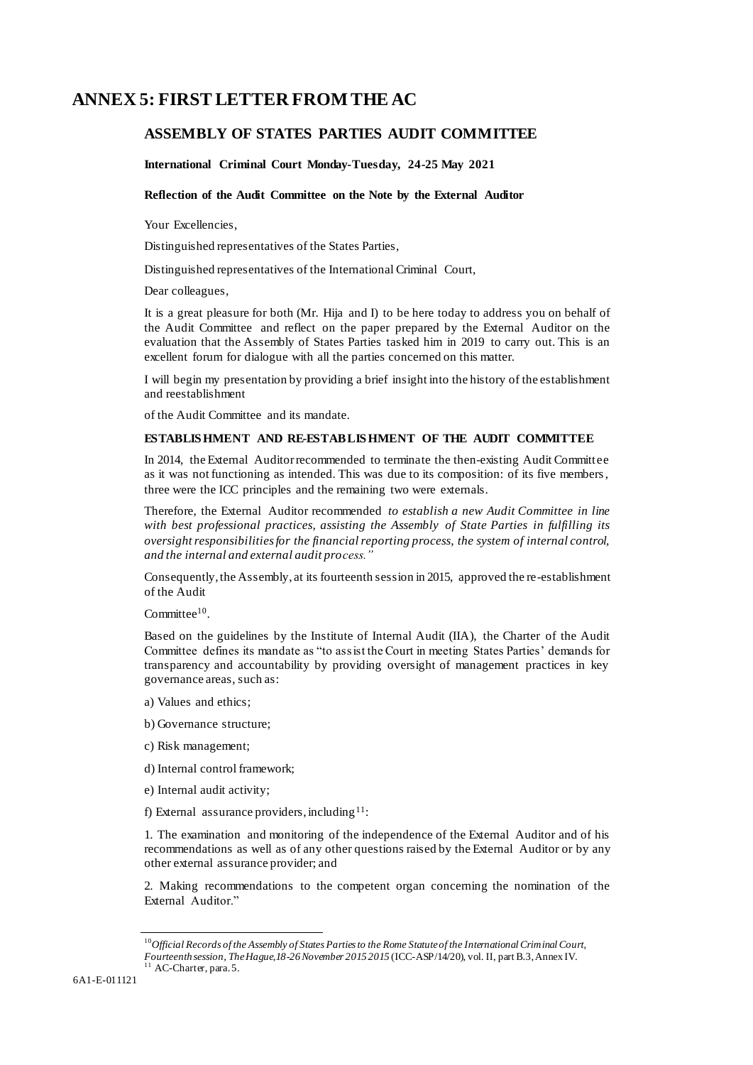# ANNEX 5: FIRST LETTER FROM THE AC

## ASSEMBLY OF STATES PARTIES AUDIT COMMITTEE

**International Criminal Court Monday-Tuesday, 24-25 May 2021**

**Reflection of the Audit Committee on the Note by the External Auditor**

Your Excellencies,

Distinguished representatives of the States Parties,

Distinguished representatives of the International Criminal Court,

Dear colleagues,

It is a great pleasure for both (Mr. Hija and I) to be here today to address you on behalf of the Audit Committee and reflect on the paper prepared by the External Auditor on the evaluation that the Assembly of States Parties tasked him in 2019 to carry out. This is an excellent forum for dialogue with all the parties concerned on this matter.

I will begin my presentation by providing a brief insight into the history of the establishment and reestablishment

of the Audit Committee and its mandate.

**ESTABLISHMENT AND RE-ESTABLISHMENT OF THE AUDIT COMMITTEE**

In 2014, the External Auditor recommended to terminate the then-existing Audit Committee as it was not functioning as intended. This was due to its composition: of its five members, three were the ICC principles and the remaining two were externals.

Therefore, the External Auditor recommended *to establish a new Audit Committee in line with best professional practices, assisting the Assembly of State Parties in fulfilling its oversight responsibilities for the financial reporting process, the system of internal control, and the internal and external audit process."*

Consequently, the Assembly, at its fourteenth session in 2015, approved the re-establishment of the Audit

Committee[10].

Based on the guidelines by the Institute of Internal Audit (IIA), the Charter of the Audit Committee defines its mandate as "to assist the Court in meeting States Parties' demands for transparency and accountability by providing oversight of management practices in key governance areas, such as:

a) Values and ethics;

b) Governance structure;

c) Risk management;

d) Internal control framework;

e) Internal audit activity;

f) External assurance providers, including[11]:

1. The examination and monitoring of the independence of the External Auditor and of his recommendations as well as of any other questions raised by the External Auditor or by any other external assurance provider; and

2. Making recommendations to the competent organ concerning the nomination of the External Auditor."

---

[10] *Official Records of the Assembly of States Parties to the Rome Statute of the International Criminal Court, Fourteenth session, The Hague, 18-26 November 2015 2015* (ICC-ASP/14/20), vol. II, part B.3, Annex IV.

[11] AC-Charter, para. 5.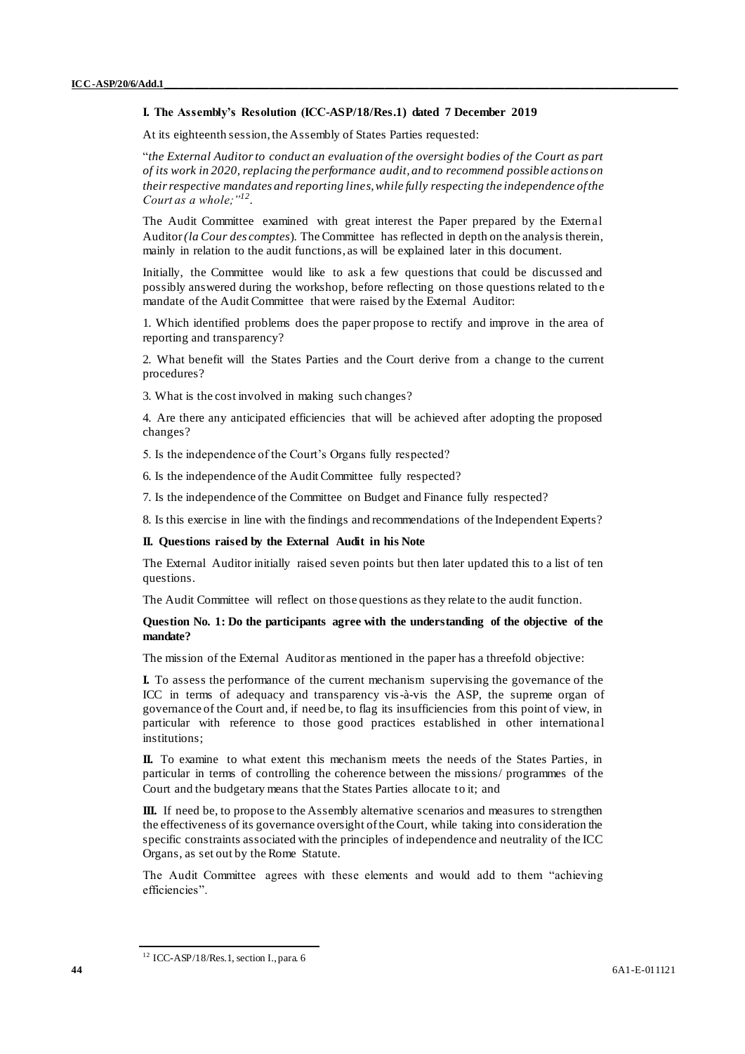**I. The Assembly's Resolution (ICC-ASP/18/Res.1) dated 7 December 2019**

At its eighteenth session, the Assembly of States Parties requested:

"*the External Auditor to conduct an evaluation of the oversight bodies of the Court as part of its work in 2020, replacing the performance audit, and to recommend possible actions on their respective mandates and reporting lines, while fully respecting the independence of the Court as a whole;*"[12].

The Audit Committee examined with great interest the Paper prepared by the External Auditor *(la Cour des comptes*). The Committee has reflected in depth on the analysis therein, mainly in relation to the audit functions, as will be explained later in this document.

Initially, the Committee would like to ask a few questions that could be discussed and possibly answered during the workshop, before reflecting on those questions related to the mandate of the Audit Committee that were raised by the External Auditor:

1. Which identified problems does the paper propose to rectify and improve in the area of reporting and transparency?

2. What benefit will the States Parties and the Court derive from a change to the current procedures?

3. What is the cost involved in making such changes?

4. Are there any anticipated efficiencies that will be achieved after adopting the proposed changes?

5. Is the independence of the Court's Organs fully respected?

6. Is the independence of the Audit Committee fully respected?

7. Is the independence of the Committee on Budget and Finance fully respected?

8. Is this exercise in line with the findings and recommendations of the Independent Experts?

**II. Questions raised by the External Audit in his Note**

The External Auditor initially raised seven points but then later updated this to a list of ten questions.

The Audit Committee will reflect on those questions as they relate to the audit function.

**Question No. 1: Do the participants agree with the understanding of the objective of the mandate?**

The mission of the External Auditor as mentioned in the paper has a threefold objective:

**I.** To assess the performance of the current mechanism supervising the governance of the ICC in terms of adequacy and transparency vis-à-vis the ASP, the supreme organ of governance of the Court and, if need be, to flag its insufficiencies from this point of view, in particular with reference to those good practices established in other international institutions;

**II.** To examine to what extent this mechanism meets the needs of the States Parties, in particular in terms of controlling the coherence between the missions/ programmes of the Court and the budgetary means that the States Parties allocate to it; and

**III.** If need be, to propose to the Assembly alternative scenarios and measures to strengthen the effectiveness of its governance oversight of the Court, while taking into consideration the specific constraints associated with the principles of independence and neutrality of the ICC Organs, as set out by the Rome Statute.

The Audit Committee agrees with these elements and would add to them "achieving efficiencies".

[12] ICC-ASP/18/Res.1, section I., para. 6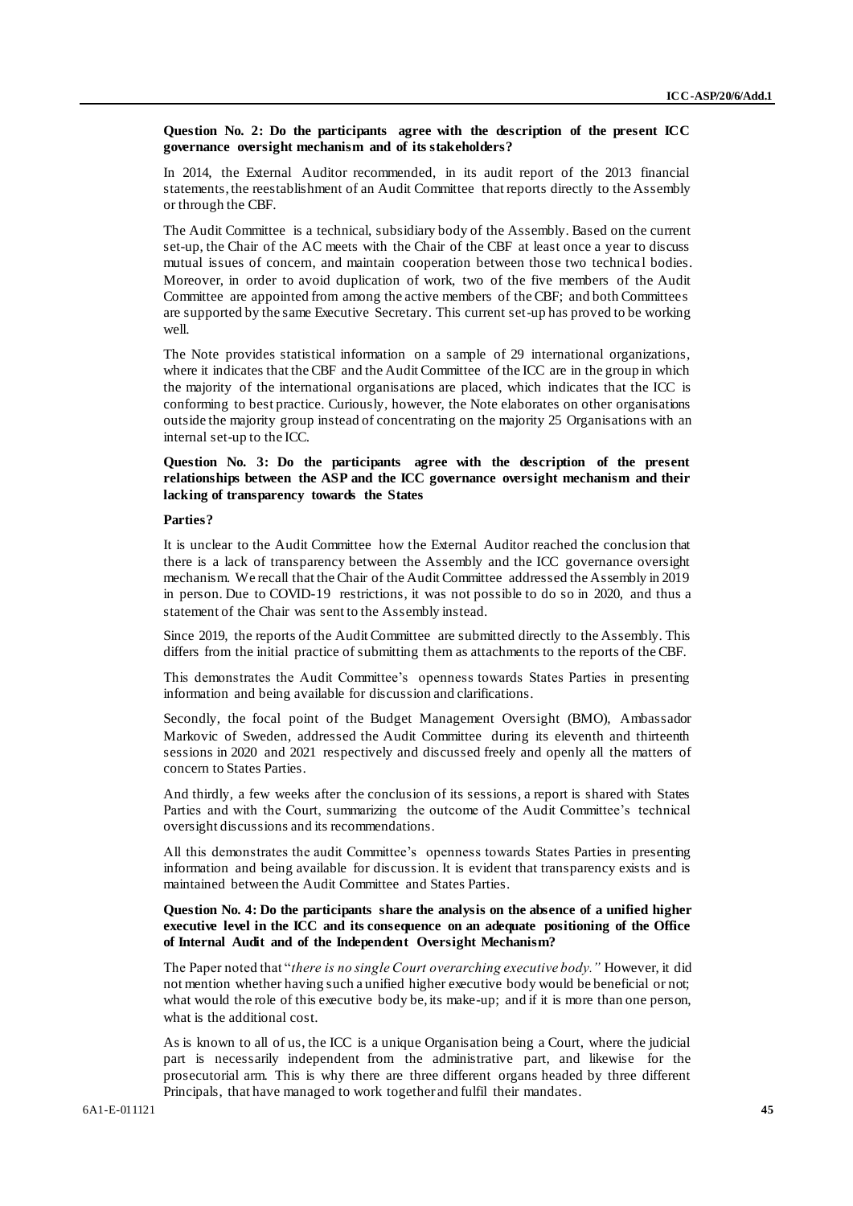**Question No. 2: Do the participants agree with the description of the present ICC governance oversight mechanism and of its stakeholders?**

In 2014, the External Auditor recommended, in its audit report of the 2013 financial statements, the reestablishment of an Audit Committee that reports directly to the Assembly or through the CBF.

The Audit Committee is a technical, subsidiary body of the Assembly. Based on the current set-up, the Chair of the AC meets with the Chair of the CBF at least once a year to discuss mutual issues of concern, and maintain cooperation between those two technical bodies. Moreover, in order to avoid duplication of work, two of the five members of the Audit Committee are appointed from among the active members of the CBF; and both Committees are supported by the same Executive Secretary. This current set-up has proved to be working well.

The Note provides statistical information on a sample of 29 international organizations, where it indicates that the CBF and the Audit Committee of the ICC are in the group in which the majority of the international organisations are placed, which indicates that the ICC is conforming to best practice. Curiously, however, the Note elaborates on other organisations outside the majority group instead of concentrating on the majority 25 Organisations with an internal set-up to the ICC.

**Question No. 3: Do the participants agree with the description of the present relationships between the ASP and the ICC governance oversight mechanism and their lacking of transparency towards the States**

**Parties?**

It is unclear to the Audit Committee how the External Auditor reached the conclusion that there is a lack of transparency between the Assembly and the ICC governance oversight mechanism. We recall that the Chair of the Audit Committee addressed the Assembly in 2019 in person. Due to COVID-19 restrictions, it was not possible to do so in 2020, and thus a statement of the Chair was sent to the Assembly instead.

Since 2019, the reports of the Audit Committee are submitted directly to the Assembly. This differs from the initial practice of submitting them as attachments to the reports of the CBF.

This demonstrates the Audit Committee's openness towards States Parties in presenting information and being available for discussion and clarifications.

Secondly, the focal point of the Budget Management Oversight (BMO), Ambassador Markovic of Sweden, addressed the Audit Committee during its eleventh and thirteenth sessions in 2020 and 2021 respectively and discussed freely and openly all the matters of concern to States Parties.

And thirdly, a few weeks after the conclusion of its sessions, a report is shared with States Parties and with the Court, summarizing the outcome of the Audit Committee's technical oversight discussions and its recommendations.

All this demonstrates the audit Committee's openness towards States Parties in presenting information and being available for discussion. It is evident that transparency exists and is maintained between the Audit Committee and States Parties.

**Question No. 4: Do the participants share the analysis on the absence of a unified higher executive level in the ICC and its consequence on an adequate positioning of the Office of Internal Audit and of the Independent Oversight Mechanism?**

The Paper noted that "*there is no single Court overarching executive body.*" However, it did not mention whether having such a unified higher executive body would be beneficial or not; what would the role of this executive body be, its make-up; and if it is more than one person, what is the additional cost.

As is known to all of us, the ICC is a unique Organisation being a Court, where the judicial part is necessarily independent from the administrative part, and likewise for the prosecutorial arm. This is why there are three different organs headed by three different Principals, that have managed to work together and fulfil their mandates.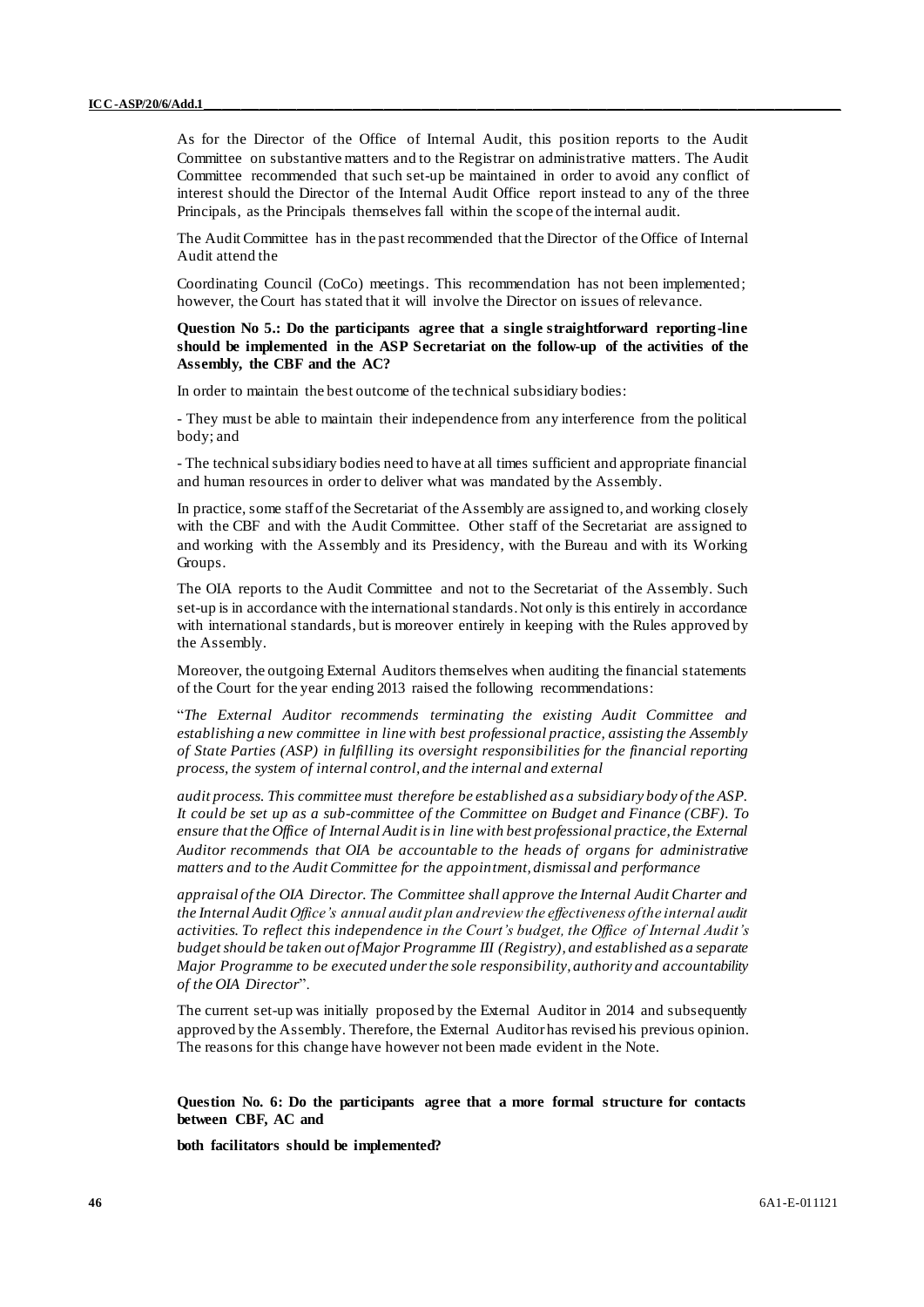As for the Director of the Office of Internal Audit, this position reports to the Audit Committee on substantive matters and to the Registrar on administrative matters. The Audit Committee recommended that such set-up be maintained in order to avoid any conflict of interest should the Director of the Internal Audit Office report instead to any of the three Principals, as the Principals themselves fall within the scope of the internal audit.

The Audit Committee has in the past recommended that the Director of the Office of Internal Audit attend the

Coordinating Council (CoCo) meetings. This recommendation has not been implemented; however, the Court has stated that it will involve the Director on issues of relevance.

**Question No 5.: Do the participants agree that a single straightforward reporting-line should be implemented in the ASP Secretariat on the follow-up of the activities of the Assembly, the CBF and the AC?**

In order to maintain the best outcome of the technical subsidiary bodies:

- They must be able to maintain their independence from any interference from the political body; and

- The technical subsidiary bodies need to have at all times sufficient and appropriate financial and human resources in order to deliver what was mandated by the Assembly.

In practice, some staff of the Secretariat of the Assembly are assigned to, and working closely with the CBF and with the Audit Committee. Other staff of the Secretariat are assigned to and working with the Assembly and its Presidency, with the Bureau and with its Working Groups.

The OIA reports to the Audit Committee and not to the Secretariat of the Assembly. Such set-up is in accordance with the international standards. Not only is this entirely in accordance with international standards, but is moreover entirely in keeping with the Rules approved by the Assembly.

Moreover, the outgoing External Auditors themselves when auditing the financial statements of the Court for the year ending 2013 raised the following recommendations:

"*The External Auditor recommends terminating the existing Audit Committee and establishing a new committee in line with best professional practice, assisting the Assembly of State Parties (ASP) in fulfilling its oversight responsibilities for the financial reporting process, the system of internal control, and the internal and external*

*audit process. This committee must therefore be established as a subsidiary body of the ASP. It could be set up as a sub-committee of the Committee on Budget and Finance (CBF). To ensure that the Office of Internal Audit is in line with best professional practice, the External Auditor recommends that OIA be accountable to the heads of organs for administrative matters and to the Audit Committee for the appointment, dismissal and performance*

*appraisal of the OIA Director. The Committee shall approve the Internal Audit Charter and the Internal Audit Office's annual audit plan and review the effectiveness of the internal audit activities. To reflect this independence in the Court's budget, the Office of Internal Audit's budget should be taken out of Major Programme III (Registry), and established as a separate Major Programme to be executed under the sole responsibility, authority and accountability of the OIA Director*".

The current set-up was initially proposed by the External Auditor in 2014 and subsequently approved by the Assembly. Therefore, the External Auditor has revised his previous opinion. The reasons for this change have however not been made evident in the Note.

**Question No. 6: Do the participants agree that a more formal structure for contacts between CBF, AC and**

**both facilitators should be implemented?**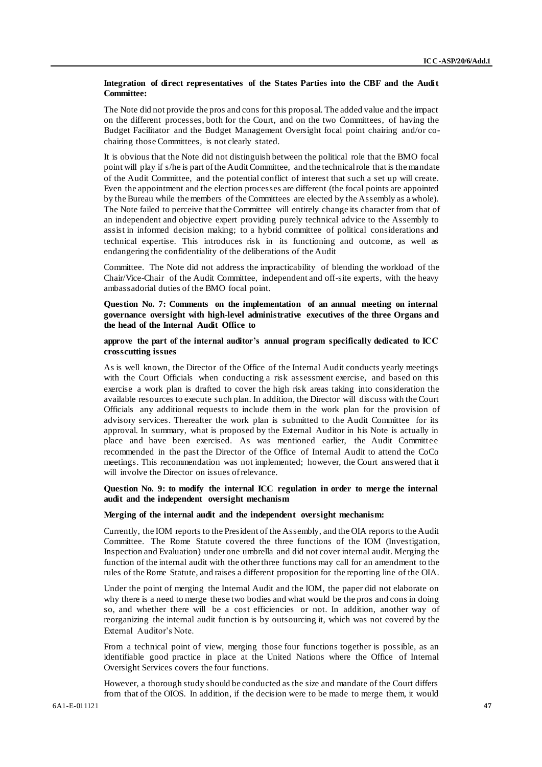**Integration of direct representatives of the States Parties into the CBF and the Audit Committee:**

The Note did not provide the pros and cons for this proposal. The added value and the impact on the different processes, both for the Court, and on the two Committees, of having the Budget Facilitator and the Budget Management Oversight focal point chairing and/or co-chairing those Committees, is not clearly stated.

It is obvious that the Note did not distinguish between the political role that the BMO focal point will play if s/he is part of the Audit Committee, and the technical role that is the mandate of the Audit Committee, and the potential conflict of interest that such a set up will create. Even the appointment and the election processes are different (the focal points are appointed by the Bureau while the members of the Committees are elected by the Assembly as a whole). The Note failed to perceive that the Committee will entirely change its character from that of an independent and objective expert providing purely technical advice to the Assembly to assist in informed decision making; to a hybrid committee of political considerations and technical expertise. This introduces risk in its functioning and outcome, as well as endangering the confidentiality of the deliberations of the Audit

Committee. The Note did not address the impracticability of blending the workload of the Chair/Vice-Chair of the Audit Committee, independent and off-site experts, with the heavy ambassadorial duties of the BMO focal point.

**Question No. 7: Comments on the implementation of an annual meeting on internal governance oversight with high-level administrative executives of the three Organs and the head of the Internal Audit Office to**

**approve the part of the internal auditor's annual program specifically dedicated to ICC crosscutting issues**

As is well known, the Director of the Office of the Internal Audit conducts yearly meetings with the Court Officials when conducting a risk assessment exercise, and based on this exercise a work plan is drafted to cover the high risk areas taking into consideration the available resources to execute such plan. In addition, the Director will discuss with the Court Officials any additional requests to include them in the work plan for the provision of advisory services. Thereafter the work plan is submitted to the Audit Committee for its approval. In summary, what is proposed by the External Auditor in his Note is actually in place and have been exercised. As was mentioned earlier, the Audit Committee recommended in the past the Director of the Office of Internal Audit to attend the CoCo meetings. This recommendation was not implemented; however, the Court answered that it will involve the Director on issues of relevance.

**Question No. 9: to modify the internal ICC regulation in order to merge the internal audit and the independent oversight mechanism**

**Merging of the internal audit and the independent oversight mechanism:**

Currently, the IOM reports to the President of the Assembly, and the OIA reports to the Audit Committee. The Rome Statute covered the three functions of the IOM (Investigation, Inspection and Evaluation) under one umbrella and did not cover internal audit. Merging the function of the internal audit with the other three functions may call for an amendment to the rules of the Rome Statute, and raises a different proposition for the reporting line of the OIA.

Under the point of merging the Internal Audit and the IOM, the paper did not elaborate on why there is a need to merge these two bodies and what would be the pros and cons in doing so, and whether there will be a cost efficiencies or not. In addition, another way of reorganizing the internal audit function is by outsourcing it, which was not covered by the External Auditor's Note.

From a technical point of view, merging those four functions together is possible, as an identifiable good practice in place at the United Nations where the Office of Internal Oversight Services covers the four functions.

However, a thorough study should be conducted as the size and mandate of the Court differs from that of the OIOS. In addition, if the decision were to be made to merge them, it would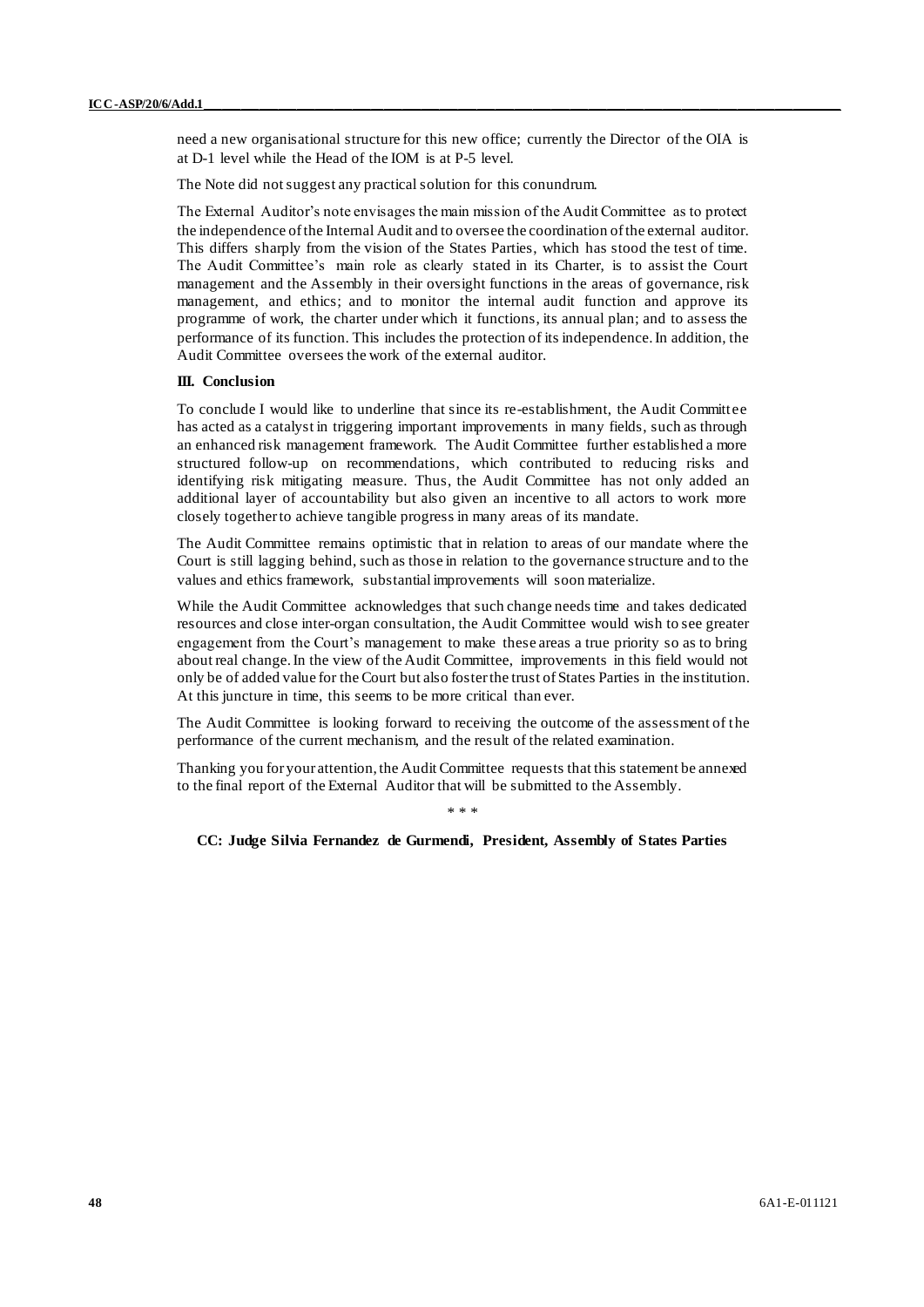need a new organisational structure for this new office; currently the Director of the OIA is at D-1 level while the Head of the IOM is at P-5 level.

The Note did not suggest any practical solution for this conundrum.

The External Auditor's note envisages the main mission of the Audit Committee as to protect the independence of the Internal Audit and to oversee the coordination of the external auditor. This differs sharply from the vision of the States Parties, which has stood the test of time. The Audit Committee's main role as clearly stated in its Charter, is to assist the Court management and the Assembly in their oversight functions in the areas of governance, risk management, and ethics; and to monitor the internal audit function and approve its programme of work, the charter under which it functions, its annual plan; and to assess the performance of its function. This includes the protection of its independence. In addition, the Audit Committee oversees the work of the external auditor.

### III. Conclusion

To conclude I would like to underline that since its re-establishment, the Audit Committee has acted as a catalyst in triggering important improvements in many fields, such as through an enhanced risk management framework. The Audit Committee further established a more structured follow-up on recommendations, which contributed to reducing risks and identifying risk mitigating measure. Thus, the Audit Committee has not only added an additional layer of accountability but also given an incentive to all actors to work more closely together to achieve tangible progress in many areas of its mandate.

The Audit Committee remains optimistic that in relation to areas of our mandate where the Court is still lagging behind, such as those in relation to the governance structure and to the values and ethics framework, substantial improvements will soon materialize.

While the Audit Committee acknowledges that such change needs time and takes dedicated resources and close inter-organ consultation, the Audit Committee would wish to see greater engagement from the Court's management to make these areas a true priority so as to bring about real change. In the view of the Audit Committee, improvements in this field would not only be of added value for the Court but also foster the trust of States Parties in the institution. At this juncture in time, this seems to be more critical than ever.

The Audit Committee is looking forward to receiving the outcome of the assessment of the performance of the current mechanism, and the result of the related examination.

Thanking you for your attention, the Audit Committee requests that this statement be annexed to the final report of the External Auditor that will be submitted to the Assembly.

\* \* \*

**CC: Judge Silvia Fernandez de Gurmendi, President, Assembly of States Parties**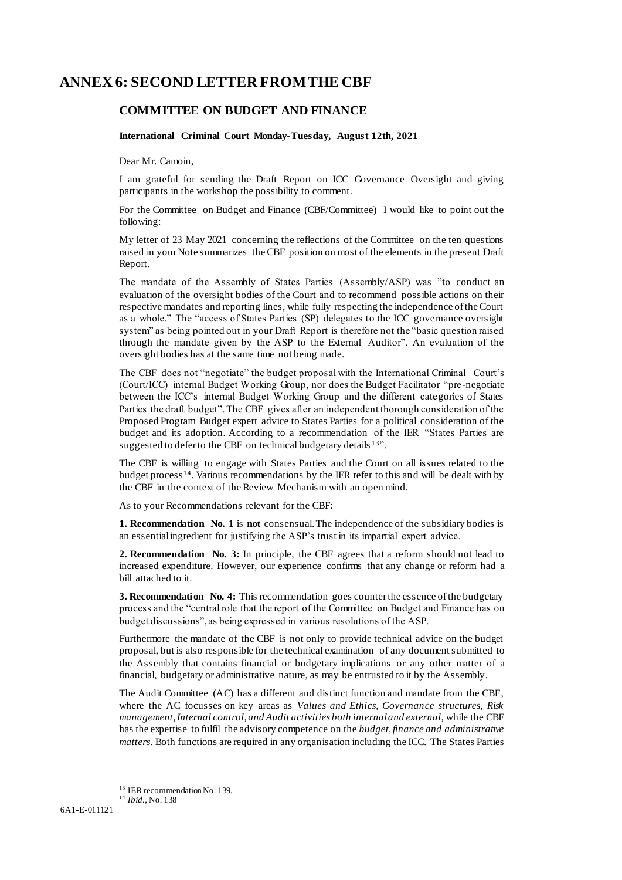# ANNEX 6: SECOND LETTER FROM THE CBF

## COMMITTEE ON BUDGET AND FINANCE

**International Criminal Court Monday-Tuesday, August 12th, 2021**

Dear Mr. Camoin,

I am grateful for sending the Draft Report on ICC Governance Oversight and giving participants in the workshop the possibility to comment.

For the Committee on Budget and Finance (CBF/Committee) I would like to point out the following:

My letter of 23 May 2021 concerning the reflections of the Committee on the ten questions raised in your Note summarizes the CBF position on most of the elements in the present Draft Report.

The mandate of the Assembly of States Parties (Assembly/ASP) was "to conduct an evaluation of the oversight bodies of the Court and to recommend possible actions on their respective mandates and reporting lines, while fully respecting the independence of the Court as a whole." The "access of States Parties (SP) delegates to the ICC governance oversight system" as being pointed out in your Draft Report is therefore not the "basic question raised through the mandate given by the ASP to the External Auditor". An evaluation of the oversight bodies has at the same time not being made.

The CBF does not "negotiate" the budget proposal with the International Criminal Court's (Court/ICC) internal Budget Working Group, nor does the Budget Facilitator "pre-negotiate between the ICC's internal Budget Working Group and the different categories of States Parties the draft budget". The CBF gives after an independent thorough consideration of the Proposed Program Budget expert advice to States Parties for a political consideration of the budget and its adoption. According to a recommendation of the IER "States Parties are suggested to defer to the CBF on technical budgetary details[13]".

The CBF is willing to engage with States Parties and the Court on all issues related to the budget process[14]. Various recommendations by the IER refer to this and will be dealt with by the CBF in the context of the Review Mechanism with an open mind.

As to your Recommendations relevant for the CBF:

**1. Recommendation No. 1** is **not** consensual. The independence of the subsidiary bodies is an essential ingredient for justifying the ASP's trust in its impartial expert advice.

**2. Recommendation No. 3:** In principle, the CBF agrees that a reform should not lead to increased expenditure. However, our experience confirms that any change or reform had a bill attached to it.

**3. Recommendation No. 4:** This recommendation goes counter the essence of the budgetary process and the "central role that the report of the Committee on Budget and Finance has on budget discussions", as being expressed in various resolutions of the ASP.

Furthermore the mandate of the CBF is not only to provide technical advice on the budget proposal, but is also responsible for the technical examination of any document submitted to the Assembly that contains financial or budgetary implications or any other matter of a financial, budgetary or administrative nature, as may be entrusted to it by the Assembly.

The Audit Committee (AC) has a different and distinct function and mandate from the CBF, where the AC focusses on key areas as *Values and Ethics, Governance structures, Risk management, Internal control, and Audit activities both internal and external,* while the CBF has the expertise to fulfil the advisory competence on the *budget, finance and administrative matters*. Both functions are required in any organisation including the ICC. The States Parties

---

[13] IER recommendation No. 139.

[14] *Ibid.*, No. 138

6A1-E-011121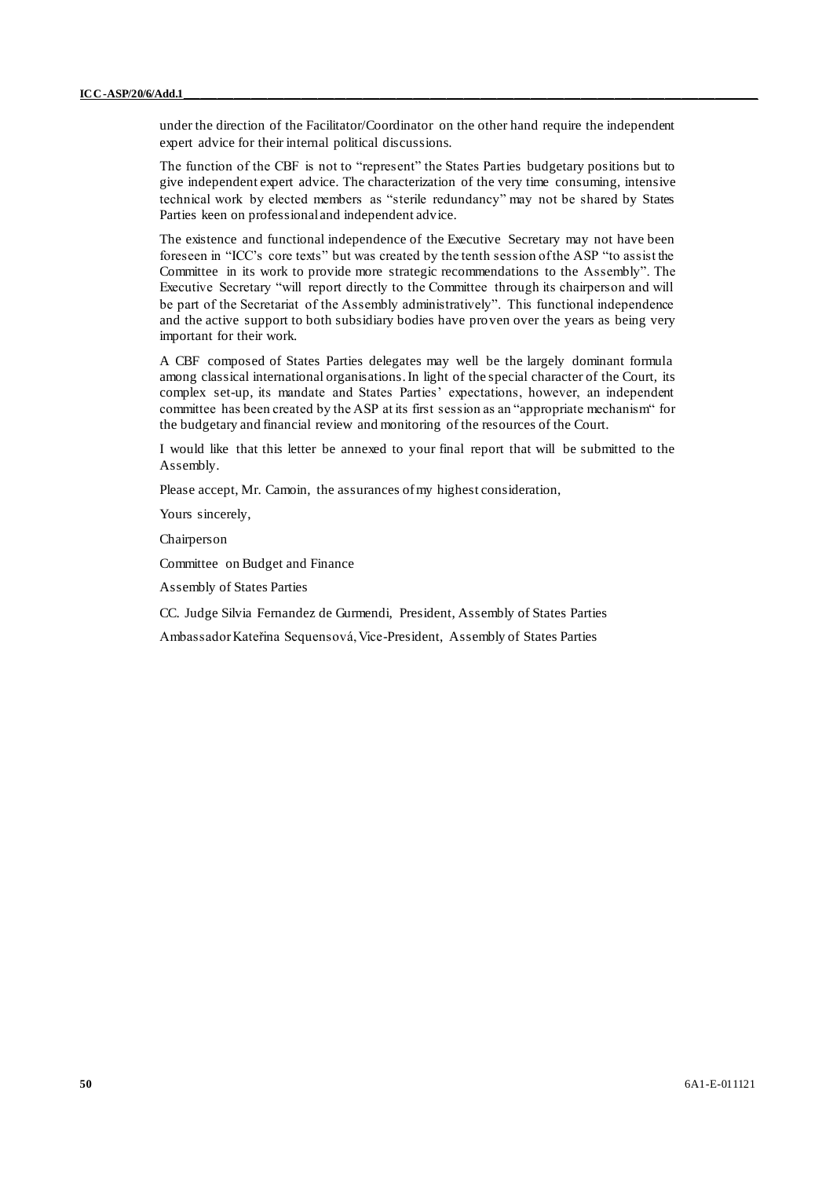under the direction of the Facilitator/Coordinator on the other hand require the independent expert advice for their internal political discussions.

The function of the CBF is not to "represent" the States Parties budgetary positions but to give independent expert advice. The characterization of the very time consuming, intensive technical work by elected members as "sterile redundancy" may not be shared by States Parties keen on professional and independent advice.

The existence and functional independence of the Executive Secretary may not have been foreseen in "ICC's core texts" but was created by the tenth session of the ASP "to assist the Committee in its work to provide more strategic recommendations to the Assembly". The Executive Secretary "will report directly to the Committee through its chairperson and will be part of the Secretariat of the Assembly administratively". This functional independence and the active support to both subsidiary bodies have proven over the years as being very important for their work.

A CBF composed of States Parties delegates may well be the largely dominant formula among classical international organisations. In light of the special character of the Court, its complex set-up, its mandate and States Parties' expectations, however, an independent committee has been created by the ASP at its first session as an "appropriate mechanism" for the budgetary and financial review and monitoring of the resources of the Court.

I would like that this letter be annexed to your final report that will be submitted to the Assembly.

Please accept, Mr. Camoin, the assurances of my highest consideration,

Yours sincerely,

Chairperson

Committee on Budget and Finance

Assembly of States Parties

CC. Judge Silvia Fernandez de Gurmendi, President, Assembly of States Parties

Ambassador Kateřina Sequensová, Vice-President, Assembly of States Parties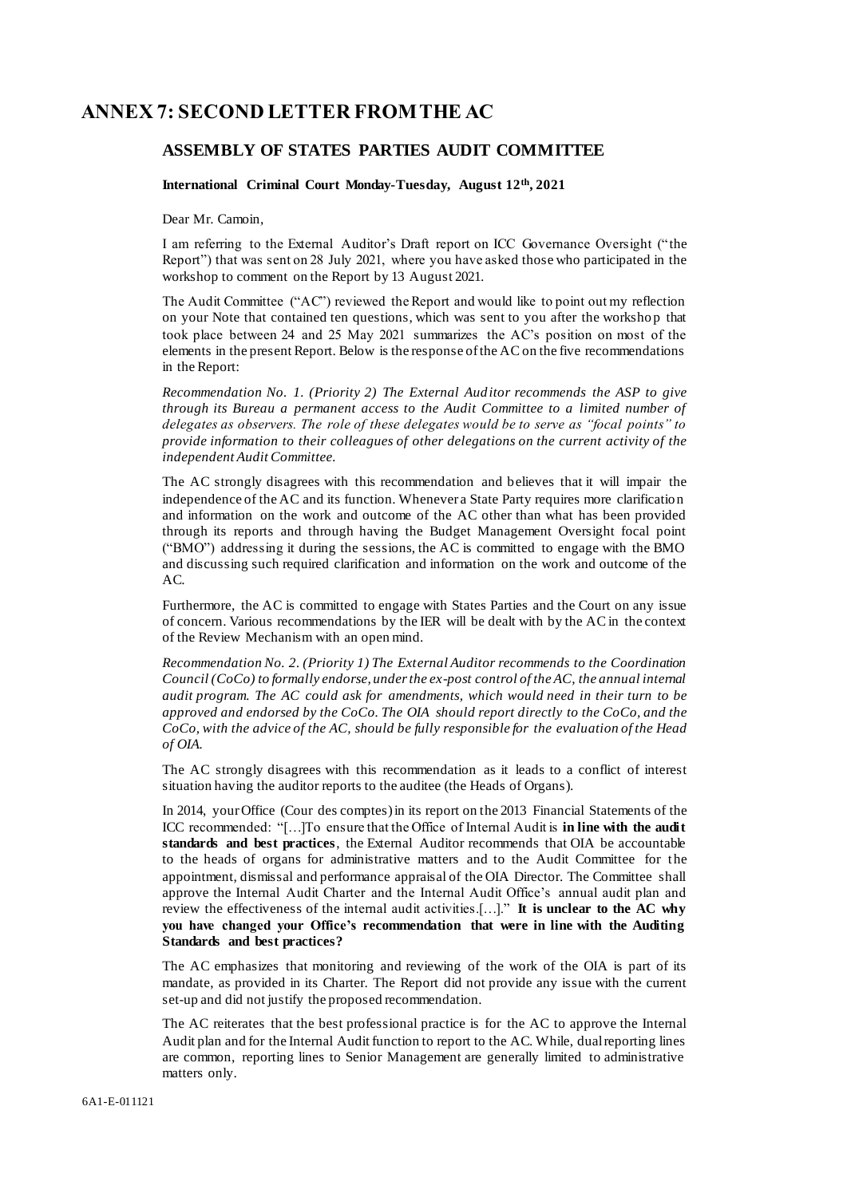# ANNEX 7: SECOND LETTER FROM THE AC

## ASSEMBLY OF STATES PARTIES AUDIT COMMITTEE

**International Criminal Court Monday-Tuesday, August 12th, 2021**

Dear Mr. Camoin,

I am referring to the External Auditor's Draft report on ICC Governance Oversight ("the Report") that was sent on 28 July 2021, where you have asked those who participated in the workshop to comment on the Report by 13 August 2021.

The Audit Committee ("AC") reviewed the Report and would like to point out my reflection on your Note that contained ten questions, which was sent to you after the workshop that took place between 24 and 25 May 2021 summarizes the AC's position on most of the elements in the present Report. Below is the response of the AC on the five recommendations in the Report:

*Recommendation No. 1. (Priority 2) The External Auditor recommends the ASP to give through its Bureau a permanent access to the Audit Committee to a limited number of delegates as observers. The role of these delegates would be to serve as "focal points" to provide information to their colleagues of other delegations on the current activity of the independent Audit Committee.*

The AC strongly disagrees with this recommendation and believes that it will impair the independence of the AC and its function. Whenever a State Party requires more clarification and information on the work and outcome of the AC other than what has been provided through its reports and through having the Budget Management Oversight focal point ("BMO") addressing it during the sessions, the AC is committed to engage with the BMO and discussing such required clarification and information on the work and outcome of the AC.

Furthermore, the AC is committed to engage with States Parties and the Court on any issue of concern. Various recommendations by the IER will be dealt with by the AC in the context of the Review Mechanism with an open mind.

*Recommendation No. 2. (Priority 1) The External Auditor recommends to the Coordination Council (CoCo) to formally endorse, under the ex-post control of the AC, the annual internal audit program. The AC could ask for amendments, which would need in their turn to be approved and endorsed by the CoCo. The OIA should report directly to the CoCo, and the CoCo, with the advice of the AC, should be fully responsible for the evaluation of the Head of OIA.*

The AC strongly disagrees with this recommendation as it leads to a conflict of interest situation having the auditor reports to the auditee (the Heads of Organs).

In 2014, your Office (Cour des comptes) in its report on the 2013 Financial Statements of the ICC recommended: "[…]To ensure that the Office of Internal Audit is **in line with the audit standards and best practices**, the External Auditor recommends that OIA be accountable to the heads of organs for administrative matters and to the Audit Committee for the appointment, dismissal and performance appraisal of the OIA Director. The Committee shall approve the Internal Audit Charter and the Internal Audit Office's annual audit plan and review the effectiveness of the internal audit activities.[…]." **It is unclear to the AC why you have changed your Office's recommendation that were in line with the Auditing Standards and best practices?**

The AC emphasizes that monitoring and reviewing of the work of the OIA is part of its mandate, as provided in its Charter. The Report did not provide any issue with the current set-up and did not justify the proposed recommendation.

The AC reiterates that the best professional practice is for the AC to approve the Internal Audit plan and for the Internal Audit function to report to the AC. While, dual reporting lines are common, reporting lines to Senior Management are generally limited to administrative matters only.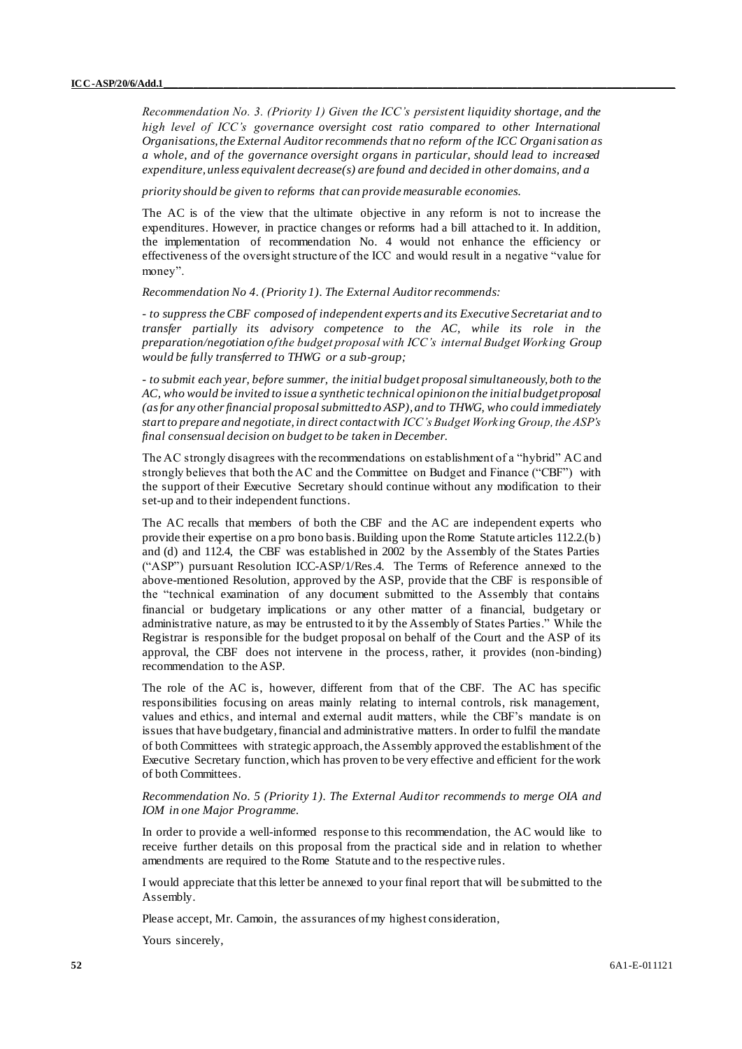*Recommendation No. 3. (Priority 1) Given the ICC's persistent liquidity shortage, and the high level of ICC's governance oversight cost ratio compared to other International Organisations, the External Auditor recommends that no reform of the ICC Organisation as a whole, and of the governance oversight organs in particular, should lead to increased expenditure, unless equivalent decrease(s) are found and decided in other domains, and a*

*priority should be given to reforms that can provide measurable economies.*

The AC is of the view that the ultimate objective in any reform is not to increase the expenditures. However, in practice changes or reforms had a bill attached to it. In addition, the implementation of recommendation No. 4 would not enhance the efficiency or effectiveness of the oversight structure of the ICC and would result in a negative "value for money".

*Recommendation No 4. (Priority 1). The External Auditor recommends:*

*- to suppress the CBF composed of independent experts and its Executive Secretariat and to transfer partially its advisory competence to the AC, while its role in the preparation/negotiation of the budget proposal with ICC's internal Budget Working Group would be fully transferred to THWG or a sub-group;*

*- to submit each year, before summer, the initial budget proposal simultaneously, both to the AC, who would be invited to issue a synthetic technical opinion on the initial budget proposal (as for any other financial proposal submitted to ASP), and to THWG, who could immediately start to prepare and negotiate, in direct contact with ICC's Budget Working Group, the ASP's final consensual decision on budget to be taken in December.*

The AC strongly disagrees with the recommendations on establishment of a "hybrid" AC and strongly believes that both the AC and the Committee on Budget and Finance ("CBF") with the support of their Executive Secretary should continue without any modification to their set-up and to their independent functions.

The AC recalls that members of both the CBF and the AC are independent experts who provide their expertise on a pro bono basis. Building upon the Rome Statute articles 112.2.(b) and (d) and 112.4, the CBF was established in 2002 by the Assembly of the States Parties ("ASP") pursuant Resolution ICC-ASP/1/Res.4. The Terms of Reference annexed to the above-mentioned Resolution, approved by the ASP, provide that the CBF is responsible of the "technical examination of any document submitted to the Assembly that contains financial or budgetary implications or any other matter of a financial, budgetary or administrative nature, as may be entrusted to it by the Assembly of States Parties." While the Registrar is responsible for the budget proposal on behalf of the Court and the ASP of its approval, the CBF does not intervene in the process, rather, it provides (non-binding) recommendation to the ASP.

The role of the AC is, however, different from that of the CBF. The AC has specific responsibilities focusing on areas mainly relating to internal controls, risk management, values and ethics, and internal and external audit matters, while the CBF's mandate is on issues that have budgetary, financial and administrative matters. In order to fulfil the mandate of both Committees with strategic approach, the Assembly approved the establishment of the Executive Secretary function, which has proven to be very effective and efficient for the work of both Committees.

*Recommendation No. 5 (Priority 1). The External Auditor recommends to merge OIA and IOM in one Major Programme.*

In order to provide a well-informed response to this recommendation, the AC would like to receive further details on this proposal from the practical side and in relation to whether amendments are required to the Rome Statute and to the respective rules.

I would appreciate that this letter be annexed to your final report that will be submitted to the Assembly.

Please accept, Mr. Camoin, the assurances of my highest consideration,

Yours sincerely,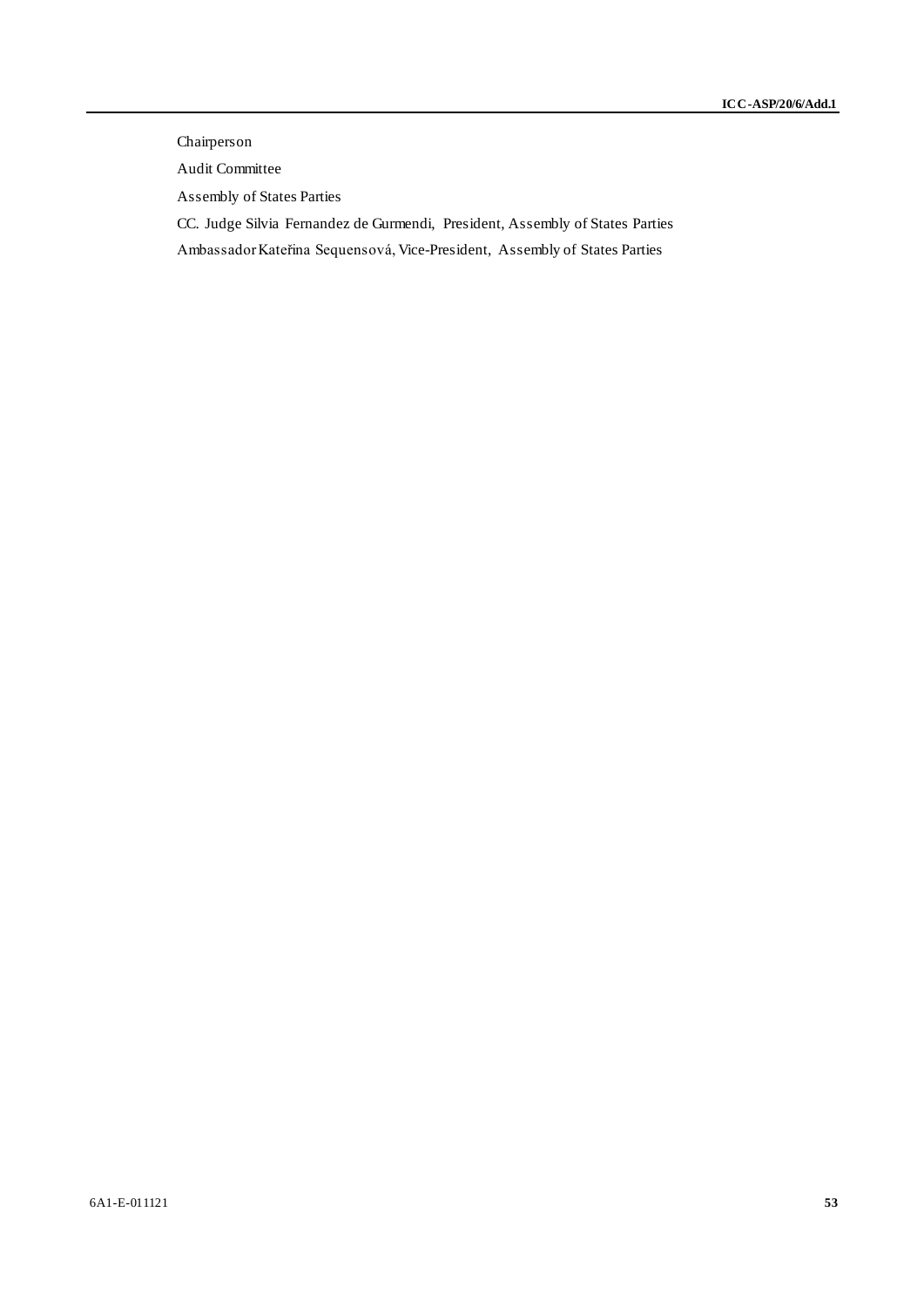Chairperson

Audit Committee

Assembly of States Parties

CC. Judge Silvia Fernandez de Gurmendi, President, Assembly of States Parties

Ambassador Kateřina Sequensová, Vice-President, Assembly of States Parties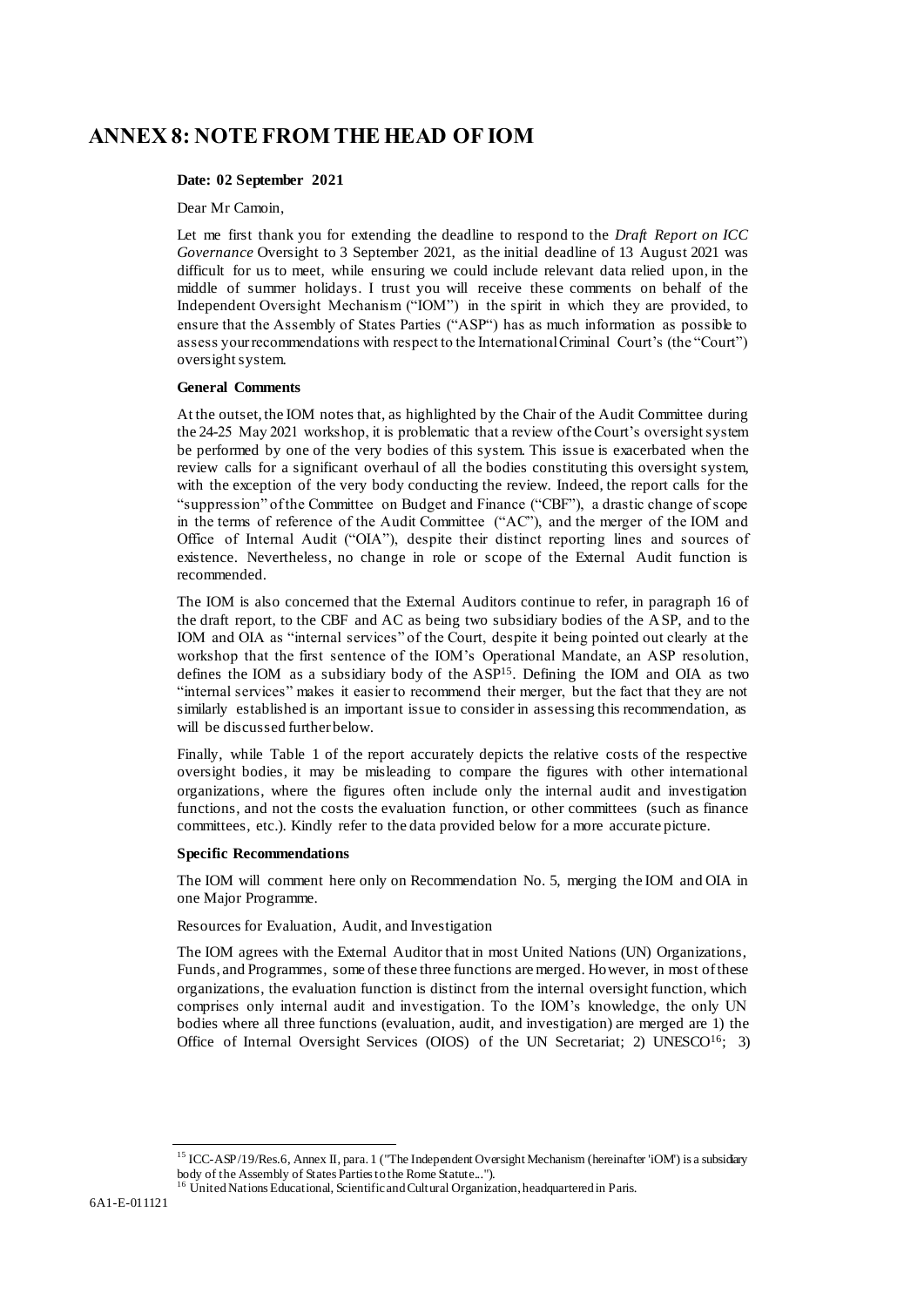# ANNEX 8: NOTE FROM THE HEAD OF IOM

**Date: 02 September 2021**

Dear Mr Camoin,

Let me first thank you for extending the deadline to respond to the *Draft Report on ICC Governance* Oversight to 3 September 2021, as the initial deadline of 13 August 2021 was difficult for us to meet, while ensuring we could include relevant data relied upon, in the middle of summer holidays. I trust you will receive these comments on behalf of the Independent Oversight Mechanism ("IOM") in the spirit in which they are provided, to ensure that the Assembly of States Parties ("ASP") has as much information as possible to assess your recommendations with respect to the International Criminal Court's (the "Court") oversight system.

**General Comments**

At the outset, the IOM notes that, as highlighted by the Chair of the Audit Committee during the 24-25 May 2021 workshop, it is problematic that a review of the Court's oversight system be performed by one of the very bodies of this system. This issue is exacerbated when the review calls for a significant overhaul of all the bodies constituting this oversight system, with the exception of the very body conducting the review. Indeed, the report calls for the "suppression" of the Committee on Budget and Finance ("CBF"), a drastic change of scope in the terms of reference of the Audit Committee ("AC"), and the merger of the IOM and Office of Internal Audit ("OIA"), despite their distinct reporting lines and sources of existence. Nevertheless, no change in role or scope of the External Audit function is recommended.

The IOM is also concerned that the External Auditors continue to refer, in paragraph 16 of the draft report, to the CBF and AC as being two subsidiary bodies of the ASP, and to the IOM and OIA as "internal services" of the Court, despite it being pointed out clearly at the workshop that the first sentence of the IOM's Operational Mandate, an ASP resolution, defines the IOM as a subsidiary body of the ASP[15]. Defining the IOM and OIA as two "internal services" makes it easier to recommend their merger, but the fact that they are not similarly established is an important issue to consider in assessing this recommendation, as will be discussed further below.

Finally, while Table 1 of the report accurately depicts the relative costs of the respective oversight bodies, it may be misleading to compare the figures with other international organizations, where the figures often include only the internal audit and investigation functions, and not the costs the evaluation function, or other committees (such as finance committees, etc.). Kindly refer to the data provided below for a more accurate picture.

**Specific Recommendations**

The IOM will comment here only on Recommendation No. 5, merging the IOM and OIA in one Major Programme.

Resources for Evaluation, Audit, and Investigation

The IOM agrees with the External Auditor that in most United Nations (UN) Organizations, Funds, and Programmes, some of these three functions are merged. However, in most of these organizations, the evaluation function is distinct from the internal oversight function, which comprises only internal audit and investigation. To the IOM's knowledge, the only UN bodies where all three functions (evaluation, audit, and investigation) are merged are 1) the Office of Internal Oversight Services (OIOS) of the UN Secretariat; 2) UNESCO[16]; 3)

[15] ICC-ASP/19/Res.6, Annex II, para. 1 ("The Independent Oversight Mechanism (hereinafter 'iOM') is a subsidiary body of the Assembly of States Parties to the Rome Statute...").

[16] United Nations Educational, Scientific and Cultural Organization, headquartered in Paris.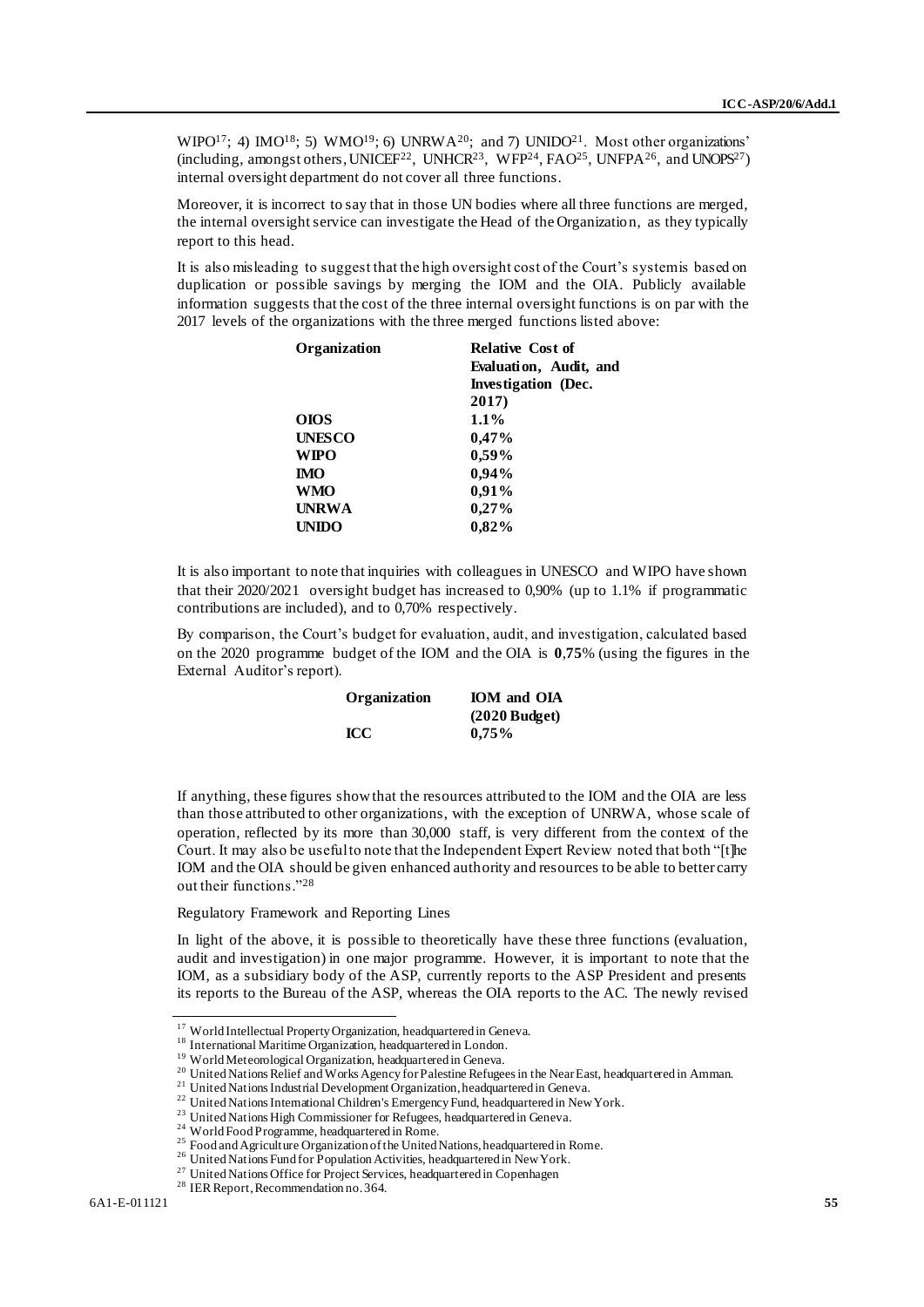WIPO[17]; 4) IMO[18]; 5) WMO[19]; 6) UNRWA[20]; and 7) UNIDO[21]. Most other organizations' (including, amongst others, UNICEF[22], UNHCR[23], WFP[24], FAO[25], UNFPA[26], and UNOPS[27]) internal oversight department do not cover all three functions.

Moreover, it is incorrect to say that in those UN bodies where all three functions are merged, the internal oversight service can investigate the Head of the Organization, as they typically report to this head.

It is also misleading to suggest that the high oversight cost of the Court's system is based on duplication or possible savings by merging the IOM and the OIA. Publicly available information suggests that the cost of the three internal oversight functions is on par with the 2017 levels of the organizations with the three merged functions listed above:

| Organization | Relative Cost of Evaluation, Audit, and Investigation (Dec. 2017) |
|---|---|
| OIOS | 1.1% |
| UNESCO | 0,47% |
| WIPO | 0,59% |
| IMO | 0,94% |
| WMO | 0,91% |
| UNRWA | 0,27% |
| UNIDO | 0,82% |

It is also important to note that inquiries with colleagues in UNESCO and WIPO have shown that their 2020/2021 oversight budget has increased to 0,90% (up to 1.1% if programmatic contributions are included), and to 0,70% respectively.

By comparison, the Court's budget for evaluation, audit, and investigation, calculated based on the 2020 programme budget of the IOM and the OIA is **0,75%** (using the figures in the External Auditor's report).

| Organization | IOM and OIA (2020 Budget) |
|---|---|
| ICC | 0,75% |

If anything, these figures show that the resources attributed to the IOM and the OIA are less than those attributed to other organizations, with the exception of UNRWA, whose scale of operation, reflected by its more than 30,000 staff, is very different from the context of the Court. It may also be useful to note that the Independent Expert Review noted that both "[t]he IOM and the OIA should be given enhanced authority and resources to be able to better carry out their functions."[28]

Regulatory Framework and Reporting Lines

In light of the above, it is possible to theoretically have these three functions (evaluation, audit and investigation) in one major programme. However, it is important to note that the IOM, as a subsidiary body of the ASP, currently reports to the ASP President and presents its reports to the Bureau of the ASP, whereas the OIA reports to the AC. The newly revised

[17] World Intellectual Property Organization, headquartered in Geneva.
[18] International Maritime Organization, headquartered in London.
[19] World Meteorological Organization, headquartered in Geneva.
[20] United Nations Relief and Works Agency for Palestine Refugees in the Near East, headquartered in Amman.
[21] United Nations Industrial Development Organization, headquartered in Geneva.
[22] United Nations International Children's Emergency Fund, headquartered in New York.
[23] United Nations High Commissioner for Refugees, headquartered in Geneva.
[24] World Food Programme, headquartered in Rome.
[25] Food and Agriculture Organization of the United Nations, headquartered in Rome.
[26] United Nations Fund for Population Activities, headquartered in New York.
[27] United Nations Office for Project Services, headquartered in Copenhagen
[28] IER Report, Recommendation no. 364.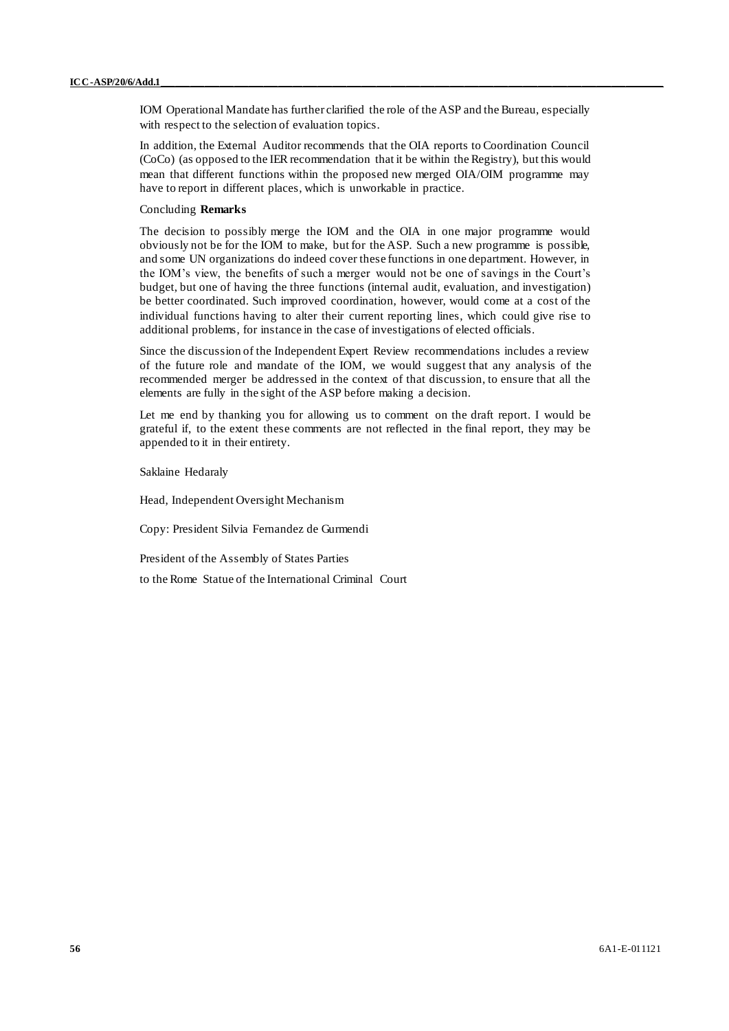IOM Operational Mandate has further clarified the role of the ASP and the Bureau, especially with respect to the selection of evaluation topics.

In addition, the External Auditor recommends that the OIA reports to Coordination Council (CoCo) (as opposed to the IER recommendation that it be within the Registry), but this would mean that different functions within the proposed new merged OIA/OIM programme may have to report in different places, which is unworkable in practice.

Concluding **Remarks**

The decision to possibly merge the IOM and the OIA in one major programme would obviously not be for the IOM to make, but for the ASP. Such a new programme is possible, and some UN organizations do indeed cover these functions in one department. However, in the IOM's view, the benefits of such a merger would not be one of savings in the Court's budget, but one of having the three functions (internal audit, evaluation, and investigation) be better coordinated. Such improved coordination, however, would come at a cost of the individual functions having to alter their current reporting lines, which could give rise to additional problems, for instance in the case of investigations of elected officials.

Since the discussion of the Independent Expert Review recommendations includes a review of the future role and mandate of the IOM, we would suggest that any analysis of the recommended merger be addressed in the context of that discussion, to ensure that all the elements are fully in the sight of the ASP before making a decision.

Let me end by thanking you for allowing us to comment on the draft report. I would be grateful if, to the extent these comments are not reflected in the final report, they may be appended to it in their entirety.

Saklaine Hedaraly

Head, Independent Oversight Mechanism

Copy: President Silvia Fernandez de Gurmendi

President of the Assembly of States Parties

to the Rome Statue of the International Criminal Court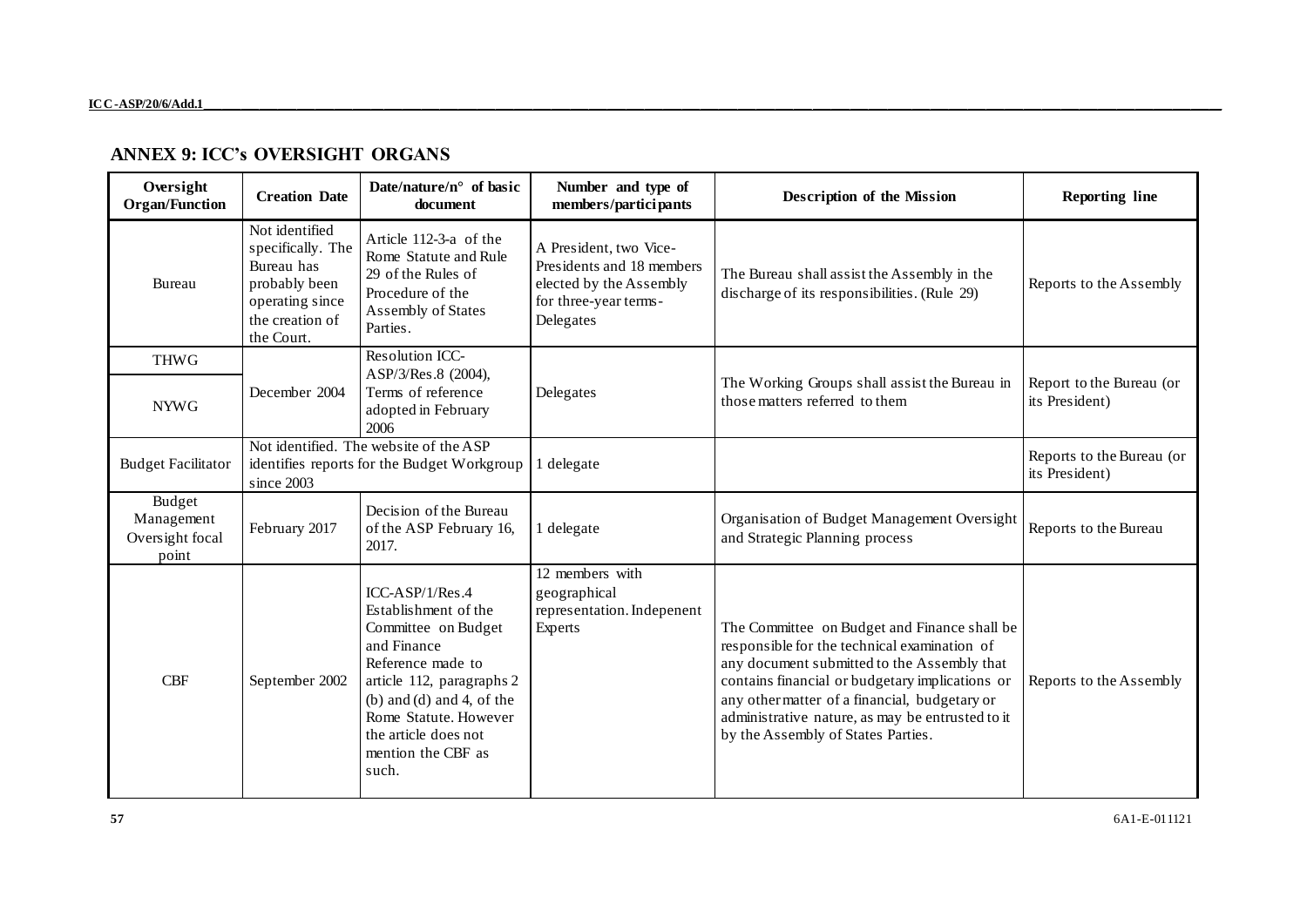## ANNEX 9: ICC's OVERSIGHT ORGANS

| Oversight Organ/Function | Creation Date | Date/nature/n° of basic document | Number and type of members/participants | Description of the Mission | Reporting line |
|---|---|---|---|---|---|
| Bureau | Not identified specifically. The Bureau has probably been operating since the creation of the Court. | Article 112-3-a of the Rome Statute and Rule 29 of the Rules of Procedure of the Assembly of States Parties. | A President, two Vice-Presidents and 18 members elected by the Assembly for three-year terms-Delegates | The Bureau shall assist the Assembly in the discharge of its responsibilities. (Rule 29) | Reports to the Assembly |
| THWG | December 2004 | Resolution ICC-ASP/3/Res.8 (2004), Terms of reference adopted in February 2006 | Delegates | The Working Groups shall assist the Bureau in those matters referred to them | Report to the Bureau (or its President) |
| NYWG | | | | | |
| Budget Facilitator | Not identified. The website of the ASP identifies reports for the Budget Workgroup since 2003 | | 1 delegate | | Reports to the Bureau (or its President) |
| Budget Management Oversight focal point | February 2017 | Decision of the Bureau of the ASP February 16, 2017. | 1 delegate | Organisation of Budget Management Oversight and Strategic Planning process | Reports to the Bureau |
| CBF | September 2002 | ICC-ASP/1/Res.4 Establishment of the Committee on Budget and Finance Reference made to article 112, paragraphs 2 (b) and (d) and 4, of the Rome Statute. However the article does not mention the CBF as such. | 12 members with geographical representation. Indepenent Experts | The Committee on Budget and Finance shall be responsible for the technical examination of any document submitted to the Assembly that contains financial or budgetary implications or any other matter of a financial, budgetary or administrative nature, as may be entrusted to it by the Assembly of States Parties. | Reports to the Assembly |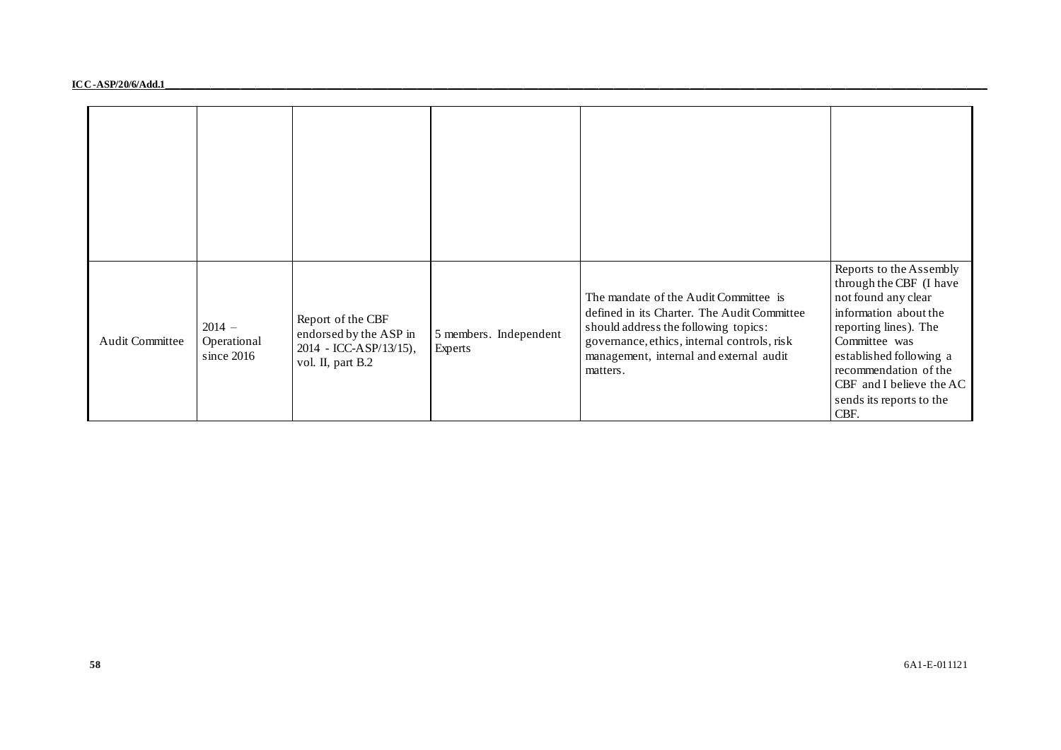| | | | | | |
|---|---|---|---|---|---|
| | | | | | |
| Audit Committee | 2014 – Operational since 2016 | Report of the CBF endorsed by the ASP in 2014 - ICC-ASP/13/15), vol. II, part B.2 | 5 members. Independent Experts | The mandate of the Audit Committee is defined in its Charter. The Audit Committee should address the following topics: governance, ethics, internal controls, risk management, internal and external audit matters. | Reports to the Assembly through the CBF (I have not found any clear information about the reporting lines). The Committee was established following a recommendation of the CBF and I believe the AC sends its reports to the CBF. |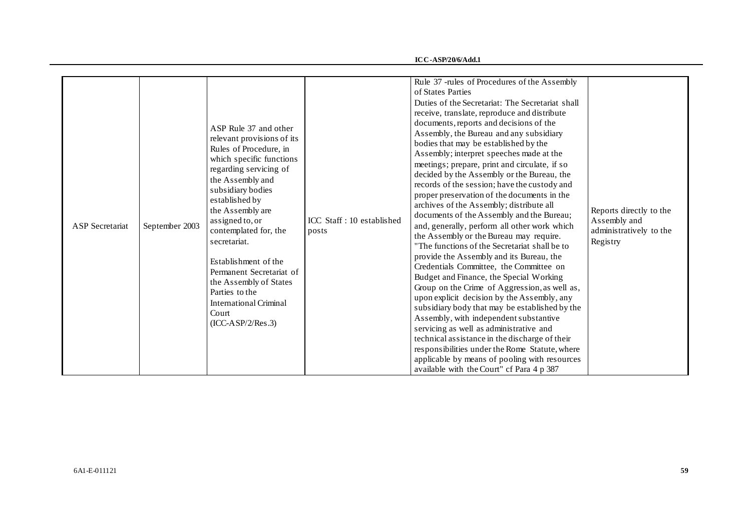| | | | | | |
|---|---|---|---|---|---|
| ASP Secretariat | September 2003 | ASP Rule 37 and other relevant provisions of its Rules of Procedure, in which specific functions regarding servicing of the Assembly and subsidiary bodies established by the Assembly are assigned to, or contemplated for, the secretariat.<br><br>Establishment of the Permanent Secretariat of the Assembly of States Parties to the International Criminal Court (ICC-ASP/2/Res.3) | ICC Staff : 10 established posts | Rule 37 -rules of Procedures of the Assembly of States Parties<br>Duties of the Secretariat: The Secretariat shall receive, translate, reproduce and distribute documents, reports and decisions of the Assembly, the Bureau and any subsidiary bodies that may be established by the Assembly; interpret speeches made at the meetings; prepare, print and circulate, if so decided by the Assembly or the Bureau, the records of the session; have the custody and proper preservation of the documents in the archives of the Assembly; distribute all documents of the Assembly and the Bureau; and, generally, perform all other work which the Assembly or the Bureau may require.<br>"The functions of the Secretariat shall be to provide the Assembly and its Bureau, the Credentials Committee, the Committee on Budget and Finance, the Special Working Group on the Crime of Aggression, as well as, upon explicit decision by the Assembly, any subsidiary body that may be established by the Assembly, with independent substantive servicing as well as administrative and technical assistance in the discharge of their responsibilities under the Rome Statute, where applicable by means of pooling with resources available with the Court" cf Para 4 p 387 | Reports directly to the Assembly and administratively to the Registry |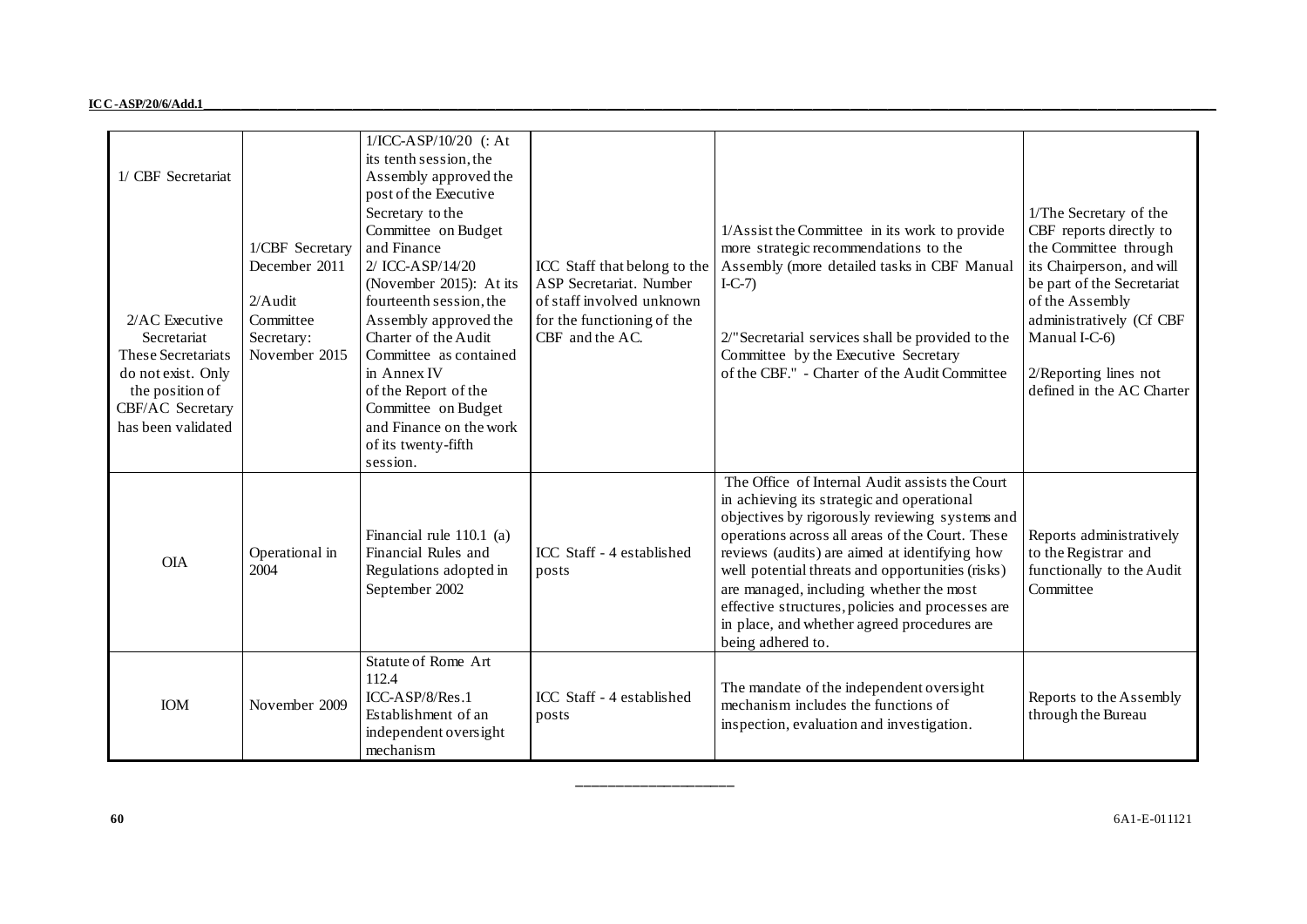| | | | | | |
|---|---|---|---|---|---|
| 1/ CBF Secretariat<br><br>2/AC Executive Secretariat<br>These Secretariats do not exist. Only the position of CBF/AC Secretary has been validated | 1/CBF Secretary December 2011<br><br>2/Audit Committee Secretary: November 2015 | 1/ICC-ASP/10/20 (: At its tenth session, the Assembly approved the post of the Executive Secretary to the Committee on Budget and Finance<br>2/ ICC-ASP/14/20 (November 2015): At its fourteenth session, the Assembly approved the Charter of the Audit Committee as contained in Annex IV of the Report of the Committee on Budget and Finance on the work of its twenty-fifth session. | ICC Staff that belong to the ASP Secretariat. Number of staff involved unknown for the functioning of the CBF and the AC. | 1/Assist the Committee in its work to provide more strategic recommendations to the Assembly (more detailed tasks in CBF Manual I-C-7)<br><br>2/"Secretarial services shall be provided to the Committee by the Executive Secretary of the CBF." - Charter of the Audit Committee | 1/The Secretary of the CBF reports directly to the Committee through its Chairperson, and will be part of the Secretariat of the Assembly administratively (Cf CBF Manual I-C-6)<br><br>2/Reporting lines not defined in the AC Charter |
| OIA | Operational in 2004 | Financial rule 110.1 (a) Financial Rules and Regulations adopted in September 2002 | ICC Staff - 4 established posts | The Office of Internal Audit assists the Court in achieving its strategic and operational objectives by rigorously reviewing systems and operations across all areas of the Court. These reviews (audits) are aimed at identifying how well potential threats and opportunities (risks) are managed, including whether the most effective structures, policies and processes are in place, and whether agreed procedures are being adhered to. | Reports administratively to the Registrar and functionally to the Audit Committee |
| IOM | November 2009 | Statute of Rome Art 112.4<br>ICC-ASP/8/Res.1 Establishment of an independent oversight mechanism | ICC Staff - 4 established posts | The mandate of the independent oversight mechanism includes the functions of inspection, evaluation and investigation. | Reports to the Assembly through the Bureau |

\_\_\_\_\_\_\_\_\_\_\_\_\_\_\_\_\_\_\_\_